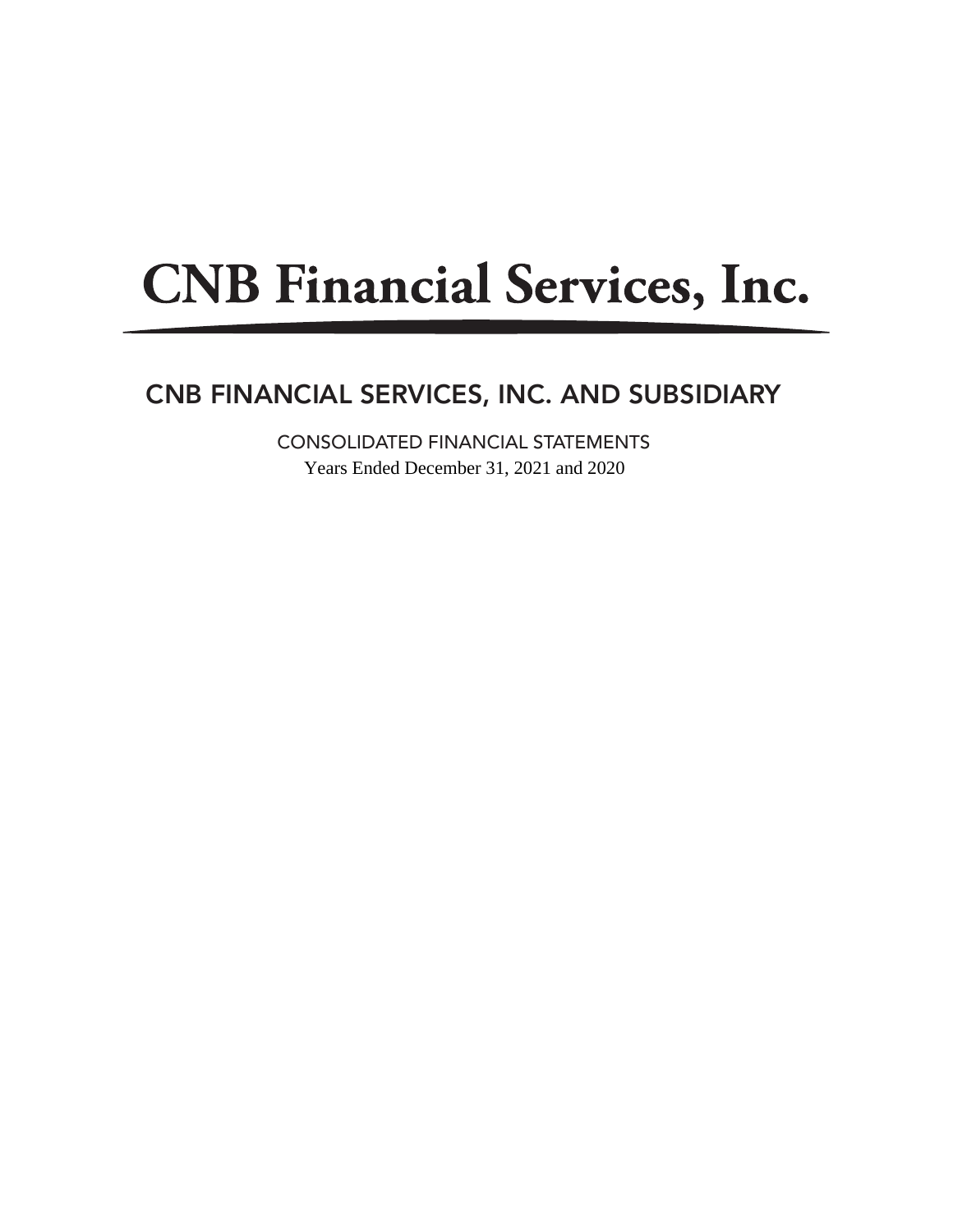# CNB Financial Services, Inc.

## CNB FINANCIAL SERVICES, INC. AND SUBSIDIARY

CONSOLIDATED FINANCIAL STATEMENTS

Years Ended December 31, 2021 and 2020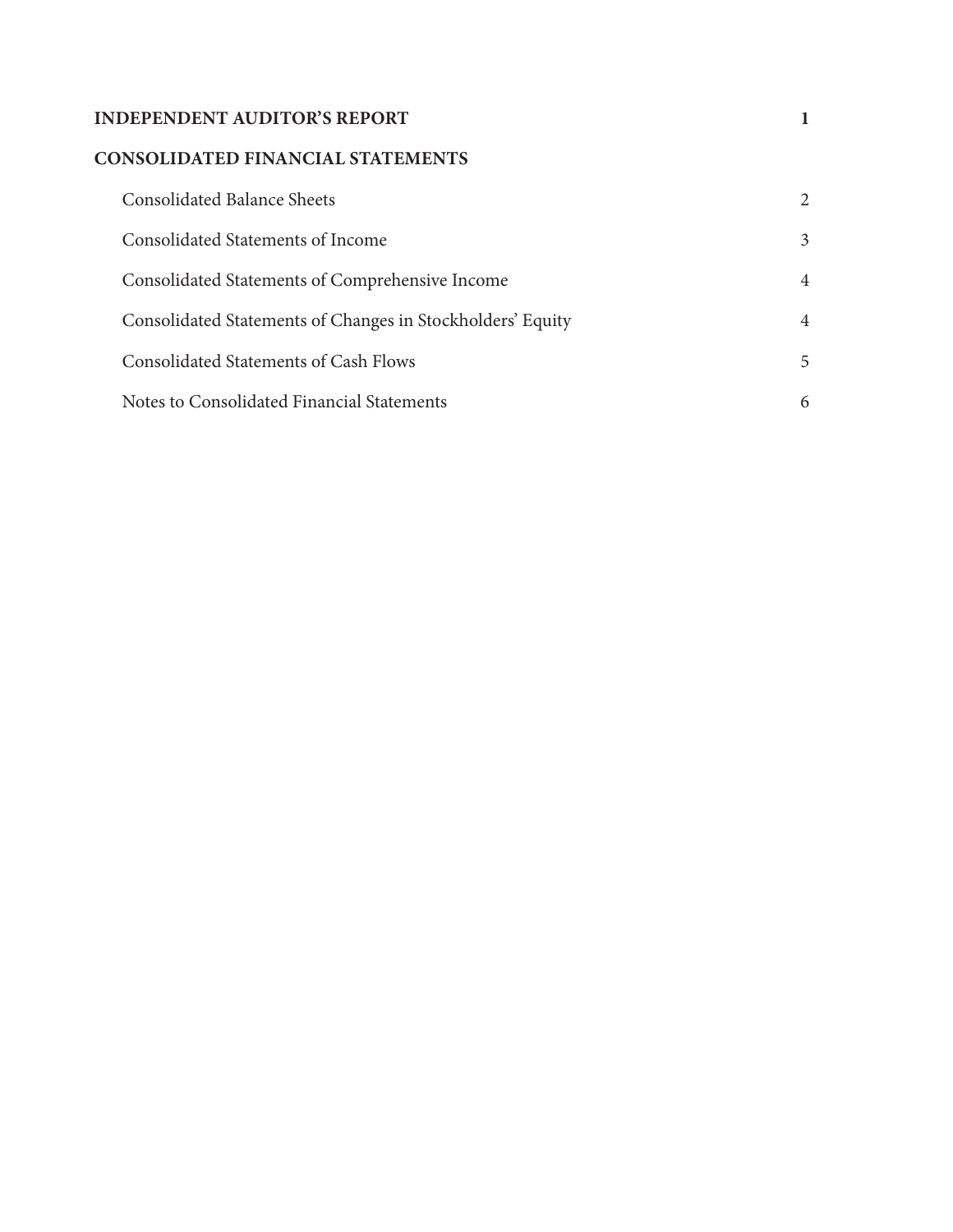| | |
|---|---|
| **INDEPENDENT AUDITOR'S REPORT** | **1** |
| **CONSOLIDATED FINANCIAL STATEMENTS** | |
| Consolidated Balance Sheets | 2 |
| Consolidated Statements of Income | 3 |
| Consolidated Statements of Comprehensive Income | 4 |
| Consolidated Statements of Changes in Stockholders' Equity | 4 |
| Consolidated Statements of Cash Flows | 5 |
| Notes to Consolidated Financial Statements | 6 |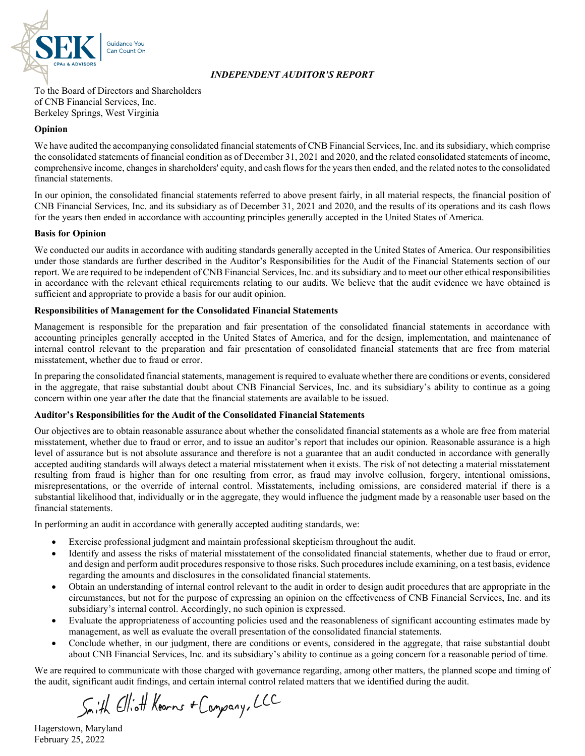SEK CPAs & ADVISORS | Guidance You Can Count On.

*INDEPENDENT AUDITOR'S REPORT*

To the Board of Directors and Shareholders
of CNB Financial Services, Inc.
Berkeley Springs, West Virginia

**Opinion**

We have audited the accompanying consolidated financial statements of CNB Financial Services, Inc. and its subsidiary, which comprise the consolidated statements of financial condition as of December 31, 2021 and 2020, and the related consolidated statements of income, comprehensive income, changes in shareholders' equity, and cash flows for the years then ended, and the related notes to the consolidated financial statements.

In our opinion, the consolidated financial statements referred to above present fairly, in all material respects, the financial position of CNB Financial Services, Inc. and its subsidiary as of December 31, 2021 and 2020, and the results of its operations and its cash flows for the years then ended in accordance with accounting principles generally accepted in the United States of America.

**Basis for Opinion**

We conducted our audits in accordance with auditing standards generally accepted in the United States of America. Our responsibilities under those standards are further described in the Auditor's Responsibilities for the Audit of the Financial Statements section of our report. We are required to be independent of CNB Financial Services, Inc. and its subsidiary and to meet our other ethical responsibilities in accordance with the relevant ethical requirements relating to our audits. We believe that the audit evidence we have obtained is sufficient and appropriate to provide a basis for our audit opinion.

**Responsibilities of Management for the Consolidated Financial Statements**

Management is responsible for the preparation and fair presentation of the consolidated financial statements in accordance with accounting principles generally accepted in the United States of America, and for the design, implementation, and maintenance of internal control relevant to the preparation and fair presentation of consolidated financial statements that are free from material misstatement, whether due to fraud or error.

In preparing the consolidated financial statements, management is required to evaluate whether there are conditions or events, considered in the aggregate, that raise substantial doubt about CNB Financial Services, Inc. and its subsidiary's ability to continue as a going concern within one year after the date that the financial statements are available to be issued.

**Auditor's Responsibilities for the Audit of the Consolidated Financial Statements**

Our objectives are to obtain reasonable assurance about whether the consolidated financial statements as a whole are free from material misstatement, whether due to fraud or error, and to issue an auditor's report that includes our opinion. Reasonable assurance is a high level of assurance but is not absolute assurance and therefore is not a guarantee that an audit conducted in accordance with generally accepted auditing standards will always detect a material misstatement when it exists. The risk of not detecting a material misstatement resulting from fraud is higher than for one resulting from error, as fraud may involve collusion, forgery, intentional omissions, misrepresentations, or the override of internal control. Misstatements, including omissions, are considered material if there is a substantial likelihood that, individually or in the aggregate, they would influence the judgment made by a reasonable user based on the financial statements.

In performing an audit in accordance with generally accepted auditing standards, we:

- Exercise professional judgment and maintain professional skepticism throughout the audit.
- Identify and assess the risks of material misstatement of the consolidated financial statements, whether due to fraud or error, and design and perform audit procedures responsive to those risks. Such procedures include examining, on a test basis, evidence regarding the amounts and disclosures in the consolidated financial statements.
- Obtain an understanding of internal control relevant to the audit in order to design audit procedures that are appropriate in the circumstances, but not for the purpose of expressing an opinion on the effectiveness of CNB Financial Services, Inc. and its subsidiary's internal control. Accordingly, no such opinion is expressed.
- Evaluate the appropriateness of accounting policies used and the reasonableness of significant accounting estimates made by management, as well as evaluate the overall presentation of the consolidated financial statements.
- Conclude whether, in our judgment, there are conditions or events, considered in the aggregate, that raise substantial doubt about CNB Financial Services, Inc. and its subsidiary's ability to continue as a going concern for a reasonable period of time.

We are required to communicate with those charged with governance regarding, among other matters, the planned scope and timing of the audit, significant audit findings, and certain internal control related matters that we identified during the audit.

Smith Elliott Kearns & Company, LLC

Hagerstown, Maryland
February 25, 2022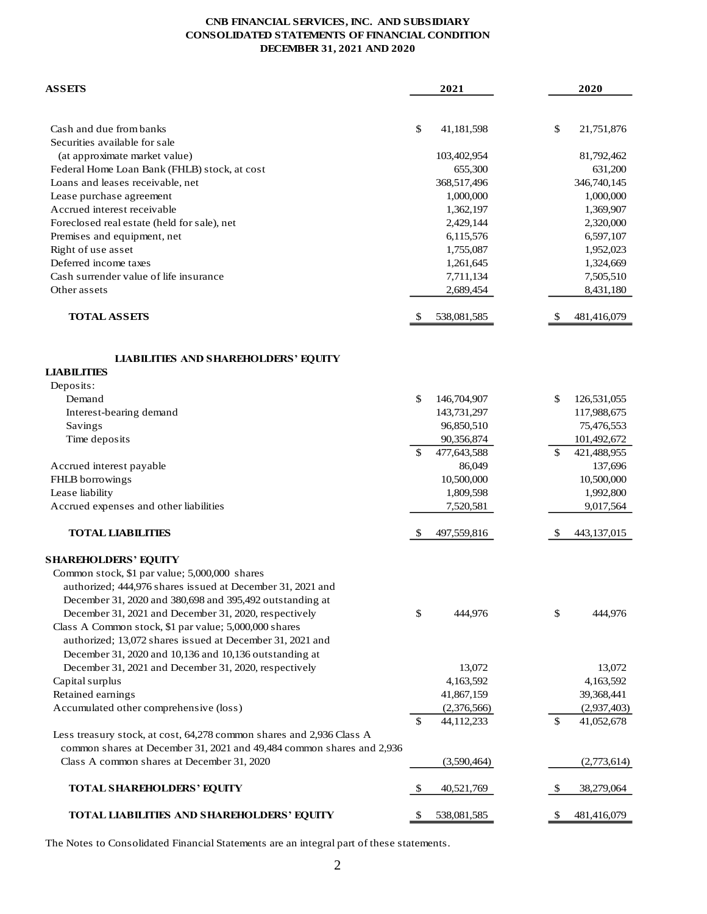**CNB FINANCIAL SERVICES, INC. AND SUBSIDIARY**
**CONSOLIDATED STATEMENTS OF FINANCIAL CONDITION**
**DECEMBER 31, 2021 AND 2020**

| **ASSETS** | **2021** | **2020** |
|---|---|---|
| Cash and due from banks | $ 41,181,598 | $ 21,751,876 |
| Securities available for sale | | |
| (at approximate market value) | 103,402,954 | 81,792,462 |
| Federal Home Loan Bank (FHLB) stock, at cost | 655,300 | 631,200 |
| Loans and leases receivable, net | 368,517,496 | 346,740,145 |
| Lease purchase agreement | 1,000,000 | 1,000,000 |
| Accrued interest receivable | 1,362,197 | 1,369,907 |
| Foreclosed real estate (held for sale), net | 2,429,144 | 2,320,000 |
| Premises and equipment, net | 6,115,576 | 6,597,107 |
| Right of use asset | 1,755,087 | 1,952,023 |
| Deferred income taxes | 1,261,645 | 1,324,669 |
| Cash surrender value of life insurance | 7,711,134 | 7,505,510 |
| Other assets | 2,689,454 | 8,431,180 |
| **TOTAL ASSETS** | $ 538,081,585 | $ 481,416,079 |
| | | |
| **LIABILITIES AND SHAREHOLDERS' EQUITY** | | |
| **LIABILITIES** | | |
| Deposits: | | |
| Demand | $ 146,704,907 | $ 126,531,055 |
| Interest-bearing demand | 143,731,297 | 117,988,675 |
| Savings | 96,850,510 | 75,476,553 |
| Time deposits | 90,356,874 | 101,492,672 |
| | $ 477,643,588 | $ 421,488,955 |
| Accrued interest payable | 86,049 | 137,696 |
| FHLB borrowings | 10,500,000 | 10,500,000 |
| Lease liability | 1,809,598 | 1,992,800 |
| Accrued expenses and other liabilities | 7,520,581 | 9,017,564 |
| **TOTAL LIABILITIES** | $ 497,559,816 | $ 443,137,015 |
| | | |
| **SHAREHOLDERS' EQUITY** | | |
| Common stock, $1 par value; 5,000,000 shares authorized; 444,976 shares issued at December 31, 2021 and December 31, 2020 and 380,698 and 395,492 outstanding at December 31, 2021 and December 31, 2020, respectively | $ 444,976 | $ 444,976 |
| Class A Common stock, $1 par value; 5,000,000 shares authorized; 13,072 shares issued at December 31, 2021 and December 31, 2020 and 10,136 and 10,136 outstanding at December 31, 2021 and December 31, 2020, respectively | 13,072 | 13,072 |
| Capital surplus | 4,163,592 | 4,163,592 |
| Retained earnings | 41,867,159 | 39,368,441 |
| Accumulated other comprehensive (loss) | (2,376,566) | (2,937,403) |
| | $ 44,112,233 | $ 41,052,678 |
| Less treasury stock, at cost, 64,278 common shares and 2,936 Class A common shares at December 31, 2021 and 49,484 common shares and 2,936 Class A common shares at December 31, 2020 | (3,590,464) | (2,773,614) |
| **TOTAL SHAREHOLDERS' EQUITY** | $ 40,521,769 | $ 38,279,064 |
| **TOTAL LIABILITIES AND SHAREHOLDERS' EQUITY** | $ 538,081,585 | $ 481,416,079 |

The Notes to Consolidated Financial Statements are an integral part of these statements.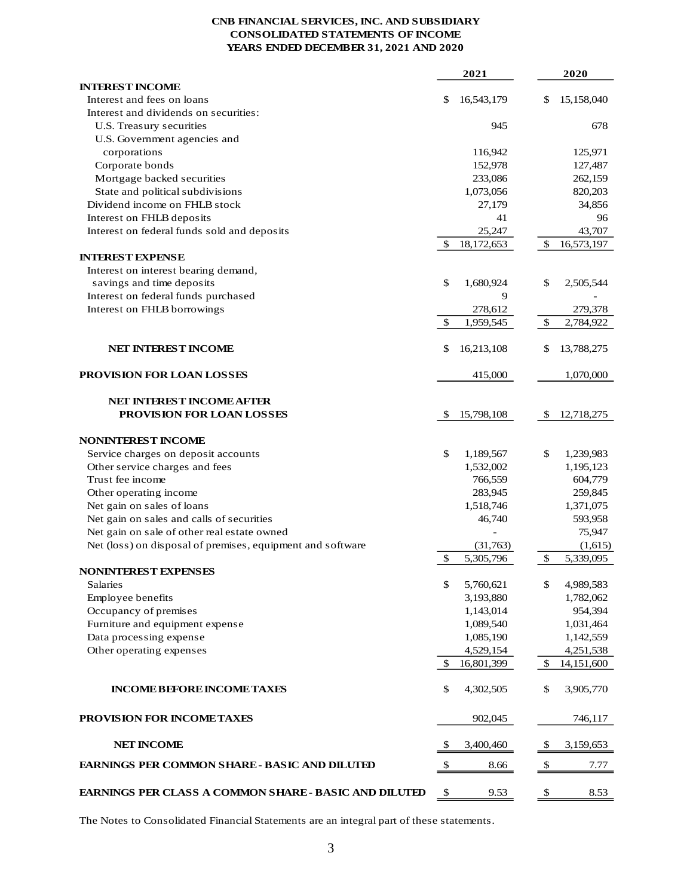# CNB FINANCIAL SERVICES, INC. AND SUBSIDIARY
## CONSOLIDATED STATEMENTS OF INCOME
### YEARS ENDED DECEMBER 31, 2021 AND 2020

| | 2021 | 2020 |
|---|---|---|
| **INTEREST INCOME** | | |
| Interest and fees on loans | $ 16,543,179 | $ 15,158,040 |
| Interest and dividends on securities: | | |
| U.S. Treasury securities | 945 | 678 |
| U.S. Government agencies and corporations | 116,942 | 125,971 |
| Corporate bonds | 152,978 | 127,487 |
| Mortgage backed securities | 233,086 | 262,159 |
| State and political subdivisions | 1,073,056 | 820,203 |
| Dividend income on FHLB stock | 27,179 | 34,856 |
| Interest on FHLB deposits | 41 | 96 |
| Interest on federal funds sold and deposits | 25,247 | 43,707 |
| | $ 18,172,653 | $ 16,573,197 |
| **INTEREST EXPENSE** | | |
| Interest on interest bearing demand, savings and time deposits | $ 1,680,924 | $ 2,505,544 |
| Interest on federal funds purchased | 9 | - |
| Interest on FHLB borrowings | 278,612 | 279,378 |
| | $ 1,959,545 | $ 2,784,922 |
| **NET INTEREST INCOME** | $ 16,213,108 | $ 13,788,275 |
| **PROVISION FOR LOAN LOSSES** | 415,000 | 1,070,000 |
| **NET INTEREST INCOME AFTER PROVISION FOR LOAN LOSSES** | $ 15,798,108 | $ 12,718,275 |
| **NONINTEREST INCOME** | | |
| Service charges on deposit accounts | $ 1,189,567 | $ 1,239,983 |
| Other service charges and fees | 1,532,002 | 1,195,123 |
| Trust fee income | 766,559 | 604,779 |
| Other operating income | 283,945 | 259,845 |
| Net gain on sales of loans | 1,518,746 | 1,371,075 |
| Net gain on sales and calls of securities | 46,740 | 593,958 |
| Net gain on sale of other real estate owned | - | 75,947 |
| Net (loss) on disposal of premises, equipment and software | (31,763) | (1,615) |
| | $ 5,305,796 | $ 5,339,095 |
| **NONINTEREST EXPENSES** | | |
| Salaries | $ 5,760,621 | $ 4,989,583 |
| Employee benefits | 3,193,880 | 1,782,062 |
| Occupancy of premises | 1,143,014 | 954,394 |
| Furniture and equipment expense | 1,089,540 | 1,031,464 |
| Data processing expense | 1,085,190 | 1,142,559 |
| Other operating expenses | 4,529,154 | 4,251,538 |
| | $ 16,801,399 | $ 14,151,600 |
| **INCOME BEFORE INCOME TAXES** | $ 4,302,505 | $ 3,905,770 |
| **PROVISION FOR INCOME TAXES** | 902,045 | 746,117 |
| **NET INCOME** | $ 3,400,460 | $ 3,159,653 |
| **EARNINGS PER COMMON SHARE - BASIC AND DILUTED** | $ 8.66 | $ 7.77 |
| **EARNINGS PER CLASS A COMMON SHARE - BASIC AND DILUTED** | $ 9.53 | $ 8.53 |

The Notes to Consolidated Financial Statements are an integral part of these statements.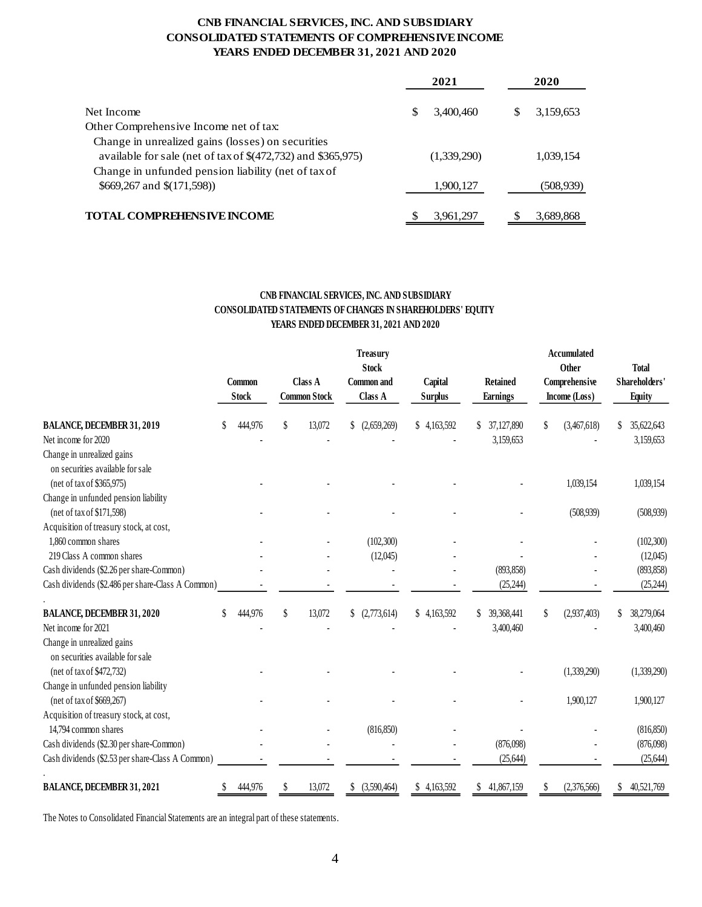# CNB FINANCIAL SERVICES, INC. AND SUBSIDIARY
## CONSOLIDATED STATEMENTS OF COMPREHENSIVE INCOME
### YEARS ENDED DECEMBER 31, 2021 AND 2020

| | 2021 | 2020 |
|---|---|---|
| Net Income | $ 3,400,460 | $ 3,159,653 |
| Other Comprehensive Income net of tax: | | |
| Change in unrealized gains (losses) on securities available for sale (net of tax of $(472,732) and $365,975) | (1,339,290) | 1,039,154 |
| Change in unfunded pension liability (net of tax of $669,267 and $(171,598)) | 1,900,127 | (508,939) |
| **TOTAL COMPREHENSIVE INCOME** | $ 3,961,297 | $ 3,689,868 |

# CNB FINANCIAL SERVICES, INC. AND SUBSIDIARY
## CONSOLIDATED STATEMENTS OF CHANGES IN SHAREHOLDERS' EQUITY
### YEARS ENDED DECEMBER 31, 2021 AND 2020

| | Common Stock | Class A Common Stock | Treasury Stock Common and Class A | Capital Surplus | Retained Earnings | Accumulated Other Comprehensive Income (Loss) | Total Shareholders' Equity |
|---|---|---|---|---|---|---|---|
| **BALANCE, DECEMBER 31, 2019** | $ 444,976 | $ 13,072 | $ (2,659,269) | $ 4,163,592 | $ 37,127,890 | $ (3,467,618) | $ 35,622,643 |
| Net income for 2020 | - | - | - | - | 3,159,653 | - | 3,159,653 |
| Change in unrealized gains on securities available for sale (net of tax of $365,975) | - | - | - | - | - | 1,039,154 | 1,039,154 |
| Change in unfunded pension liability (net of tax of $171,598) | - | - | - | - | - | (508,939) | (508,939) |
| Acquisition of treasury stock, at cost, | | | | | | | |
| 1,860 common shares | - | - | (102,300) | - | - | - | (102,300) |
| 219 Class A common shares | - | - | (12,045) | - | - | - | (12,045) |
| Cash dividends ($2.26 per share-Common) | - | - | - | - | (893,858) | - | (893,858) |
| Cash dividends ($2.486 per share-Class A Common) | - | - | - | - | (25,244) | - | (25,244) |
| **BALANCE, DECEMBER 31, 2020** | $ 444,976 | $ 13,072 | $ (2,773,614) | $ 4,163,592 | $ 39,368,441 | $ (2,937,403) | $ 38,279,064 |
| Net income for 2021 | - | - | - | - | 3,400,460 | - | 3,400,460 |
| Change in unrealized gains on securities available for sale (net of tax of $472,732) | - | - | - | - | - | (1,339,290) | (1,339,290) |
| Change in unfunded pension liability (net of tax of $669,267) | - | - | - | - | - | 1,900,127 | 1,900,127 |
| Acquisition of treasury stock, at cost, | | | | | | | |
| 14,794 common shares | - | - | (816,850) | - | - | - | (816,850) |
| Cash dividends ($2.30 per share-Common) | - | - | - | - | (876,098) | - | (876,098) |
| Cash dividends ($2.53 per share-Class A Common) | - | - | - | - | (25,644) | - | (25,644) |
| **BALANCE, DECEMBER 31, 2021** | $ 444,976 | $ 13,072 | $ (3,590,464) | $ 4,163,592 | $ 41,867,159 | $ (2,376,566) | $ 40,521,769 |

The Notes to Consolidated Financial Statements are an integral part of these statements.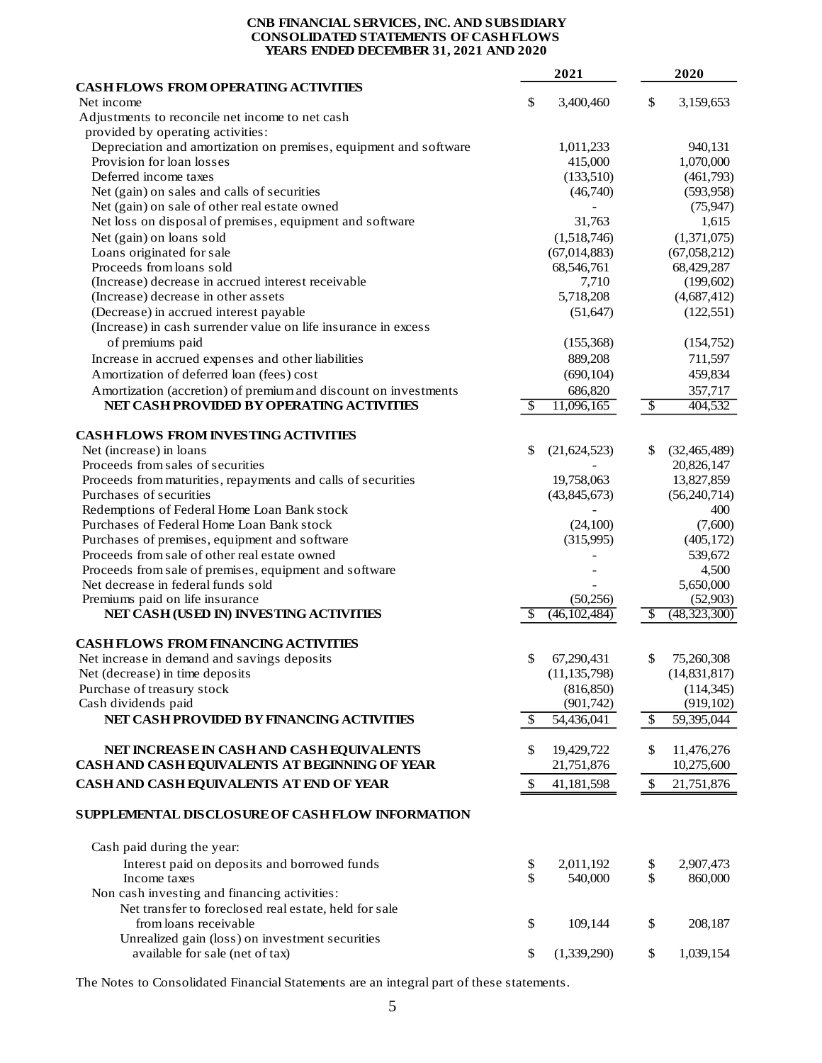**CNB FINANCIAL SERVICES, INC. AND SUBSIDIARY**
**CONSOLIDATED STATEMENTS OF CASH FLOWS**
**YEARS ENDED DECEMBER 31, 2021 AND 2020**

| | 2021 | 2020 |
|---|---|---|
| **CASH FLOWS FROM OPERATING ACTIVITIES** | | |
| Net income | $ 3,400,460 | $ 3,159,653 |
| Adjustments to reconcile net income to net cash provided by operating activities: | | |
| Depreciation and amortization on premises, equipment and software | 1,011,233 | 940,131 |
| Provision for loan losses | 415,000 | 1,070,000 |
| Deferred income taxes | (133,510) | (461,793) |
| Net (gain) on sales and calls of securities | (46,740) | (593,958) |
| Net (gain) on sale of other real estate owned | - | (75,947) |
| Net loss on disposal of premises, equipment and software | 31,763 | 1,615 |
| Net (gain) on loans sold | (1,518,746) | (1,371,075) |
| Loans originated for sale | (67,014,883) | (67,058,212) |
| Proceeds from loans sold | 68,546,761 | 68,429,287 |
| (Increase) decrease in accrued interest receivable | 7,710 | (199,602) |
| (Increase) decrease in other assets | 5,718,208 | (4,687,412) |
| (Decrease) in accrued interest payable | (51,647) | (122,551) |
| (Increase) in cash surrender value on life insurance in excess of premiums paid | (155,368) | (154,752) |
| Increase in accrued expenses and other liabilities | 889,208 | 711,597 |
| Amortization of deferred loan (fees) cost | (690,104) | 459,834 |
| Amortization (accretion) of premium and discount on investments | 686,820 | 357,717 |
| **NET CASH PROVIDED BY OPERATING ACTIVITIES** | $ 11,096,165 | $ 404,532 |
| | | |
| **CASH FLOWS FROM INVESTING ACTIVITIES** | | |
| Net (increase) in loans | $ (21,624,523) | $ (32,465,489) |
| Proceeds from sales of securities | - | 20,826,147 |
| Proceeds from maturities, repayments and calls of securities | 19,758,063 | 13,827,859 |
| Purchases of securities | (43,845,673) | (56,240,714) |
| Redemptions of Federal Home Loan Bank stock | - | 400 |
| Purchases of Federal Home Loan Bank stock | (24,100) | (7,600) |
| Purchases of premises, equipment and software | (315,995) | (405,172) |
| Proceeds from sale of other real estate owned | - | 539,672 |
| Proceeds from sale of premises, equipment and software | - | 4,500 |
| Net decrease in federal funds sold | - | 5,650,000 |
| Premiums paid on life insurance | (50,256) | (52,903) |
| **NET CASH (USED IN) INVESTING ACTIVITIES** | $ (46,102,484) | $ (48,323,300) |
| | | |
| **CASH FLOWS FROM FINANCING ACTIVITIES** | | |
| Net increase in demand and savings deposits | $ 67,290,431 | $ 75,260,308 |
| Net (decrease) in time deposits | (11,135,798) | (14,831,817) |
| Purchase of treasury stock | (816,850) | (114,345) |
| Cash dividends paid | (901,742) | (919,102) |
| **NET CASH PROVIDED BY FINANCING ACTIVITIES** | $ 54,436,041 | $ 59,395,044 |
| | | |
| **NET INCREASE IN CASH AND CASH EQUIVALENTS** | $ 19,429,722 | $ 11,476,276 |
| **CASH AND CASH EQUIVALENTS AT BEGINNING OF YEAR** | 21,751,876 | 10,275,600 |
| **CASH AND CASH EQUIVALENTS AT END OF YEAR** | $ 41,181,598 | $ 21,751,876 |
| | | |
| **SUPPLEMENTAL DISCLOSURE OF CASH FLOW INFORMATION** | | |
| Cash paid during the year: | | |
| Interest paid on deposits and borrowed funds | $ 2,011,192 | $ 2,907,473 |
| Income taxes | $ 540,000 | $ 860,000 |
| Non cash investing and financing activities: | | |
| Net transfer to foreclosed real estate, held for sale from loans receivable | $ 109,144 | $ 208,187 |
| Unrealized gain (loss) on investment securities available for sale (net of tax) | $ (1,339,290) | $ 1,039,154 |

The Notes to Consolidated Financial Statements are an integral part of these statements.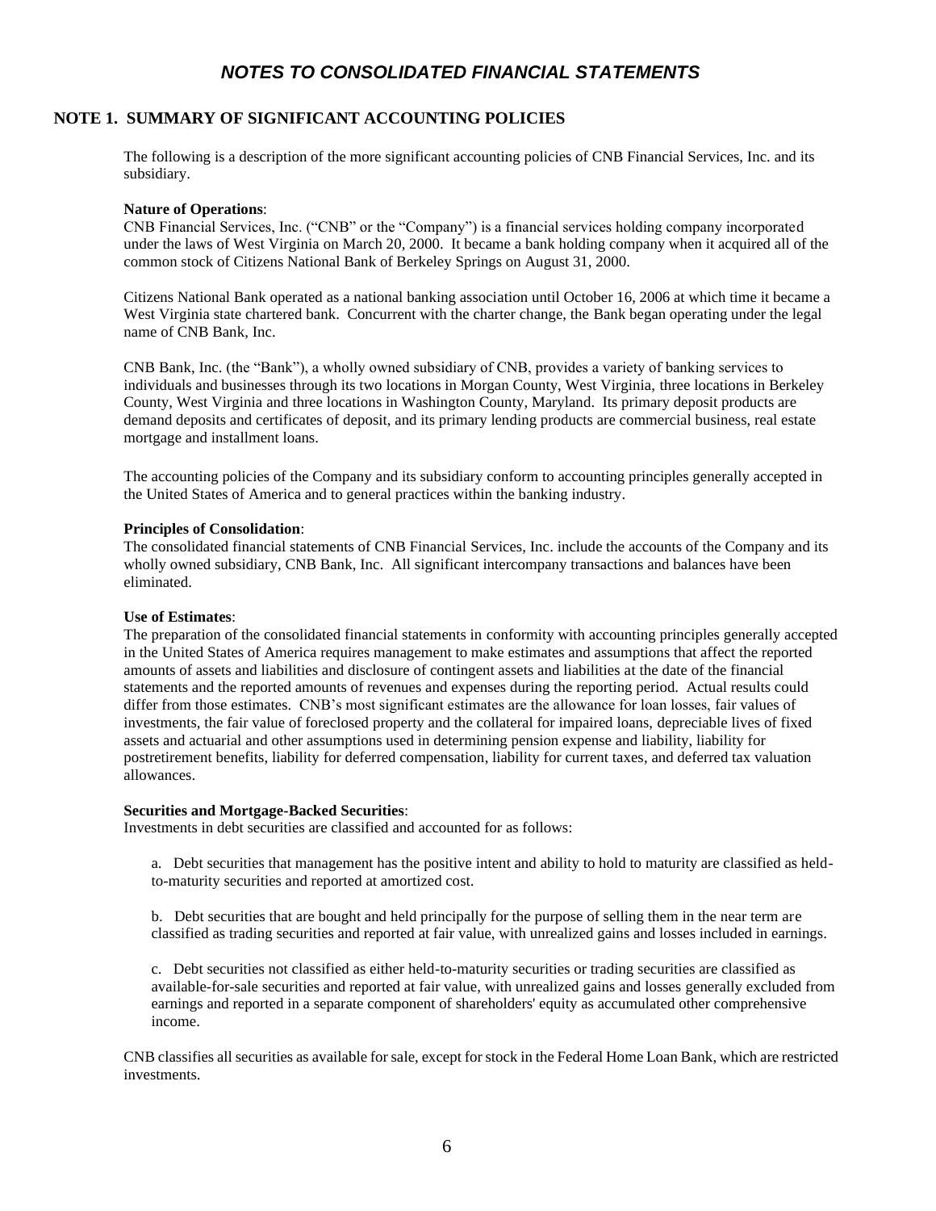# *NOTES TO CONSOLIDATED FINANCIAL STATEMENTS*

## NOTE 1. SUMMARY OF SIGNIFICANT ACCOUNTING POLICIES

The following is a description of the more significant accounting policies of CNB Financial Services, Inc. and its subsidiary.

**Nature of Operations**:
CNB Financial Services, Inc. ("CNB" or the "Company") is a financial services holding company incorporated under the laws of West Virginia on March 20, 2000. It became a bank holding company when it acquired all of the common stock of Citizens National Bank of Berkeley Springs on August 31, 2000.

Citizens National Bank operated as a national banking association until October 16, 2006 at which time it became a West Virginia state chartered bank. Concurrent with the charter change, the Bank began operating under the legal name of CNB Bank, Inc.

CNB Bank, Inc. (the "Bank"), a wholly owned subsidiary of CNB, provides a variety of banking services to individuals and businesses through its two locations in Morgan County, West Virginia, three locations in Berkeley County, West Virginia and three locations in Washington County, Maryland. Its primary deposit products are demand deposits and certificates of deposit, and its primary lending products are commercial business, real estate mortgage and installment loans.

The accounting policies of the Company and its subsidiary conform to accounting principles generally accepted in the United States of America and to general practices within the banking industry.

**Principles of Consolidation**:
The consolidated financial statements of CNB Financial Services, Inc. include the accounts of the Company and its wholly owned subsidiary, CNB Bank, Inc. All significant intercompany transactions and balances have been eliminated.

**Use of Estimates**:
The preparation of the consolidated financial statements in conformity with accounting principles generally accepted in the United States of America requires management to make estimates and assumptions that affect the reported amounts of assets and liabilities and disclosure of contingent assets and liabilities at the date of the financial statements and the reported amounts of revenues and expenses during the reporting period. Actual results could differ from those estimates. CNB's most significant estimates are the allowance for loan losses, fair values of investments, the fair value of foreclosed property and the collateral for impaired loans, depreciable lives of fixed assets and actuarial and other assumptions used in determining pension expense and liability, liability for postretirement benefits, liability for deferred compensation, liability for current taxes, and deferred tax valuation allowances.

**Securities and Mortgage-Backed Securities**:
Investments in debt securities are classified and accounted for as follows:

a. Debt securities that management has the positive intent and ability to hold to maturity are classified as held-to-maturity securities and reported at amortized cost.

b. Debt securities that are bought and held principally for the purpose of selling them in the near term are classified as trading securities and reported at fair value, with unrealized gains and losses included in earnings.

c. Debt securities not classified as either held-to-maturity securities or trading securities are classified as available-for-sale securities and reported at fair value, with unrealized gains and losses generally excluded from earnings and reported in a separate component of shareholders' equity as accumulated other comprehensive income.

CNB classifies all securities as available for sale, except for stock in the Federal Home Loan Bank, which are restricted investments.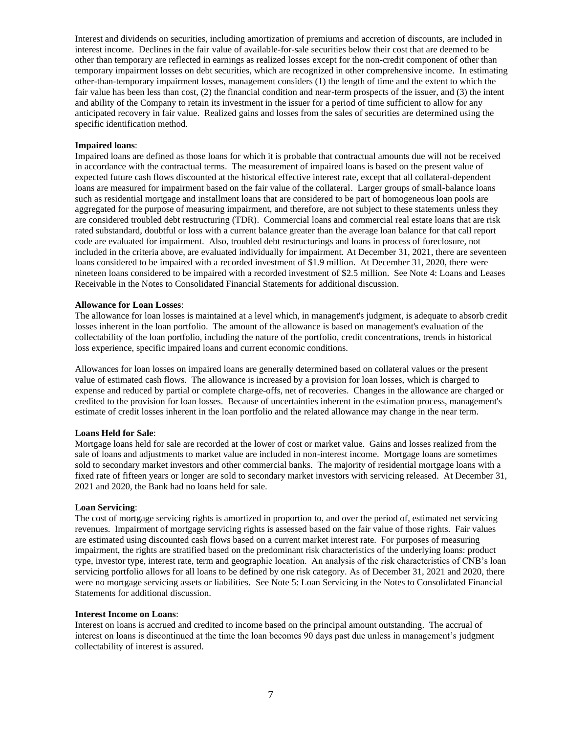Interest and dividends on securities, including amortization of premiums and accretion of discounts, are included in interest income. Declines in the fair value of available-for-sale securities below their cost that are deemed to be other than temporary are reflected in earnings as realized losses except for the non-credit component of other than temporary impairment losses on debt securities, which are recognized in other comprehensive income. In estimating other-than-temporary impairment losses, management considers (1) the length of time and the extent to which the fair value has been less than cost, (2) the financial condition and near-term prospects of the issuer, and (3) the intent and ability of the Company to retain its investment in the issuer for a period of time sufficient to allow for any anticipated recovery in fair value. Realized gains and losses from the sales of securities are determined using the specific identification method.

**Impaired loans**:
Impaired loans are defined as those loans for which it is probable that contractual amounts due will not be received in accordance with the contractual terms. The measurement of impaired loans is based on the present value of expected future cash flows discounted at the historical effective interest rate, except that all collateral-dependent loans are measured for impairment based on the fair value of the collateral. Larger groups of small-balance loans such as residential mortgage and installment loans that are considered to be part of homogeneous loan pools are aggregated for the purpose of measuring impairment, and therefore, are not subject to these statements unless they are considered troubled debt restructuring (TDR). Commercial loans and commercial real estate loans that are risk rated substandard, doubtful or loss with a current balance greater than the average loan balance for that call report code are evaluated for impairment. Also, troubled debt restructurings and loans in process of foreclosure, not included in the criteria above, are evaluated individually for impairment. At December 31, 2021, there are seventeen loans considered to be impaired with a recorded investment of $1.9 million. At December 31, 2020, there were nineteen loans considered to be impaired with a recorded investment of $2.5 million. See Note 4: Loans and Leases Receivable in the Notes to Consolidated Financial Statements for additional discussion.

**Allowance for Loan Losses**:
The allowance for loan losses is maintained at a level which, in management's judgment, is adequate to absorb credit losses inherent in the loan portfolio. The amount of the allowance is based on management's evaluation of the collectability of the loan portfolio, including the nature of the portfolio, credit concentrations, trends in historical loss experience, specific impaired loans and current economic conditions.

Allowances for loan losses on impaired loans are generally determined based on collateral values or the present value of estimated cash flows. The allowance is increased by a provision for loan losses, which is charged to expense and reduced by partial or complete charge-offs, net of recoveries. Changes in the allowance are charged or credited to the provision for loan losses. Because of uncertainties inherent in the estimation process, management's estimate of credit losses inherent in the loan portfolio and the related allowance may change in the near term.

**Loans Held for Sale**:
Mortgage loans held for sale are recorded at the lower of cost or market value. Gains and losses realized from the sale of loans and adjustments to market value are included in non-interest income. Mortgage loans are sometimes sold to secondary market investors and other commercial banks. The majority of residential mortgage loans with a fixed rate of fifteen years or longer are sold to secondary market investors with servicing released. At December 31, 2021 and 2020, the Bank had no loans held for sale.

**Loan Servicing**:
The cost of mortgage servicing rights is amortized in proportion to, and over the period of, estimated net servicing revenues. Impairment of mortgage servicing rights is assessed based on the fair value of those rights. Fair values are estimated using discounted cash flows based on a current market interest rate. For purposes of measuring impairment, the rights are stratified based on the predominant risk characteristics of the underlying loans: product type, investor type, interest rate, term and geographic location. An analysis of the risk characteristics of CNB's loan servicing portfolio allows for all loans to be defined by one risk category. As of December 31, 2021 and 2020, there were no mortgage servicing assets or liabilities. See Note 5: Loan Servicing in the Notes to Consolidated Financial Statements for additional discussion.

**Interest Income on Loans**:
Interest on loans is accrued and credited to income based on the principal amount outstanding. The accrual of interest on loans is discontinued at the time the loan becomes 90 days past due unless in management's judgment collectability of interest is assured.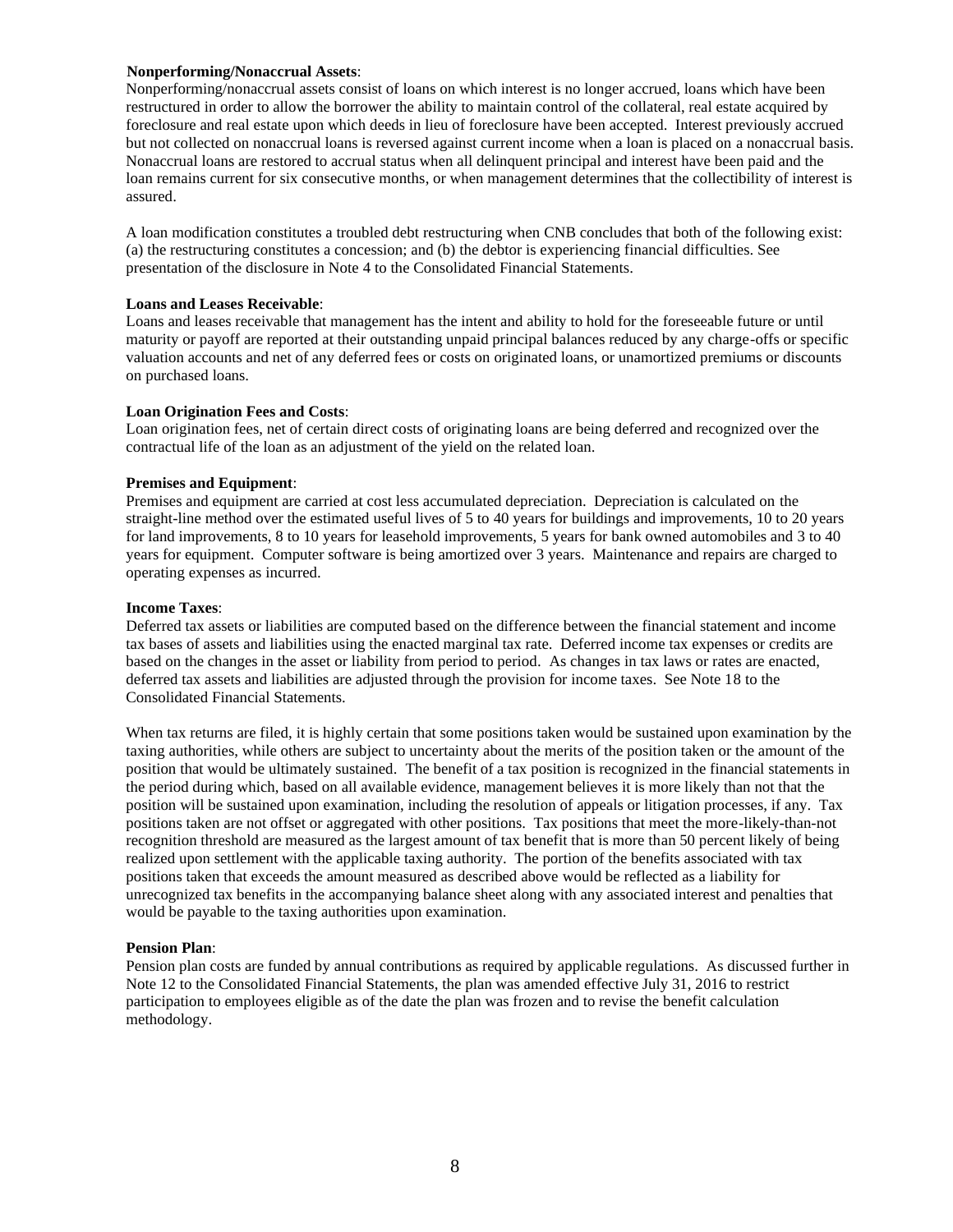**Nonperforming/Nonaccrual Assets**:
Nonperforming/nonaccrual assets consist of loans on which interest is no longer accrued, loans which have been restructured in order to allow the borrower the ability to maintain control of the collateral, real estate acquired by foreclosure and real estate upon which deeds in lieu of foreclosure have been accepted. Interest previously accrued but not collected on nonaccrual loans is reversed against current income when a loan is placed on a nonaccrual basis. Nonaccrual loans are restored to accrual status when all delinquent principal and interest have been paid and the loan remains current for six consecutive months, or when management determines that the collectibility of interest is assured.

A loan modification constitutes a troubled debt restructuring when CNB concludes that both of the following exist: (a) the restructuring constitutes a concession; and (b) the debtor is experiencing financial difficulties. See presentation of the disclosure in Note 4 to the Consolidated Financial Statements.

**Loans and Leases Receivable**:
Loans and leases receivable that management has the intent and ability to hold for the foreseeable future or until maturity or payoff are reported at their outstanding unpaid principal balances reduced by any charge-offs or specific valuation accounts and net of any deferred fees or costs on originated loans, or unamortized premiums or discounts on purchased loans.

**Loan Origination Fees and Costs**:
Loan origination fees, net of certain direct costs of originating loans are being deferred and recognized over the contractual life of the loan as an adjustment of the yield on the related loan.

**Premises and Equipment**:
Premises and equipment are carried at cost less accumulated depreciation. Depreciation is calculated on the straight-line method over the estimated useful lives of 5 to 40 years for buildings and improvements, 10 to 20 years for land improvements, 8 to 10 years for leasehold improvements, 5 years for bank owned automobiles and 3 to 40 years for equipment. Computer software is being amortized over 3 years. Maintenance and repairs are charged to operating expenses as incurred.

**Income Taxes**:
Deferred tax assets or liabilities are computed based on the difference between the financial statement and income tax bases of assets and liabilities using the enacted marginal tax rate. Deferred income tax expenses or credits are based on the changes in the asset or liability from period to period. As changes in tax laws or rates are enacted, deferred tax assets and liabilities are adjusted through the provision for income taxes. See Note 18 to the Consolidated Financial Statements.

When tax returns are filed, it is highly certain that some positions taken would be sustained upon examination by the taxing authorities, while others are subject to uncertainty about the merits of the position taken or the amount of the position that would be ultimately sustained. The benefit of a tax position is recognized in the financial statements in the period during which, based on all available evidence, management believes it is more likely than not that the position will be sustained upon examination, including the resolution of appeals or litigation processes, if any. Tax positions taken are not offset or aggregated with other positions. Tax positions that meet the more-likely-than-not recognition threshold are measured as the largest amount of tax benefit that is more than 50 percent likely of being realized upon settlement with the applicable taxing authority. The portion of the benefits associated with tax positions taken that exceeds the amount measured as described above would be reflected as a liability for unrecognized tax benefits in the accompanying balance sheet along with any associated interest and penalties that would be payable to the taxing authorities upon examination.

**Pension Plan**:
Pension plan costs are funded by annual contributions as required by applicable regulations. As discussed further in Note 12 to the Consolidated Financial Statements, the plan was amended effective July 31, 2016 to restrict participation to employees eligible as of the date the plan was frozen and to revise the benefit calculation methodology.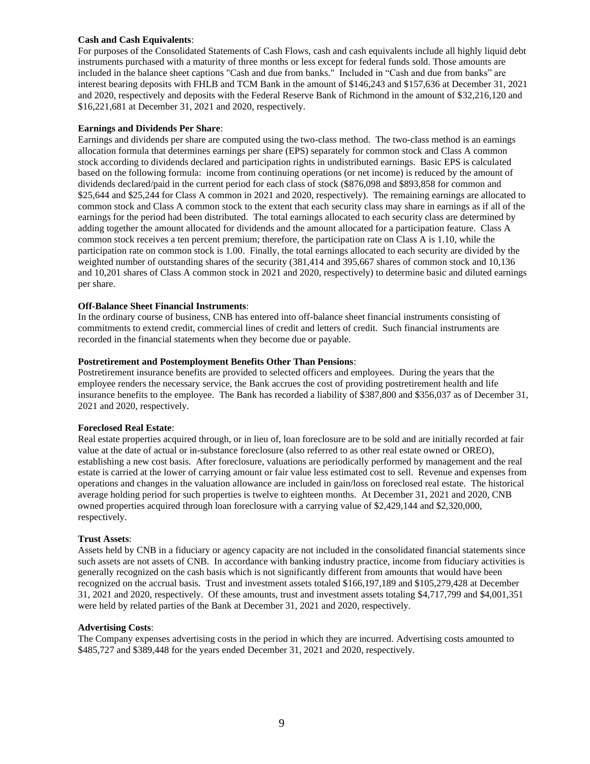**Cash and Cash Equivalents**:

For purposes of the Consolidated Statements of Cash Flows, cash and cash equivalents include all highly liquid debt instruments purchased with a maturity of three months or less except for federal funds sold. Those amounts are included in the balance sheet captions "Cash and due from banks." Included in "Cash and due from banks" are interest bearing deposits with FHLB and TCM Bank in the amount of $146,243 and $157,636 at December 31, 2021 and 2020, respectively and deposits with the Federal Reserve Bank of Richmond in the amount of $32,216,120 and $16,221,681 at December 31, 2021 and 2020, respectively.

**Earnings and Dividends Per Share**:

Earnings and dividends per share are computed using the two-class method. The two-class method is an earnings allocation formula that determines earnings per share (EPS) separately for common stock and Class A common stock according to dividends declared and participation rights in undistributed earnings. Basic EPS is calculated based on the following formula: income from continuing operations (or net income) is reduced by the amount of dividends declared/paid in the current period for each class of stock ($876,098 and $893,858 for common and $25,644 and $25,244 for Class A common in 2021 and 2020, respectively). The remaining earnings are allocated to common stock and Class A common stock to the extent that each security class may share in earnings as if all of the earnings for the period had been distributed. The total earnings allocated to each security class are determined by adding together the amount allocated for dividends and the amount allocated for a participation feature. Class A common stock receives a ten percent premium; therefore, the participation rate on Class A is 1.10, while the participation rate on common stock is 1.00. Finally, the total earnings allocated to each security are divided by the weighted number of outstanding shares of the security (381,414 and 395,667 shares of common stock and 10,136 and 10,201 shares of Class A common stock in 2021 and 2020, respectively) to determine basic and diluted earnings per share.

**Off-Balance Sheet Financial Instruments**:

In the ordinary course of business, CNB has entered into off-balance sheet financial instruments consisting of commitments to extend credit, commercial lines of credit and letters of credit. Such financial instruments are recorded in the financial statements when they become due or payable.

**Postretirement and Postemployment Benefits Other Than Pensions**:

Postretirement insurance benefits are provided to selected officers and employees. During the years that the employee renders the necessary service, the Bank accrues the cost of providing postretirement health and life insurance benefits to the employee. The Bank has recorded a liability of $387,800 and $356,037 as of December 31, 2021 and 2020, respectively.

**Foreclosed Real Estate**:

Real estate properties acquired through, or in lieu of, loan foreclosure are to be sold and are initially recorded at fair value at the date of actual or in-substance foreclosure (also referred to as other real estate owned or OREO), establishing a new cost basis. After foreclosure, valuations are periodically performed by management and the real estate is carried at the lower of carrying amount or fair value less estimated cost to sell. Revenue and expenses from operations and changes in the valuation allowance are included in gain/loss on foreclosed real estate. The historical average holding period for such properties is twelve to eighteen months. At December 31, 2021 and 2020, CNB owned properties acquired through loan foreclosure with a carrying value of $2,429,144 and $2,320,000, respectively.

**Trust Assets**:

Assets held by CNB in a fiduciary or agency capacity are not included in the consolidated financial statements since such assets are not assets of CNB. In accordance with banking industry practice, income from fiduciary activities is generally recognized on the cash basis which is not significantly different from amounts that would have been recognized on the accrual basis. Trust and investment assets totaled $166,197,189 and $105,279,428 at December 31, 2021 and 2020, respectively. Of these amounts, trust and investment assets totaling $4,717,799 and $4,001,351 were held by related parties of the Bank at December 31, 2021 and 2020, respectively.

**Advertising Costs**:

The Company expenses advertising costs in the period in which they are incurred. Advertising costs amounted to $485,727 and $389,448 for the years ended December 31, 2021 and 2020, respectively.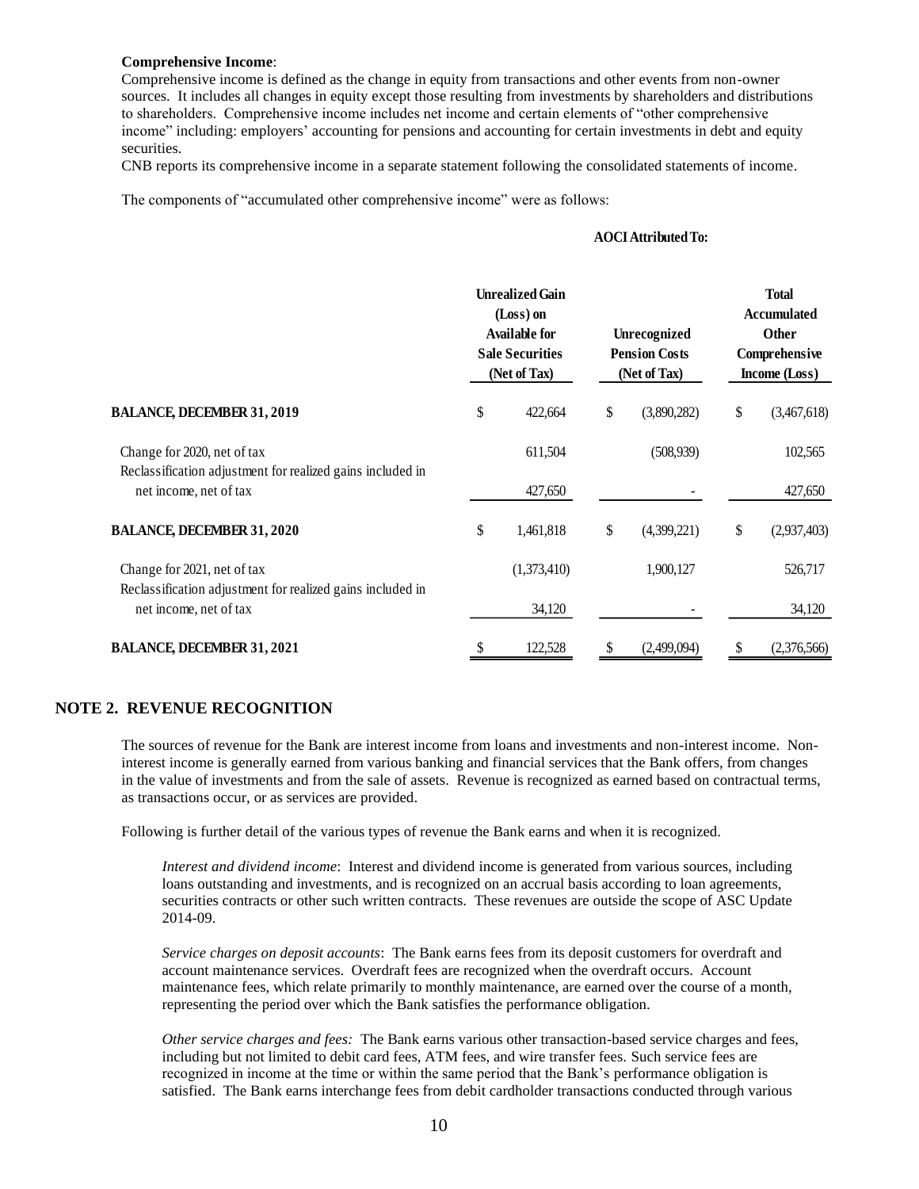**Comprehensive Income**:
Comprehensive income is defined as the change in equity from transactions and other events from non-owner sources. It includes all changes in equity except those resulting from investments by shareholders and distributions to shareholders. Comprehensive income includes net income and certain elements of "other comprehensive income" including: employers' accounting for pensions and accounting for certain investments in debt and equity securities.
CNB reports its comprehensive income in a separate statement following the consolidated statements of income.

The components of "accumulated other comprehensive income" were as follows:

| | AOCI Attributed To: | | |
|---|---|---|---|
| | Unrealized Gain (Loss) on Available for Sale Securities (Net of Tax) | Unrecognized Pension Costs (Net of Tax) | Total Accumulated Other Comprehensive Income (Loss) |
| **BALANCE, DECEMBER 31, 2019** | $ 422,664 | $ (3,890,282) | $ (3,467,618) |
| Change for 2020, net of tax | 611,504 | (508,939) | 102,565 |
| Reclassification adjustment for realized gains included in net income, net of tax | 427,650 | - | 427,650 |
| **BALANCE, DECEMBER 31, 2020** | $ 1,461,818 | $ (4,399,221) | $ (2,937,403) |
| Change for 2021, net of tax | (1,373,410) | 1,900,127 | 526,717 |
| Reclassification adjustment for realized gains included in net income, net of tax | 34,120 | - | 34,120 |
| **BALANCE, DECEMBER 31, 2021** | $ 122,528 | $ (2,499,094) | $ (2,376,566) |

## NOTE 2. REVENUE RECOGNITION

The sources of revenue for the Bank are interest income from loans and investments and non-interest income. Non-interest income is generally earned from various banking and financial services that the Bank offers, from changes in the value of investments and from the sale of assets. Revenue is recognized as earned based on contractual terms, as transactions occur, or as services are provided.

Following is further detail of the various types of revenue the Bank earns and when it is recognized.

*Interest and dividend income*: Interest and dividend income is generated from various sources, including loans outstanding and investments, and is recognized on an accrual basis according to loan agreements, securities contracts or other such written contracts. These revenues are outside the scope of ASC Update 2014-09.

*Service charges on deposit accounts*: The Bank earns fees from its deposit customers for overdraft and account maintenance services. Overdraft fees are recognized when the overdraft occurs. Account maintenance fees, which relate primarily to monthly maintenance, are earned over the course of a month, representing the period over which the Bank satisfies the performance obligation.

*Other service charges and fees:* The Bank earns various other transaction-based service charges and fees, including but not limited to debit card fees, ATM fees, and wire transfer fees. Such service fees are recognized in income at the time or within the same period that the Bank's performance obligation is satisfied. The Bank earns interchange fees from debit cardholder transactions conducted through various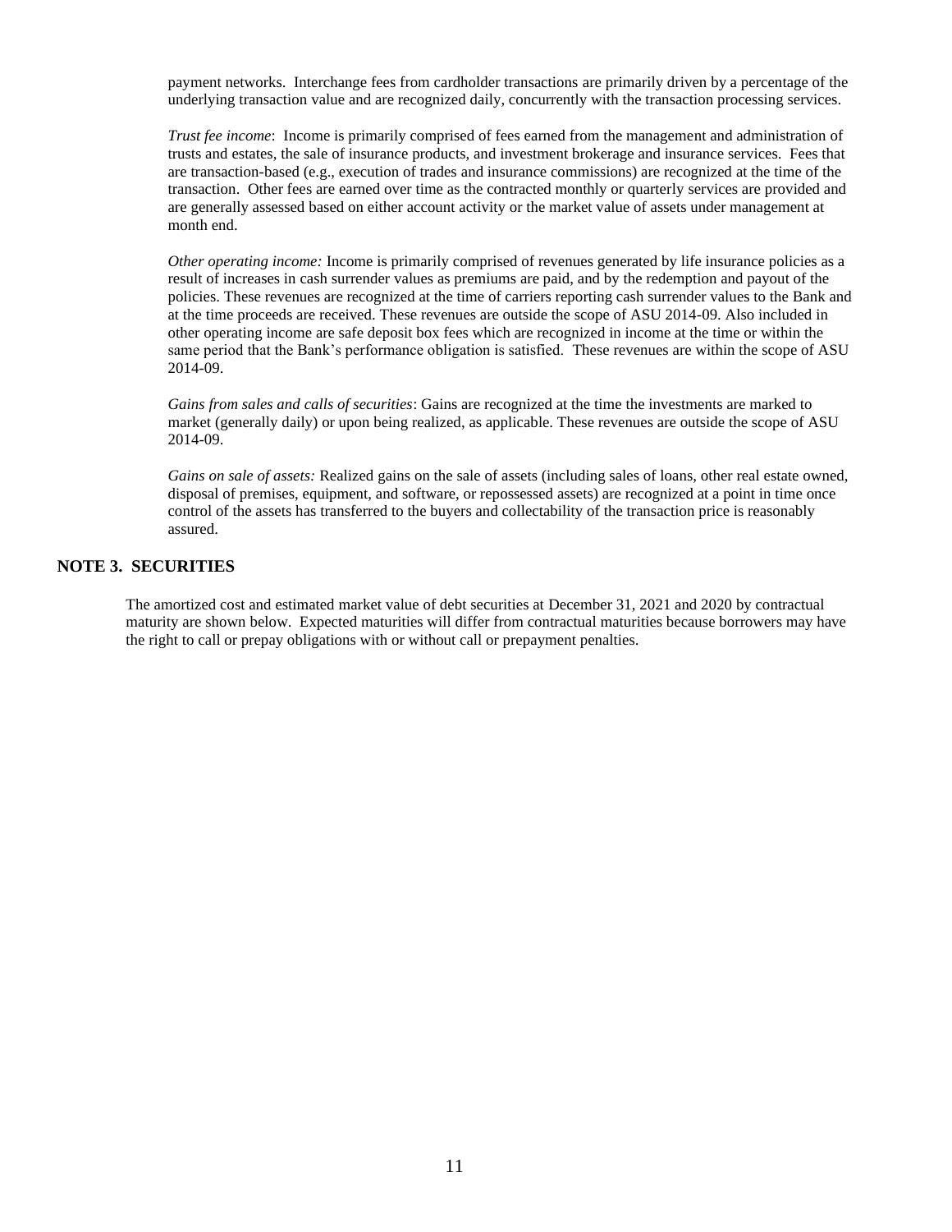payment networks. Interchange fees from cardholder transactions are primarily driven by a percentage of the underlying transaction value and are recognized daily, concurrently with the transaction processing services.

*Trust fee income*: Income is primarily comprised of fees earned from the management and administration of trusts and estates, the sale of insurance products, and investment brokerage and insurance services. Fees that are transaction-based (e.g., execution of trades and insurance commissions) are recognized at the time of the transaction. Other fees are earned over time as the contracted monthly or quarterly services are provided and are generally assessed based on either account activity or the market value of assets under management at month end.

*Other operating income:* Income is primarily comprised of revenues generated by life insurance policies as a result of increases in cash surrender values as premiums are paid, and by the redemption and payout of the policies. These revenues are recognized at the time of carriers reporting cash surrender values to the Bank and at the time proceeds are received. These revenues are outside the scope of ASU 2014-09. Also included in other operating income are safe deposit box fees which are recognized in income at the time or within the same period that the Bank's performance obligation is satisfied. These revenues are within the scope of ASU 2014-09.

*Gains from sales and calls of securities*: Gains are recognized at the time the investments are marked to market (generally daily) or upon being realized, as applicable. These revenues are outside the scope of ASU 2014-09.

*Gains on sale of assets:* Realized gains on the sale of assets (including sales of loans, other real estate owned, disposal of premises, equipment, and software, or repossessed assets) are recognized at a point in time once control of the assets has transferred to the buyers and collectability of the transaction price is reasonably assured.

## NOTE 3. SECURITIES

The amortized cost and estimated market value of debt securities at December 31, 2021 and 2020 by contractual maturity are shown below. Expected maturities will differ from contractual maturities because borrowers may have the right to call or prepay obligations with or without call or prepayment penalties.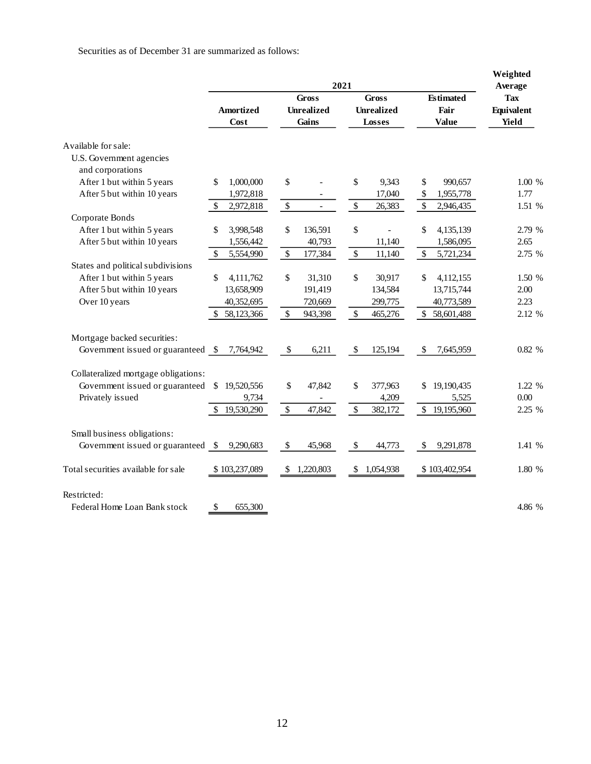Securities as of December 31 are summarized as follows:

| | 2021 | | | | Weighted Average Tax Equivalent Yield |
|---|---|---|---|---|---|
| | Amortized Cost | Gross Unrealized Gains | Gross Unrealized Losses | Estimated Fair Value | |
| Available for sale: | | | | | |
| U.S. Government agencies and corporations | | | | | |
| After 1 but within 5 years | $ 1,000,000 | $ - | $ 9,343 | $ 990,657 | 1.00 % |
| After 5 but within 10 years | 1,972,818 | - | 17,040 | $ 1,955,778 | 1.77 |
| | $ 2,972,818 | $ - | $ 26,383 | $ 2,946,435 | 1.51 % |
| Corporate Bonds | | | | | |
| After 1 but within 5 years | $ 3,998,548 | $ 136,591 | $ - | $ 4,135,139 | 2.79 % |
| After 5 but within 10 years | 1,556,442 | 40,793 | 11,140 | 1,586,095 | 2.65 |
| | $ 5,554,990 | $ 177,384 | $ 11,140 | $ 5,721,234 | 2.75 % |
| States and political subdivisions | | | | | |
| After 1 but within 5 years | $ 4,111,762 | $ 31,310 | $ 30,917 | $ 4,112,155 | 1.50 % |
| After 5 but within 10 years | 13,658,909 | 191,419 | 134,584 | 13,715,744 | 2.00 |
| Over 10 years | 40,352,695 | 720,669 | 299,775 | 40,773,589 | 2.23 |
| | $ 58,123,366 | $ 943,398 | $ 465,276 | $ 58,601,488 | 2.12 % |
| Mortgage backed securities: | | | | | |
| Government issued or guaranteed | $ 7,764,942 | $ 6,211 | $ 125,194 | $ 7,645,959 | 0.82 % |
| Collateralized mortgage obligations: | | | | | |
| Government issued or guaranteed | $ 19,520,556 | $ 47,842 | $ 377,963 | $ 19,190,435 | 1.22 % |
| Privately issued | 9,734 | - | 4,209 | 5,525 | 0.00 |
| | $ 19,530,290 | $ 47,842 | $ 382,172 | $ 19,195,960 | 2.25 % |
| Small business obligations: | | | | | |
| Government issued or guaranteed | $ 9,290,683 | $ 45,968 | $ 44,773 | $ 9,291,878 | 1.41 % |
| Total securities available for sale | $ 103,237,089 | $ 1,220,803 | $ 1,054,938 | $ 103,402,954 | 1.80 % |
| Restricted: | | | | | |
| Federal Home Loan Bank stock | $ 655,300 | | | | 4.86 % |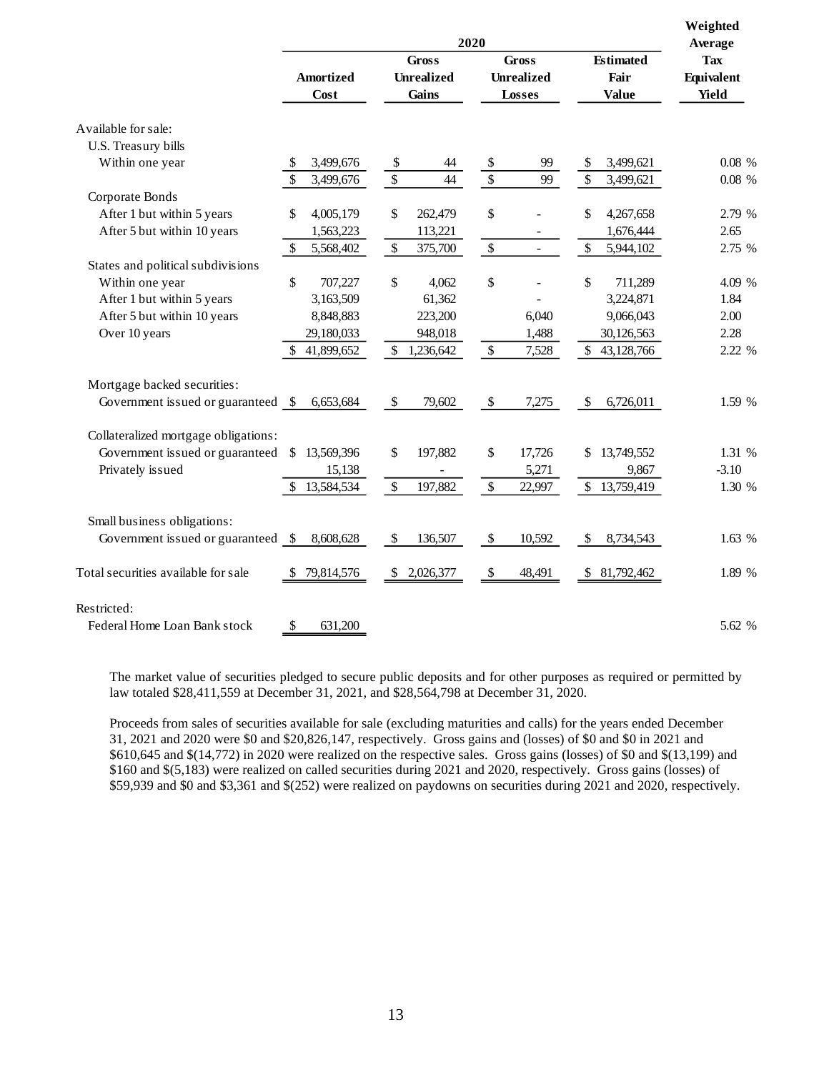| | 2020 | | | | Weighted Average Tax Equivalent Yield |
|---|---|---|---|---|---|
| | Amortized Cost | Gross Unrealized Gains | Gross Unrealized Losses | Estimated Fair Value | |
| Available for sale: | | | | | |
| U.S. Treasury bills | | | | | |
| Within one year | $ 3,499,676 | $ 44 | $ 99 | $ 3,499,621 | 0.08 % |
| | $ 3,499,676 | $ 44 | $ 99 | $ 3,499,621 | 0.08 % |
| Corporate Bonds | | | | | |
| After 1 but within 5 years | $ 4,005,179 | $ 262,479 | $ - | $ 4,267,658 | 2.79 % |
| After 5 but within 10 years | 1,563,223 | 113,221 | - | 1,676,444 | 2.65 |
| | $ 5,568,402 | $ 375,700 | $ - | $ 5,944,102 | 2.75 % |
| States and political subdivisions | | | | | |
| Within one year | $ 707,227 | $ 4,062 | $ - | $ 711,289 | 4.09 % |
| After 1 but within 5 years | 3,163,509 | 61,362 | - | 3,224,871 | 1.84 |
| After 5 but within 10 years | 8,848,883 | 223,200 | 6,040 | 9,066,043 | 2.00 |
| Over 10 years | 29,180,033 | 948,018 | 1,488 | 30,126,563 | 2.28 |
| | $ 41,899,652 | $ 1,236,642 | $ 7,528 | $ 43,128,766 | 2.22 % |
| Mortgage backed securities: | | | | | |
| Government issued or guaranteed | $ 6,653,684 | $ 79,602 | $ 7,275 | $ 6,726,011 | 1.59 % |
| Collateralized mortgage obligations: | | | | | |
| Government issued or guaranteed | $ 13,569,396 | $ 197,882 | $ 17,726 | $ 13,749,552 | 1.31 % |
| Privately issued | 15,138 | - | 5,271 | 9,867 | -3.10 |
| | $ 13,584,534 | $ 197,882 | $ 22,997 | $ 13,759,419 | 1.30 % |
| Small business obligations: | | | | | |
| Government issued or guaranteed | $ 8,608,628 | $ 136,507 | $ 10,592 | $ 8,734,543 | 1.63 % |
| Total securities available for sale | $ 79,814,576 | $ 2,026,377 | $ 48,491 | $ 81,792,462 | 1.89 % |
| Restricted: | | | | | |
| Federal Home Loan Bank stock | $ 631,200 | | | | 5.62 % |

The market value of securities pledged to secure public deposits and for other purposes as required or permitted by law totaled $28,411,559 at December 31, 2021, and $28,564,798 at December 31, 2020.

Proceeds from sales of securities available for sale (excluding maturities and calls) for the years ended December 31, 2021 and 2020 were $0 and $20,826,147, respectively. Gross gains and (losses) of $0 and $0 in 2021 and $610,645 and $(14,772) in 2020 were realized on the respective sales. Gross gains (losses) of $0 and $(13,199) and $160 and $(5,183) were realized on called securities during 2021 and 2020, respectively. Gross gains (losses) of $59,939 and $0 and $3,361 and $(252) were realized on paydowns on securities during 2021 and 2020, respectively.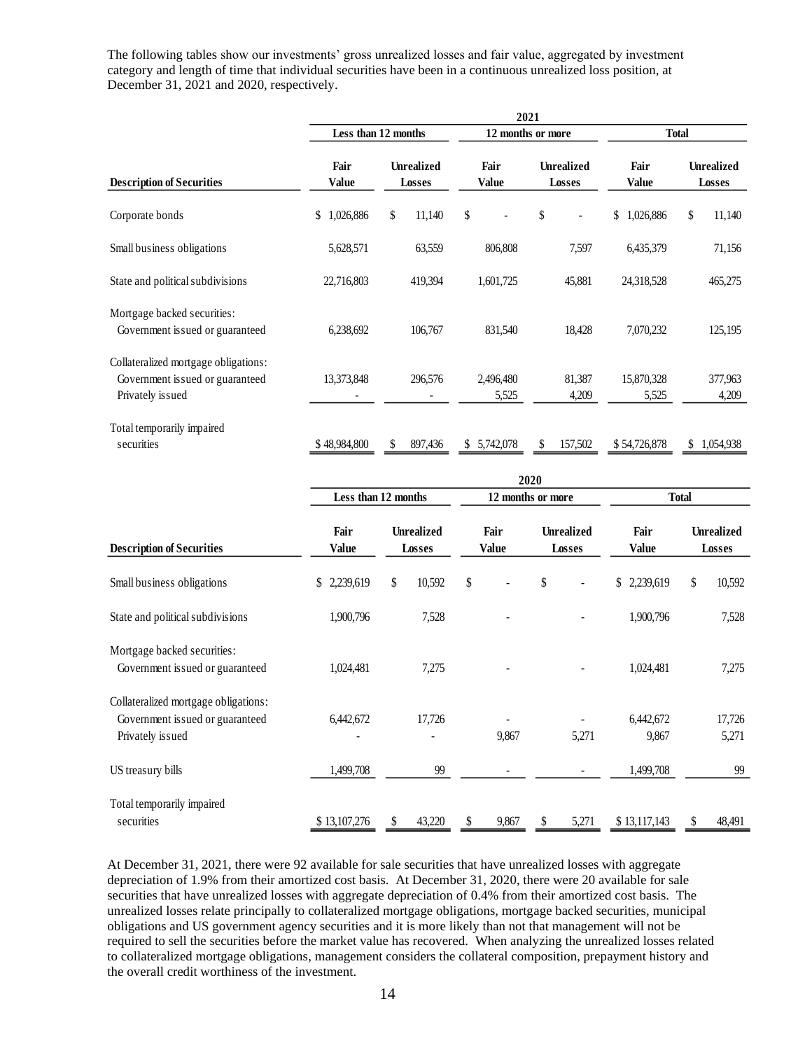The following tables show our investments' gross unrealized losses and fair value, aggregated by investment category and length of time that individual securities have been in a continuous unrealized loss position, at December 31, 2021 and 2020, respectively.

| | 2021 | | | | | |
|---|---|---|---|---|---|---|
| | Less than 12 months | | 12 months or more | | Total | |
| Description of Securities | Fair Value | Unrealized Losses | Fair Value | Unrealized Losses | Fair Value | Unrealized Losses |
| Corporate bonds | $ 1,026,886 | $ 11,140 | $ - | $ - | $ 1,026,886 | $ 11,140 |
| Small business obligations | 5,628,571 | 63,559 | 806,808 | 7,597 | 6,435,379 | 71,156 |
| State and political subdivisions | 22,716,803 | 419,394 | 1,601,725 | 45,881 | 24,318,528 | 465,275 |
| Mortgage backed securities: | | | | | | |
| Government issued or guaranteed | 6,238,692 | 106,767 | 831,540 | 18,428 | 7,070,232 | 125,195 |
| Collateralized mortgage obligations: | | | | | | |
| Government issued or guaranteed | 13,373,848 | 296,576 | 2,496,480 | 81,387 | 15,870,328 | 377,963 |
| Privately issued | - | - | 5,525 | 4,209 | 5,525 | 4,209 |
| Total temporarily impaired securities | $ 48,984,800 | $ 897,436 | $ 5,742,078 | $ 157,502 | $ 54,726,878 | $ 1,054,938 |

| | 2020 | | | | | |
|---|---|---|---|---|---|---|
| | Less than 12 months | | 12 months or more | | Total | |
| Description of Securities | Fair Value | Unrealized Losses | Fair Value | Unrealized Losses | Fair Value | Unrealized Losses |
| Small business obligations | $ 2,239,619 | $ 10,592 | $ - | $ - | $ 2,239,619 | $ 10,592 |
| State and political subdivisions | 1,900,796 | 7,528 | - | - | 1,900,796 | 7,528 |
| Mortgage backed securities: | | | | | | |
| Government issued or guaranteed | 1,024,481 | 7,275 | - | - | 1,024,481 | 7,275 |
| Collateralized mortgage obligations: | | | | | | |
| Government issued or guaranteed | 6,442,672 | 17,726 | - | - | 6,442,672 | 17,726 |
| Privately issued | - | - | 9,867 | 5,271 | 9,867 | 5,271 |
| US treasury bills | 1,499,708 | 99 | - | - | 1,499,708 | 99 |
| Total temporarily impaired securities | $ 13,107,276 | $ 43,220 | $ 9,867 | $ 5,271 | $ 13,117,143 | $ 48,491 |

At December 31, 2021, there were 92 available for sale securities that have unrealized losses with aggregate depreciation of 1.9% from their amortized cost basis. At December 31, 2020, there were 20 available for sale securities that have unrealized losses with aggregate depreciation of 0.4% from their amortized cost basis. The unrealized losses relate principally to collateralized mortgage obligations, mortgage backed securities, municipal obligations and US government agency securities and it is more likely than not that management will not be required to sell the securities before the market value has recovered. When analyzing the unrealized losses related to collateralized mortgage obligations, management considers the collateral composition, prepayment history and the overall credit worthiness of the investment.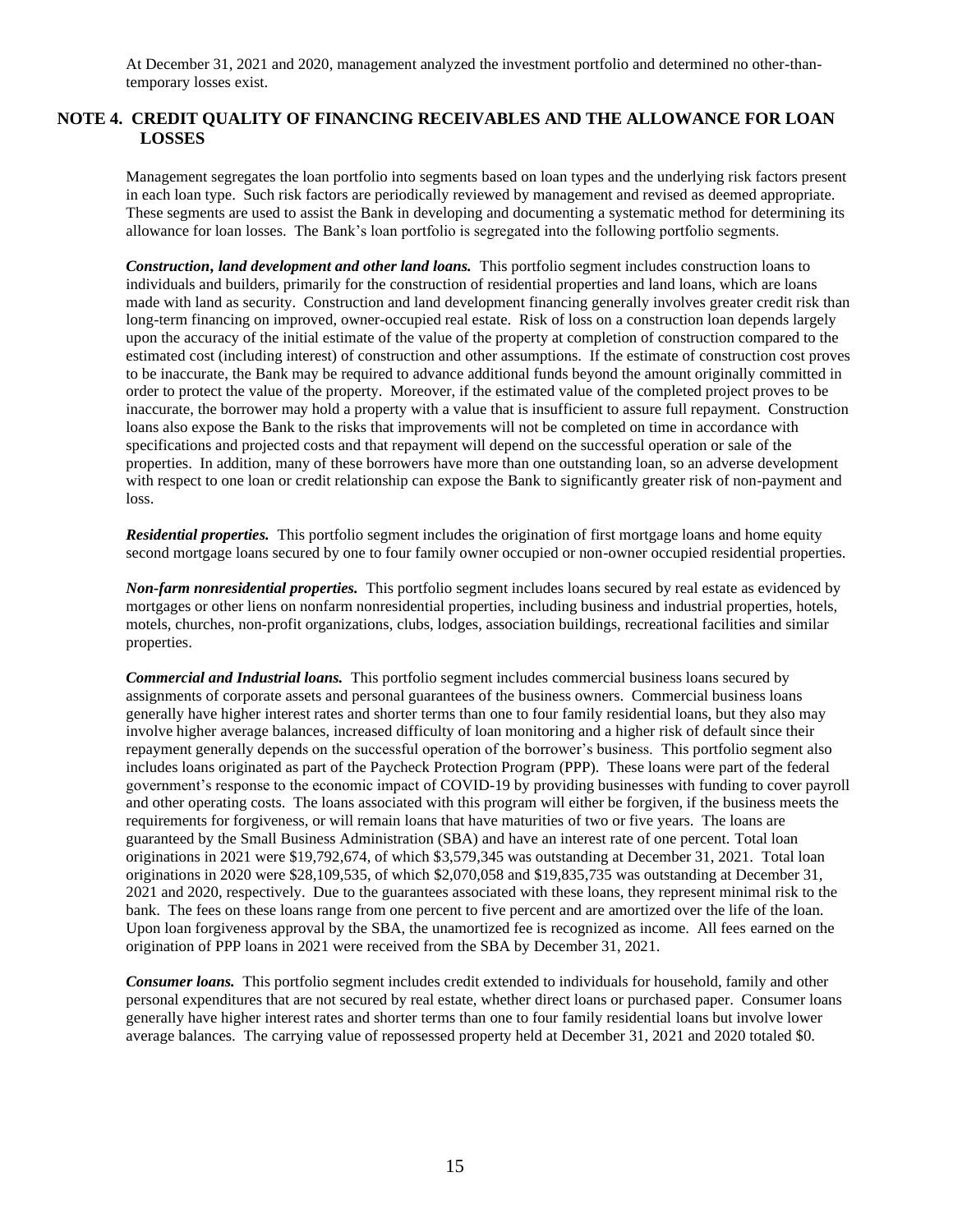At December 31, 2021 and 2020, management analyzed the investment portfolio and determined no other-than-temporary losses exist.

## NOTE 4. CREDIT QUALITY OF FINANCING RECEIVABLES AND THE ALLOWANCE FOR LOAN LOSSES

Management segregates the loan portfolio into segments based on loan types and the underlying risk factors present in each loan type. Such risk factors are periodically reviewed by management and revised as deemed appropriate. These segments are used to assist the Bank in developing and documenting a systematic method for determining its allowance for loan losses. The Bank's loan portfolio is segregated into the following portfolio segments.

***Construction, land development and other land loans.*** This portfolio segment includes construction loans to individuals and builders, primarily for the construction of residential properties and land loans, which are loans made with land as security. Construction and land development financing generally involves greater credit risk than long-term financing on improved, owner-occupied real estate. Risk of loss on a construction loan depends largely upon the accuracy of the initial estimate of the value of the property at completion of construction compared to the estimated cost (including interest) of construction and other assumptions. If the estimate of construction cost proves to be inaccurate, the Bank may be required to advance additional funds beyond the amount originally committed in order to protect the value of the property. Moreover, if the estimated value of the completed project proves to be inaccurate, the borrower may hold a property with a value that is insufficient to assure full repayment. Construction loans also expose the Bank to the risks that improvements will not be completed on time in accordance with specifications and projected costs and that repayment will depend on the successful operation or sale of the properties. In addition, many of these borrowers have more than one outstanding loan, so an adverse development with respect to one loan or credit relationship can expose the Bank to significantly greater risk of non-payment and loss.

***Residential properties.*** This portfolio segment includes the origination of first mortgage loans and home equity second mortgage loans secured by one to four family owner occupied or non-owner occupied residential properties.

***Non-farm nonresidential properties.*** This portfolio segment includes loans secured by real estate as evidenced by mortgages or other liens on nonfarm nonresidential properties, including business and industrial properties, hotels, motels, churches, non-profit organizations, clubs, lodges, association buildings, recreational facilities and similar properties.

***Commercial and Industrial loans.*** This portfolio segment includes commercial business loans secured by assignments of corporate assets and personal guarantees of the business owners. Commercial business loans generally have higher interest rates and shorter terms than one to four family residential loans, but they also may involve higher average balances, increased difficulty of loan monitoring and a higher risk of default since their repayment generally depends on the successful operation of the borrower's business. This portfolio segment also includes loans originated as part of the Paycheck Protection Program (PPP). These loans were part of the federal government's response to the economic impact of COVID-19 by providing businesses with funding to cover payroll and other operating costs. The loans associated with this program will either be forgiven, if the business meets the requirements for forgiveness, or will remain loans that have maturities of two or five years. The loans are guaranteed by the Small Business Administration (SBA) and have an interest rate of one percent. Total loan originations in 2021 were $19,792,674, of which $3,579,345 was outstanding at December 31, 2021. Total loan originations in 2020 were $28,109,535, of which $2,070,058 and $19,835,735 was outstanding at December 31, 2021 and 2020, respectively. Due to the guarantees associated with these loans, they represent minimal risk to the bank. The fees on these loans range from one percent to five percent and are amortized over the life of the loan. Upon loan forgiveness approval by the SBA, the unamortized fee is recognized as income. All fees earned on the origination of PPP loans in 2021 were received from the SBA by December 31, 2021.

***Consumer loans.*** This portfolio segment includes credit extended to individuals for household, family and other personal expenditures that are not secured by real estate, whether direct loans or purchased paper. Consumer loans generally have higher interest rates and shorter terms than one to four family residential loans but involve lower average balances. The carrying value of repossessed property held at December 31, 2021 and 2020 totaled $0.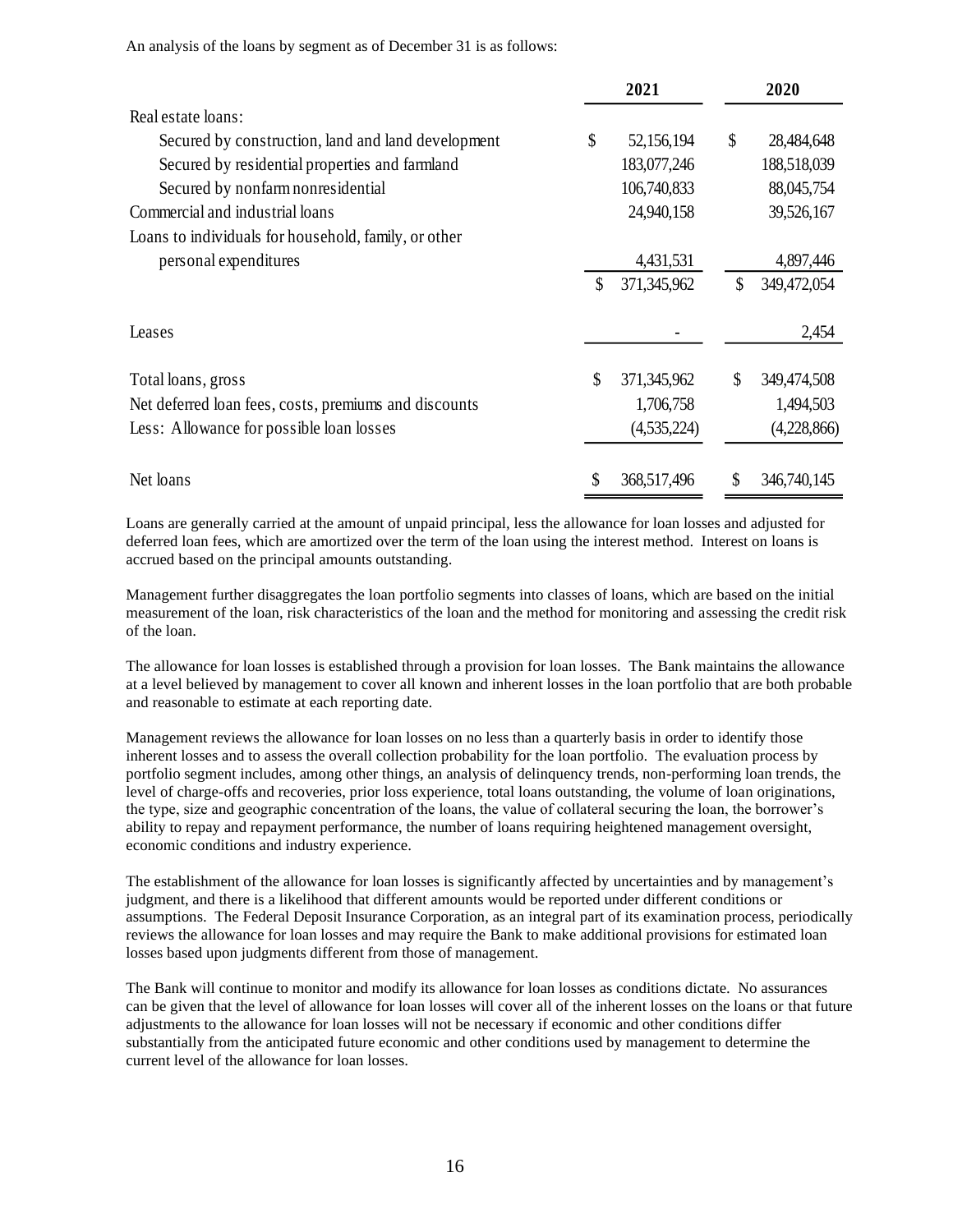An analysis of the loans by segment as of December 31 is as follows:

| | 2021 | 2020 |
|---|---|---|
| Real estate loans: | | |
| Secured by construction, land and land development | $ 52,156,194 | $ 28,484,648 |
| Secured by residential properties and farmland | 183,077,246 | 188,518,039 |
| Secured by nonfarm nonresidential | 106,740,833 | 88,045,754 |
| Commercial and industrial loans | 24,940,158 | 39,526,167 |
| Loans to individuals for household, family, or other personal expenditures | 4,431,531 | 4,897,446 |
| | $ 371,345,962 | $ 349,472,054 |
| Leases | - | 2,454 |
| Total loans, gross | $ 371,345,962 | $ 349,474,508 |
| Net deferred loan fees, costs, premiums and discounts | 1,706,758 | 1,494,503 |
| Less: Allowance for possible loan losses | (4,535,224) | (4,228,866) |
| Net loans | $ 368,517,496 | $ 346,740,145 |

Loans are generally carried at the amount of unpaid principal, less the allowance for loan losses and adjusted for deferred loan fees, which are amortized over the term of the loan using the interest method. Interest on loans is accrued based on the principal amounts outstanding.

Management further disaggregates the loan portfolio segments into classes of loans, which are based on the initial measurement of the loan, risk characteristics of the loan and the method for monitoring and assessing the credit risk of the loan.

The allowance for loan losses is established through a provision for loan losses. The Bank maintains the allowance at a level believed by management to cover all known and inherent losses in the loan portfolio that are both probable and reasonable to estimate at each reporting date.

Management reviews the allowance for loan losses on no less than a quarterly basis in order to identify those inherent losses and to assess the overall collection probability for the loan portfolio. The evaluation process by portfolio segment includes, among other things, an analysis of delinquency trends, non-performing loan trends, the level of charge-offs and recoveries, prior loss experience, total loans outstanding, the volume of loan originations, the type, size and geographic concentration of the loans, the value of collateral securing the loan, the borrower's ability to repay and repayment performance, the number of loans requiring heightened management oversight, economic conditions and industry experience.

The establishment of the allowance for loan losses is significantly affected by uncertainties and by management's judgment, and there is a likelihood that different amounts would be reported under different conditions or assumptions. The Federal Deposit Insurance Corporation, as an integral part of its examination process, periodically reviews the allowance for loan losses and may require the Bank to make additional provisions for estimated loan losses based upon judgments different from those of management.

The Bank will continue to monitor and modify its allowance for loan losses as conditions dictate. No assurances can be given that the level of allowance for loan losses will cover all of the inherent losses on the loans or that future adjustments to the allowance for loan losses will not be necessary if economic and other conditions differ substantially from the anticipated future economic and other conditions used by management to determine the current level of the allowance for loan losses.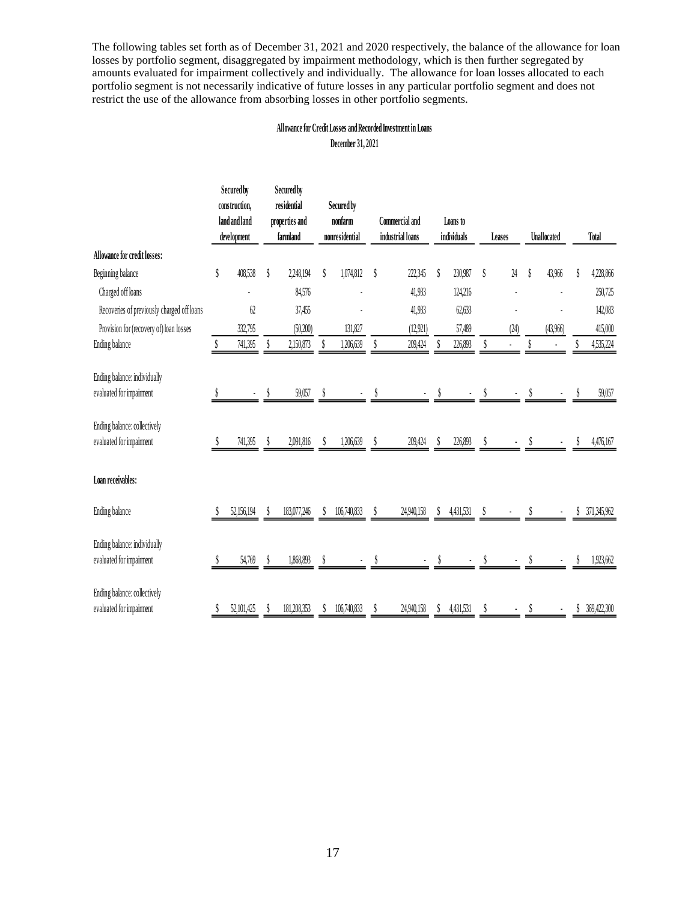The following tables set forth as of December 31, 2021 and 2020 respectively, the balance of the allowance for loan losses by portfolio segment, disaggregated by impairment methodology, which is then further segregated by amounts evaluated for impairment collectively and individually. The allowance for loan losses allocated to each portfolio segment is not necessarily indicative of future losses in any particular portfolio segment and does not restrict the use of the allowance from absorbing losses in other portfolio segments.

**Allowance for Credit Losses and Recorded Investment in Loans**

**December 31, 2021**

| | Secured by construction, land and land development | Secured by residential properties and farmland | Secured by nonfarm nonresidential | Commercial and industrial loans | Loans to individuals | Leases | Unallocated | Total |
|---|---|---|---|---|---|---|---|---|
| **Allowance for credit losses:** | | | | | | | | |
| Beginning balance | $ 408,538 | $ 2,248,194 | $ 1,074,812 | $ 222,345 | $ 230,987 | $ 24 | $ 43,966 | $ 4,228,866 |
| Charged off loans | - | 84,576 | - | 41,933 | 124,216 | - | - | 250,725 |
| Recoveries of previously charged off loans | 62 | 37,455 | - | 41,933 | 62,633 | - | - | 142,083 |
| Provision for (recovery of) loan losses | 332,795 | (50,200) | 131,827 | (12,921) | 57,489 | (24) | (43,966) | 415,000 |
| Ending balance | $ 741,395 | $ 2,150,873 | $ 1,206,639 | $ 209,424 | $ 226,893 | $ - | $ - | $ 4,535,224 |
| Ending balance: individually evaluated for impairment | $ - | $ 59,057 | $ - | $ - | $ - | $ - | $ - | $ 59,057 |
| Ending balance: collectively evaluated for impairment | $ 741,395 | $ 2,091,816 | $ 1,206,639 | $ 209,424 | $ 226,893 | $ - | $ - | $ 4,476,167 |
| **Loan receivables:** | | | | | | | | |
| Ending balance | $ 52,156,194 | $ 183,077,246 | $ 106,740,833 | $ 24,940,158 | $ 4,431,531 | $ - | $ - | $ 371,345,962 |
| Ending balance: individually evaluated for impairment | $ 54,769 | $ 1,868,893 | $ - | $ - | $ - | $ - | $ - | $ 1,923,662 |
| Ending balance: collectively evaluated for impairment | $ 52,101,425 | $ 181,208,353 | $ 106,740,833 | $ 24,940,158 | $ 4,431,531 | $ - | $ - | $ 369,422,300 |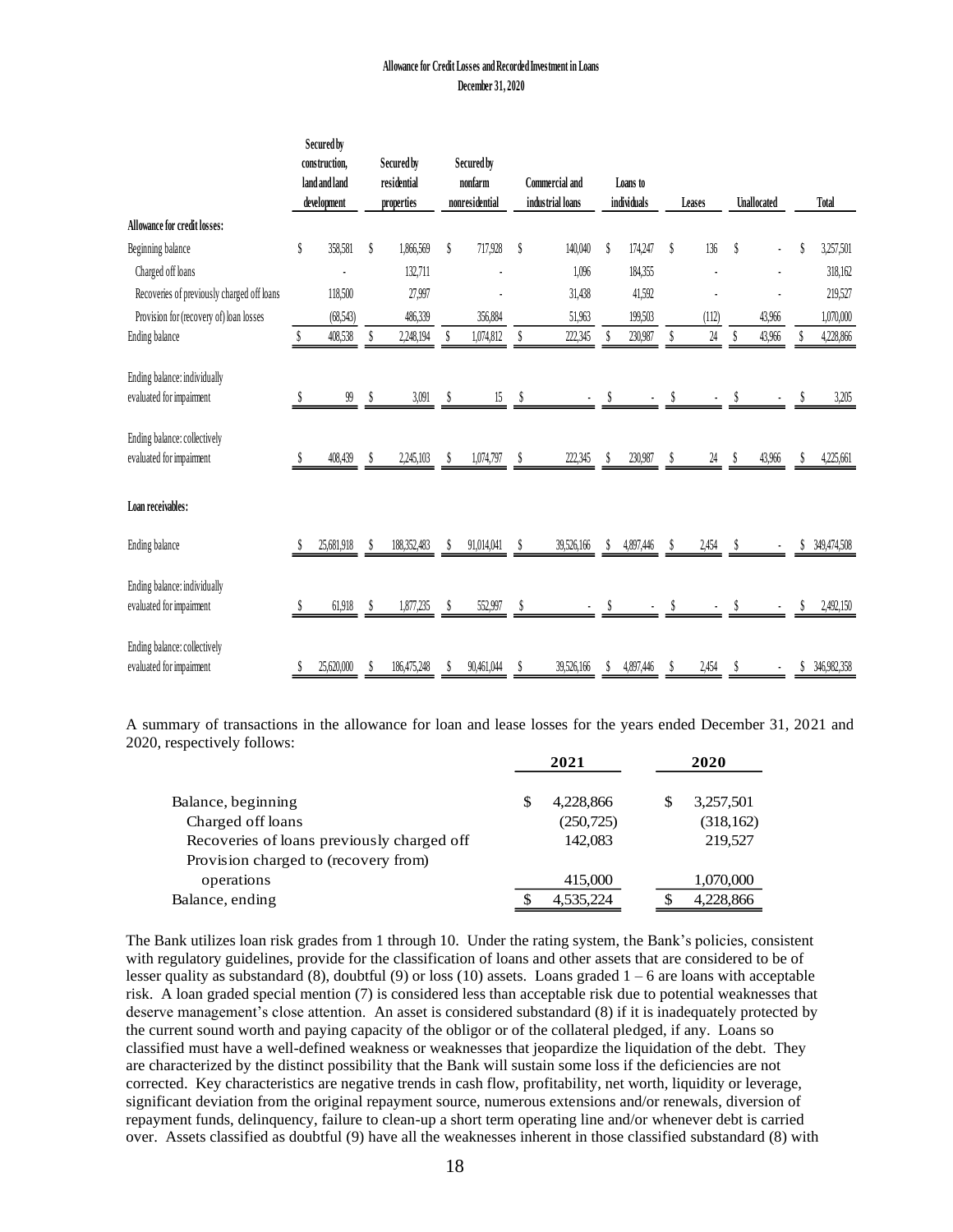**Allowance for Credit Losses and Recorded Investment in Loans**
**December 31, 2020**

| | Secured by construction, land and land development | Secured by residential properties | Secured by nonfarm nonresidential | Commercial and industrial loans | Loans to individuals | Leases | Unallocated | Total |
|---|---|---|---|---|---|---|---|---|
| **Allowance for credit losses:** | | | | | | | | |
| Beginning balance | $ 358,581 | $ 1,866,569 | $ 717,928 | $ 140,040 | $ 174,247 | $ 136 | $ - | $ 3,257,501 |
| Charged off loans | - | 132,711 | - | 1,096 | 184,355 | - | - | 318,162 |
| Recoveries of previously charged off loans | 118,500 | 27,997 | - | 31,438 | 41,592 | - | - | 219,527 |
| Provision for (recovery of) loan losses | (68,543) | 486,339 | 356,884 | 51,963 | 199,503 | (112) | 43,966 | 1,070,000 |
| Ending balance | $ 408,538 | $ 2,248,194 | $ 1,074,812 | $ 222,345 | $ 230,987 | $ 24 | $ 43,966 | $ 4,228,866 |
| Ending balance: individually evaluated for impairment | $ 99 | $ 3,091 | $ 15 | $ - | $ - | $ - | $ - | $ 3,205 |
| Ending balance: collectively evaluated for impairment | $ 408,439 | $ 2,245,103 | $ 1,074,797 | $ 222,345 | $ 230,987 | $ 24 | $ 43,966 | $ 4,225,661 |
| **Loan receivables:** | | | | | | | | |
| Ending balance | $ 25,681,918 | $ 188,352,483 | $ 91,014,041 | $ 39,526,166 | $ 4,897,446 | $ 2,454 | $ - | $ 349,474,508 |
| Ending balance: individually evaluated for impairment | $ 61,918 | $ 1,877,235 | $ 552,997 | $ - | $ - | $ - | $ - | $ 2,492,150 |
| Ending balance: collectively evaluated for impairment | $ 25,620,000 | $ 186,475,248 | $ 90,461,044 | $ 39,526,166 | $ 4,897,446 | $ 2,454 | $ - | $ 346,982,358 |

A summary of transactions in the allowance for loan and lease losses for the years ended December 31, 2021 and 2020, respectively follows:

| | 2021 | 2020 |
|---|---|---|
| Balance, beginning | $ 4,228,866 | $ 3,257,501 |
| Charged off loans | (250,725) | (318,162) |
| Recoveries of loans previously charged off | 142,083 | 219,527 |
| Provision charged to (recovery from) operations | 415,000 | 1,070,000 |
| Balance, ending | $ 4,535,224 | $ 4,228,866 |

The Bank utilizes loan risk grades from 1 through 10. Under the rating system, the Bank's policies, consistent with regulatory guidelines, provide for the classification of loans and other assets that are considered to be of lesser quality as substandard (8), doubtful (9) or loss (10) assets. Loans graded 1 – 6 are loans with acceptable risk. A loan graded special mention (7) is considered less than acceptable risk due to potential weaknesses that deserve management's close attention. An asset is considered substandard (8) if it is inadequately protected by the current sound worth and paying capacity of the obligor or of the collateral pledged, if any. Loans so classified must have a well-defined weakness or weaknesses that jeopardize the liquidation of the debt. They are characterized by the distinct possibility that the Bank will sustain some loss if the deficiencies are not corrected. Key characteristics are negative trends in cash flow, profitability, net worth, liquidity or leverage, significant deviation from the original repayment source, numerous extensions and/or renewals, diversion of repayment funds, delinquency, failure to clean-up a short term operating line and/or whenever debt is carried over. Assets classified as doubtful (9) have all the weaknesses inherent in those classified substandard (8) with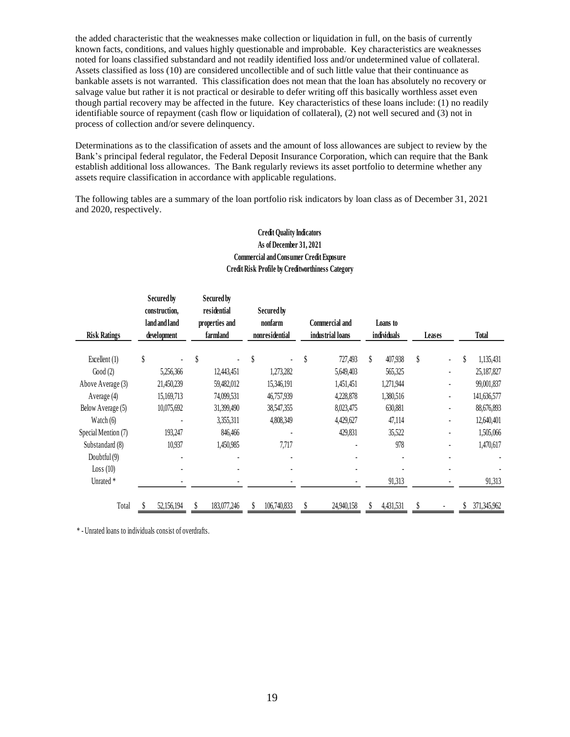the added characteristic that the weaknesses make collection or liquidation in full, on the basis of currently known facts, conditions, and values highly questionable and improbable. Key characteristics are weaknesses noted for loans classified substandard and not readily identified loss and/or undetermined value of collateral. Assets classified as loss (10) are considered uncollectible and of such little value that their continuance as bankable assets is not warranted. This classification does not mean that the loan has absolutely no recovery or salvage value but rather it is not practical or desirable to defer writing off this basically worthless asset even though partial recovery may be affected in the future. Key characteristics of these loans include: (1) no readily identifiable source of repayment (cash flow or liquidation of collateral), (2) not well secured and (3) not in process of collection and/or severe delinquency.

Determinations as to the classification of assets and the amount of loss allowances are subject to review by the Bank's principal federal regulator, the Federal Deposit Insurance Corporation, which can require that the Bank establish additional loss allowances. The Bank regularly reviews its asset portfolio to determine whether any assets require classification in accordance with applicable regulations.

The following tables are a summary of the loan portfolio risk indicators by loan class as of December 31, 2021 and 2020, respectively.

**Credit Quality Indicators**
**As of December 31, 2021**
**Commercial and Consumer Credit Exposure**
**Credit Risk Profile by Creditworthiness Category**

| Risk Ratings | Secured by construction, land and land development | Secured by residential properties and farmland | Secured by nonfarm nonresidential | Commercial and industrial loans | Loans to individuals | Leases | Total |
|---|---|---|---|---|---|---|---|
| Excellent (1) | $ - | $ - | $ - | $ 727,493 | $ 407,938 | $ - | $ 1,135,431 |
| Good (2) | 5,256,366 | 12,443,451 | 1,273,282 | 5,649,403 | 565,325 | - | 25,187,827 |
| Above Average (3) | 21,450,239 | 59,482,012 | 15,346,191 | 1,451,451 | 1,271,944 | - | 99,001,837 |
| Average (4) | 15,169,713 | 74,099,531 | 46,757,939 | 4,228,878 | 1,380,516 | - | 141,636,577 |
| Below Average (5) | 10,075,692 | 31,399,490 | 38,547,355 | 8,023,475 | 630,881 | - | 88,676,893 |
| Watch (6) | - | 3,355,311 | 4,808,349 | 4,429,627 | 47,114 | - | 12,640,401 |
| Special Mention (7) | 193,247 | 846,466 | - | 429,831 | 35,522 | - | 1,505,066 |
| Substandard (8) | 10,937 | 1,450,985 | 7,717 | - | 978 | - | 1,470,617 |
| Doubtful (9) | - | - | - | - | - | - | - |
| Loss (10) | - | - | - | - | - | - | - |
| Unrated * | - | - | - | - | 91,313 | - | 91,313 |
| Total | $ 52,156,194 | $ 183,077,246 | $ 106,740,833 | $ 24,940,158 | $ 4,431,531 | $ - | $ 371,345,962 |

* - Unrated loans to individuals consist of overdrafts.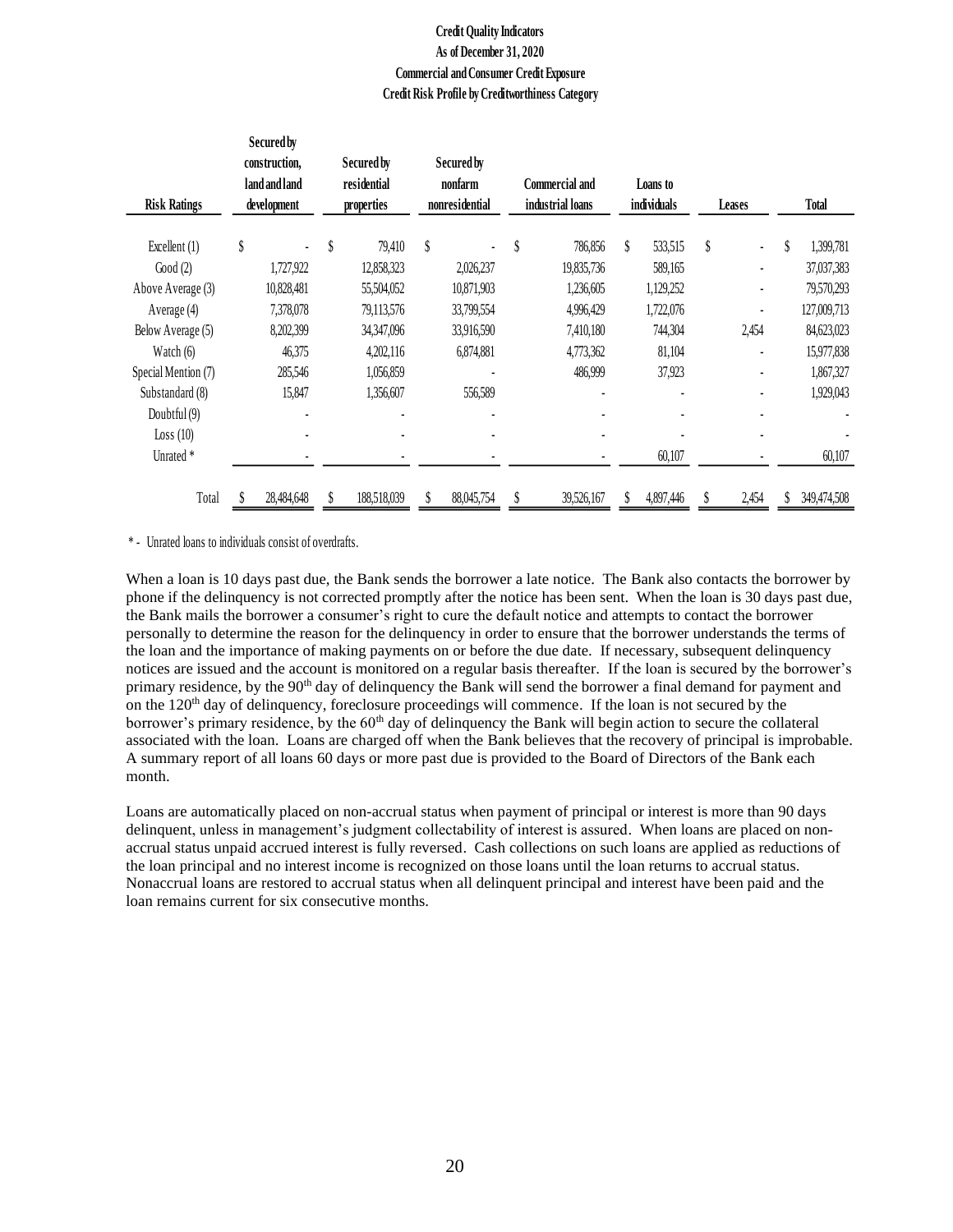**Credit Quality Indicators**
**As of December 31, 2020**
**Commercial and Consumer Credit Exposure**
**Credit Risk Profile by Creditworthiness Category**

| Risk Ratings | Secured by construction, land and land development | Secured by residential properties | Secured by nonfarm nonresidential | Commercial and industrial loans | Loans to individuals | Leases | Total |
|---|---|---|---|---|---|---|---|
| Excellent (1) | $ - | $ 79,410 | $ - | $ 786,856 | $ 533,515 | $ - | $ 1,399,781 |
| Good (2) | 1,727,922 | 12,858,323 | 2,026,237 | 19,835,736 | 589,165 | - | 37,037,383 |
| Above Average (3) | 10,828,481 | 55,504,052 | 10,871,903 | 1,236,605 | 1,129,252 | - | 79,570,293 |
| Average (4) | 7,378,078 | 79,113,576 | 33,799,554 | 4,996,429 | 1,722,076 | - | 127,009,713 |
| Below Average (5) | 8,202,399 | 34,347,096 | 33,916,590 | 7,410,180 | 744,304 | 2,454 | 84,623,023 |
| Watch (6) | 46,375 | 4,202,116 | 6,874,881 | 4,773,362 | 81,104 | - | 15,977,838 |
| Special Mention (7) | 285,546 | 1,056,859 | - | 486,999 | 37,923 | - | 1,867,327 |
| Substandard (8) | 15,847 | 1,356,607 | 556,589 | - | - | - | 1,929,043 |
| Doubtful (9) | - | - | - | - | - | - | - |
| Loss (10) | - | - | - | - | - | - | - |
| Unrated * | - | - | - | - | 60,107 | - | 60,107 |
| Total | $ 28,484,648 | $ 188,518,039 | $ 88,045,754 | $ 39,526,167 | $ 4,897,446 | $ 2,454 | $ 349,474,508 |

* - Unrated loans to individuals consist of overdrafts.

When a loan is 10 days past due, the Bank sends the borrower a late notice. The Bank also contacts the borrower by phone if the delinquency is not corrected promptly after the notice has been sent. When the loan is 30 days past due, the Bank mails the borrower a consumer's right to cure the default notice and attempts to contact the borrower personally to determine the reason for the delinquency in order to ensure that the borrower understands the terms of the loan and the importance of making payments on or before the due date. If necessary, subsequent delinquency notices are issued and the account is monitored on a regular basis thereafter. If the loan is secured by the borrower's primary residence, by the 90th day of delinquency the Bank will send the borrower a final demand for payment and on the 120th day of delinquency, foreclosure proceedings will commence. If the loan is not secured by the borrower's primary residence, by the 60th day of delinquency the Bank will begin action to secure the collateral associated with the loan. Loans are charged off when the Bank believes that the recovery of principal is improbable. A summary report of all loans 60 days or more past due is provided to the Board of Directors of the Bank each month.

Loans are automatically placed on non-accrual status when payment of principal or interest is more than 90 days delinquent, unless in management's judgment collectability of interest is assured. When loans are placed on non-accrual status unpaid accrued interest is fully reversed. Cash collections on such loans are applied as reductions of the loan principal and no interest income is recognized on those loans until the loan returns to accrual status. Nonaccrual loans are restored to accrual status when all delinquent principal and interest have been paid and the loan remains current for six consecutive months.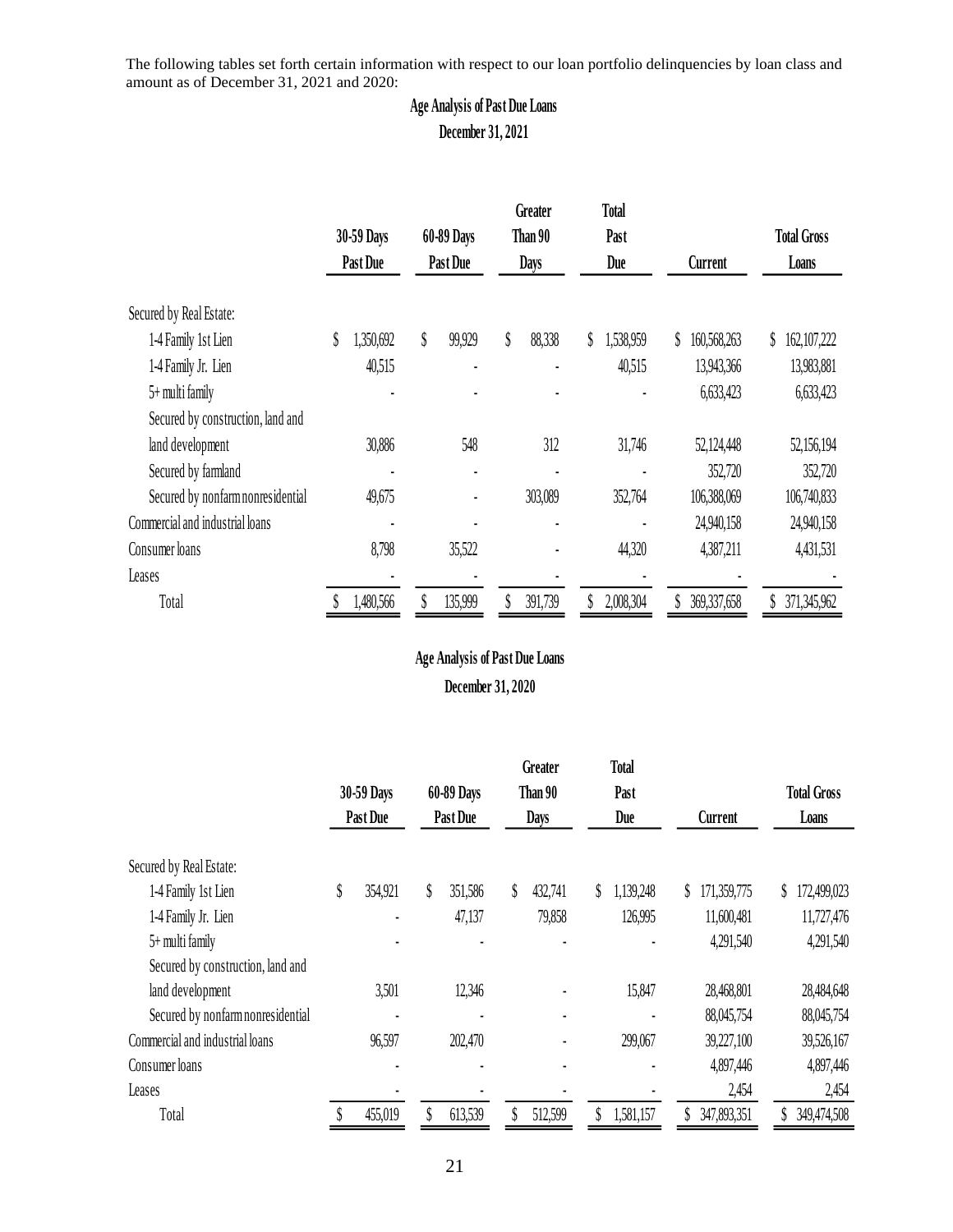The following tables set forth certain information with respect to our loan portfolio delinquencies by loan class and amount as of December 31, 2021 and 2020:

**Age Analysis of Past Due Loans**

**December 31, 2021**

| | 30-59 Days Past Due | 60-89 Days Past Due | Greater Than 90 Days | Total Past Due | Current | Total Gross Loans |
|---|---|---|---|---|---|---|
| Secured by Real Estate: | | | | | | |
| 1-4 Family 1st Lien | $ 1,350,692 | $ 99,929 | $ 88,338 | $ 1,538,959 | $ 160,568,263 | $ 162,107,222 |
| 1-4 Family Jr. Lien | 40,515 | - | - | 40,515 | 13,943,366 | 13,983,881 |
| 5+ multi family | - | - | - | - | 6,633,423 | 6,633,423 |
| Secured by construction, land and land development | 30,886 | 548 | 312 | 31,746 | 52,124,448 | 52,156,194 |
| Secured by farmland | - | - | - | - | 352,720 | 352,720 |
| Secured by nonfarm nonresidential | 49,675 | - | 303,089 | 352,764 | 106,388,069 | 106,740,833 |
| Commercial and industrial loans | - | - | - | - | 24,940,158 | 24,940,158 |
| Consumer loans | 8,798 | 35,522 | - | 44,320 | 4,387,211 | 4,431,531 |
| Leases | - | - | - | - | - | - |
| Total | $ 1,480,566 | $ 135,999 | $ 391,739 | $ 2,008,304 | $ 369,337,658 | $ 371,345,962 |

**Age Analysis of Past Due Loans**

**December 31, 2020**

| | 30-59 Days Past Due | 60-89 Days Past Due | Greater Than 90 Days | Total Past Due | Current | Total Gross Loans |
|---|---|---|---|---|---|---|
| Secured by Real Estate: | | | | | | |
| 1-4 Family 1st Lien | $ 354,921 | $ 351,586 | $ 432,741 | $ 1,139,248 | $ 171,359,775 | $ 172,499,023 |
| 1-4 Family Jr. Lien | - | 47,137 | 79,858 | 126,995 | 11,600,481 | 11,727,476 |
| 5+ multi family | - | - | - | - | 4,291,540 | 4,291,540 |
| Secured by construction, land and land development | 3,501 | 12,346 | - | 15,847 | 28,468,801 | 28,484,648 |
| Secured by nonfarm nonresidential | - | - | - | - | 88,045,754 | 88,045,754 |
| Commercial and industrial loans | 96,597 | 202,470 | - | 299,067 | 39,227,100 | 39,526,167 |
| Consumer loans | - | - | - | - | 4,897,446 | 4,897,446 |
| Leases | - | - | - | - | 2,454 | 2,454 |
| Total | $ 455,019 | $ 613,539 | $ 512,599 | $ 1,581,157 | $ 347,893,351 | $ 349,474,508 |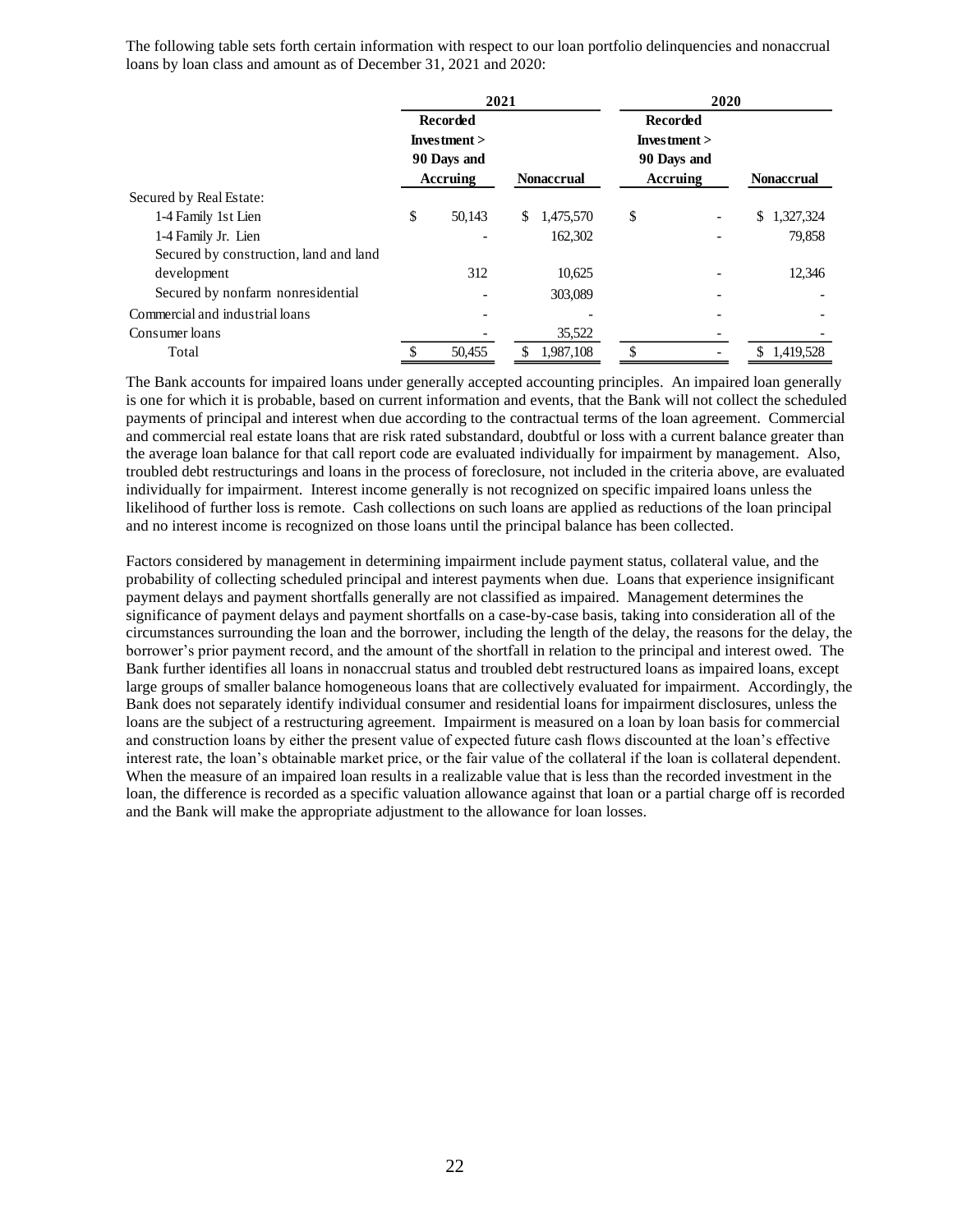The following table sets forth certain information with respect to our loan portfolio delinquencies and nonaccrual loans by loan class and amount as of December 31, 2021 and 2020:

| | 2021 | | 2020 | |
|---|---|---|---|---|
| | Recorded Investment > 90 Days and Accruing | Nonaccrual | Recorded Investment > 90 Days and Accruing | Nonaccrual |
| Secured by Real Estate: | | | | |
| 1-4 Family 1st Lien | $ 50,143 | $ 1,475,570 | $ - | $ 1,327,324 |
| 1-4 Family Jr. Lien | - | 162,302 | - | 79,858 |
| Secured by construction, land and land development | 312 | 10,625 | - | 12,346 |
| Secured by nonfarm nonresidential | - | 303,089 | - | - |
| Commercial and industrial loans | - | - | - | - |
| Consumer loans | - | 35,522 | - | - |
| Total | $ 50,455 | $ 1,987,108 | $ - | $ 1,419,528 |

The Bank accounts for impaired loans under generally accepted accounting principles. An impaired loan generally is one for which it is probable, based on current information and events, that the Bank will not collect the scheduled payments of principal and interest when due according to the contractual terms of the loan agreement. Commercial and commercial real estate loans that are risk rated substandard, doubtful or loss with a current balance greater than the average loan balance for that call report code are evaluated individually for impairment by management. Also, troubled debt restructurings and loans in the process of foreclosure, not included in the criteria above, are evaluated individually for impairment. Interest income generally is not recognized on specific impaired loans unless the likelihood of further loss is remote. Cash collections on such loans are applied as reductions of the loan principal and no interest income is recognized on those loans until the principal balance has been collected.

Factors considered by management in determining impairment include payment status, collateral value, and the probability of collecting scheduled principal and interest payments when due. Loans that experience insignificant payment delays and payment shortfalls generally are not classified as impaired. Management determines the significance of payment delays and payment shortfalls on a case-by-case basis, taking into consideration all of the circumstances surrounding the loan and the borrower, including the length of the delay, the reasons for the delay, the borrower's prior payment record, and the amount of the shortfall in relation to the principal and interest owed. The Bank further identifies all loans in nonaccrual status and troubled debt restructured loans as impaired loans, except large groups of smaller balance homogeneous loans that are collectively evaluated for impairment. Accordingly, the Bank does not separately identify individual consumer and residential loans for impairment disclosures, unless the loans are the subject of a restructuring agreement. Impairment is measured on a loan by loan basis for commercial and construction loans by either the present value of expected future cash flows discounted at the loan's effective interest rate, the loan's obtainable market price, or the fair value of the collateral if the loan is collateral dependent. When the measure of an impaired loan results in a realizable value that is less than the recorded investment in the loan, the difference is recorded as a specific valuation allowance against that loan or a partial charge off is recorded and the Bank will make the appropriate adjustment to the allowance for loan losses.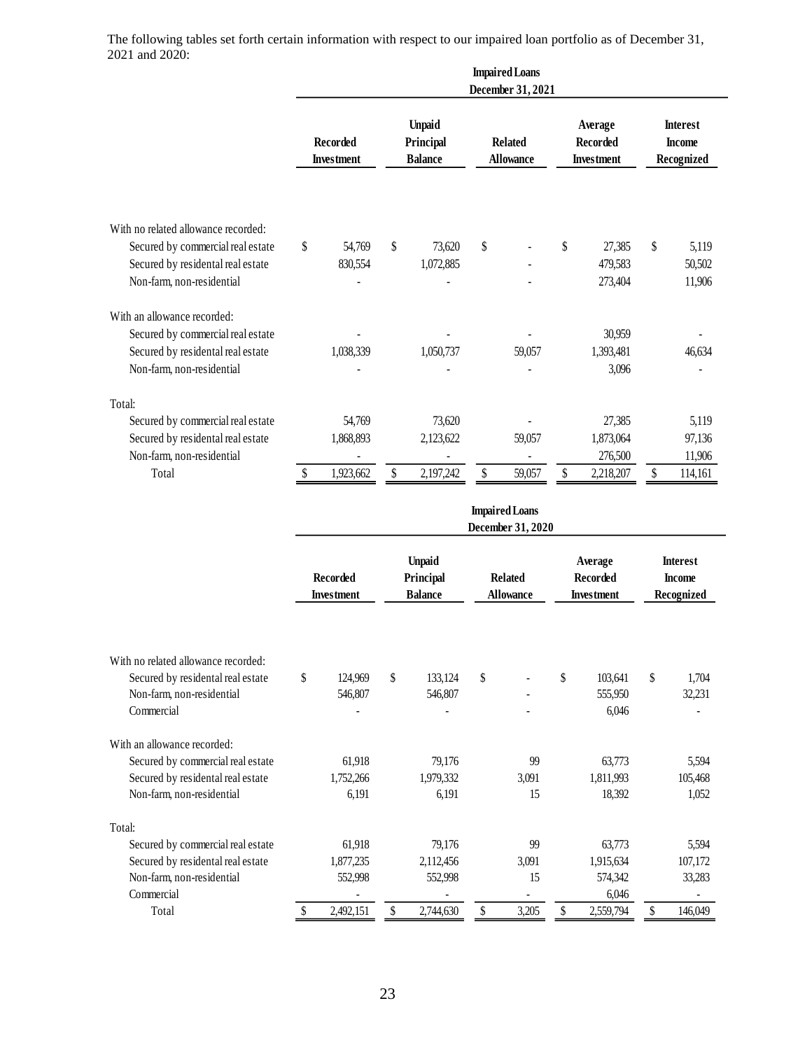The following tables set forth certain information with respect to our impaired loan portfolio as of December 31, 2021 and 2020:

| | Impaired Loans December 31, 2021 | | | | |
|---|---|---|---|---|---|
| | Recorded Investment | Unpaid Principal Balance | Related Allowance | Average Recorded Investment | Interest Income Recognized |
| With no related allowance recorded: | | | | | |
| Secured by commercial real estate | $ 54,769 | $ 73,620 | $ - | $ 27,385 | $ 5,119 |
| Secured by residental real estate | 830,554 | 1,072,885 | - | 479,583 | 50,502 |
| Non-farm, non-residential | - | - | - | 273,404 | 11,906 |
| With an allowance recorded: | | | | | |
| Secured by commercial real estate | - | - | - | 30,959 | - |
| Secured by residental real estate | 1,038,339 | 1,050,737 | 59,057 | 1,393,481 | 46,634 |
| Non-farm, non-residential | - | - | - | 3,096 | - |
| Total: | | | | | |
| Secured by commercial real estate | 54,769 | 73,620 | - | 27,385 | 5,119 |
| Secured by residental real estate | 1,868,893 | 2,123,622 | 59,057 | 1,873,064 | 97,136 |
| Non-farm, non-residential | - | - | - | 276,500 | 11,906 |
| Total | $ 1,923,662 | $ 2,197,242 | $ 59,057 | $ 2,218,207 | $ 114,161 |

| | Impaired Loans December 31, 2020 | | | | |
|---|---|---|---|---|---|
| | Recorded Investment | Unpaid Principal Balance | Related Allowance | Average Recorded Investment | Interest Income Recognized |
| With no related allowance recorded: | | | | | |
| Secured by residental real estate | $ 124,969 | $ 133,124 | $ - | $ 103,641 | $ 1,704 |
| Non-farm, non-residential | 546,807 | 546,807 | - | 555,950 | 32,231 |
| Commercial | - | - | - | 6,046 | - |
| With an allowance recorded: | | | | | |
| Secured by commercial real estate | 61,918 | 79,176 | 99 | 63,773 | 5,594 |
| Secured by residental real estate | 1,752,266 | 1,979,332 | 3,091 | 1,811,993 | 105,468 |
| Non-farm, non-residential | 6,191 | 6,191 | 15 | 18,392 | 1,052 |
| Total: | | | | | |
| Secured by commercial real estate | 61,918 | 79,176 | 99 | 63,773 | 5,594 |
| Secured by residental real estate | 1,877,235 | 2,112,456 | 3,091 | 1,915,634 | 107,172 |
| Non-farm, non-residential | 552,998 | 552,998 | 15 | 574,342 | 33,283 |
| Commercial | - | - | - | 6,046 | - |
| Total | $ 2,492,151 | $ 2,744,630 | $ 3,205 | $ 2,559,794 | $ 146,049 |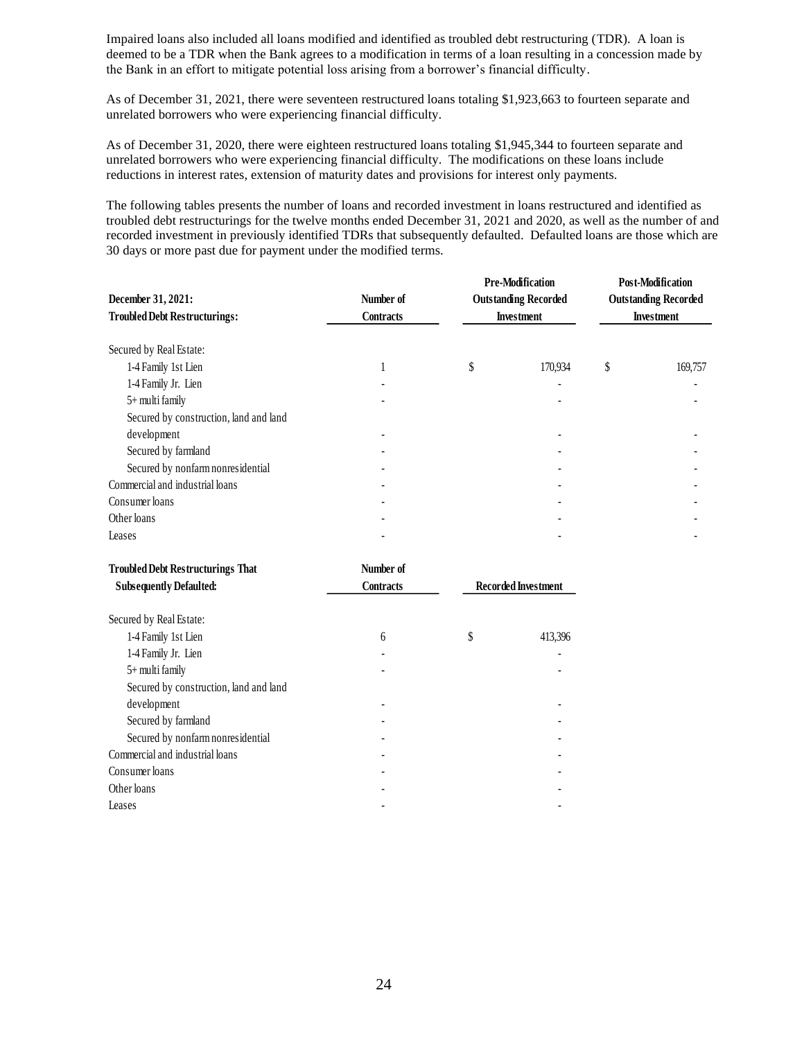Impaired loans also included all loans modified and identified as troubled debt restructuring (TDR). A loan is deemed to be a TDR when the Bank agrees to a modification in terms of a loan resulting in a concession made by the Bank in an effort to mitigate potential loss arising from a borrower's financial difficulty.

As of December 31, 2021, there were seventeen restructured loans totaling $1,923,663 to fourteen separate and unrelated borrowers who were experiencing financial difficulty.

As of December 31, 2020, there were eighteen restructured loans totaling $1,945,344 to fourteen separate and unrelated borrowers who were experiencing financial difficulty. The modifications on these loans include reductions in interest rates, extension of maturity dates and provisions for interest only payments.

The following tables presents the number of loans and recorded investment in loans restructured and identified as troubled debt restructurings for the twelve months ended December 31, 2021 and 2020, as well as the number of and recorded investment in previously identified TDRs that subsequently defaulted. Defaulted loans are those which are 30 days or more past due for payment under the modified terms.

| **December 31, 2021:**<br>**Troubled Debt Restructurings:** | **Number of Contracts** | **Pre-Modification Outstanding Recorded Investment** | **Post-Modification Outstanding Recorded Investment** |
|---|---|---|---|
| Secured by Real Estate: | | | |
| 1-4 Family 1st Lien | 1 | $ 170,934 | $ 169,757 |
| 1-4 Family Jr. Lien | - | - | - |
| 5+ multi family | - | - | - |
| Secured by construction, land and land development | - | - | - |
| Secured by farmland | - | - | - |
| Secured by nonfarm nonresidential | - | - | - |
| Commercial and industrial loans | - | - | - |
| Consumer loans | - | - | - |
| Other loans | - | - | - |
| Leases | - | - | - |

| **Troubled Debt Restructurings That Subsequently Defaulted:** | **Number of Contracts** | **Recorded Investment** |
|---|---|---|
| Secured by Real Estate: | | |
| 1-4 Family 1st Lien | 6 | $ 413,396 |
| 1-4 Family Jr. Lien | - | - |
| 5+ multi family | - | - |
| Secured by construction, land and land development | - | - |
| Secured by farmland | - | - |
| Secured by nonfarm nonresidential | - | - |
| Commercial and industrial loans | - | - |
| Consumer loans | - | - |
| Other loans | - | - |
| Leases | - | - |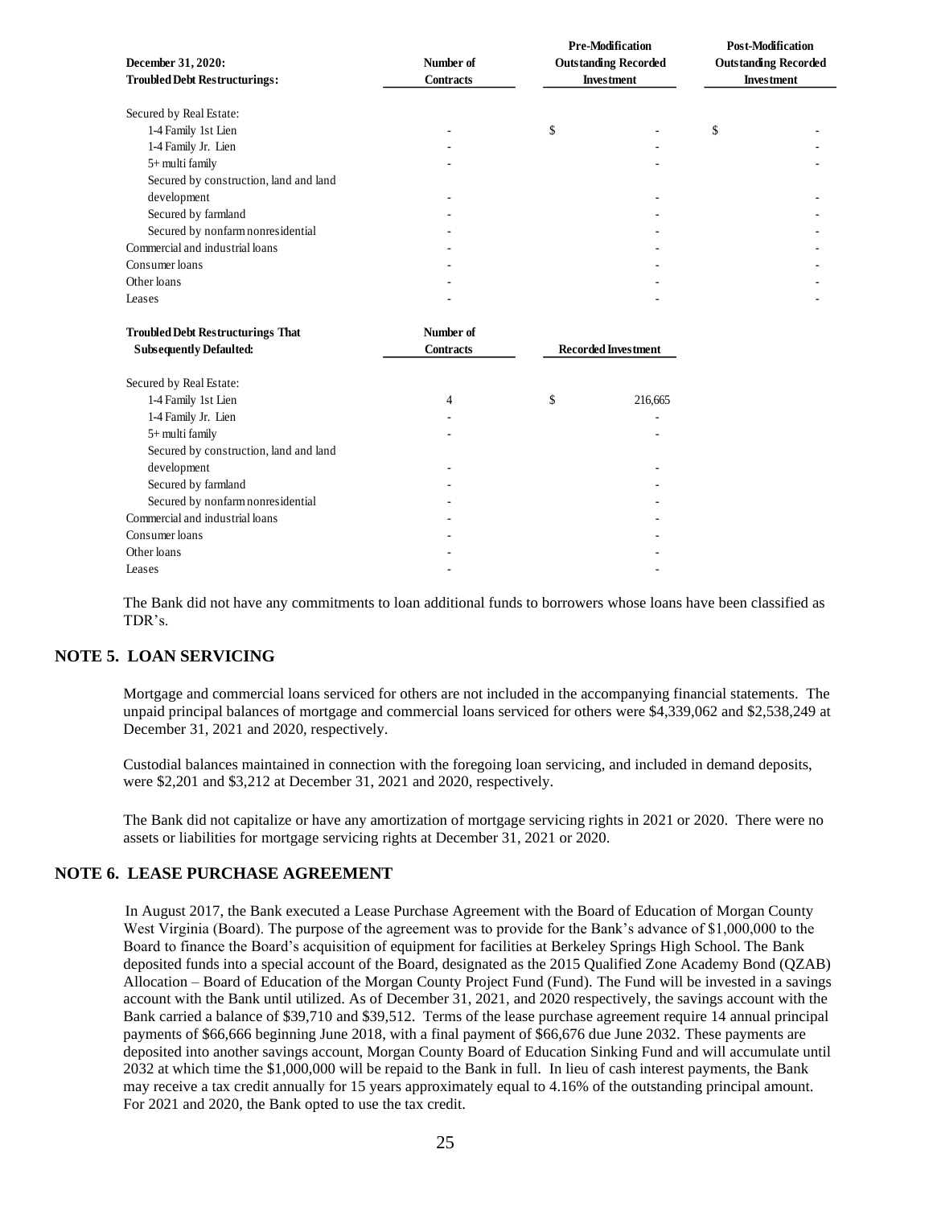| December 31, 2020: Troubled Debt Restructurings: | Number of Contracts | Pre-Modification Outstanding Recorded Investment | Post-Modification Outstanding Recorded Investment |
|---|---|---|---|
| Secured by Real Estate: | | | |
| 1-4 Family 1st Lien | - | $ - | $ - |
| 1-4 Family Jr. Lien | - | - | - |
| 5+ multi family | - | - | - |
| Secured by construction, land and land development | - | - | - |
| Secured by farmland | - | - | - |
| Secured by nonfarm nonresidential | - | - | - |
| Commercial and industrial loans | - | - | - |
| Consumer loans | - | - | - |
| Other loans | - | - | - |
| Leases | - | - | - |

| Troubled Debt Restructurings That Subsequently Defaulted: | Number of Contracts | Recorded Investment |
|---|---|---|
| Secured by Real Estate: | | |
| 1-4 Family 1st Lien | 4 | $ 216,665 |
| 1-4 Family Jr. Lien | - | - |
| 5+ multi family | - | - |
| Secured by construction, land and land development | - | - |
| Secured by farmland | - | - |
| Secured by nonfarm nonresidential | - | - |
| Commercial and industrial loans | - | - |
| Consumer loans | - | - |
| Other loans | - | - |
| Leases | - | - |

The Bank did not have any commitments to loan additional funds to borrowers whose loans have been classified as TDR's.

## NOTE 5. LOAN SERVICING

Mortgage and commercial loans serviced for others are not included in the accompanying financial statements. The unpaid principal balances of mortgage and commercial loans serviced for others were $4,339,062 and $2,538,249 at December 31, 2021 and 2020, respectively.

Custodial balances maintained in connection with the foregoing loan servicing, and included in demand deposits, were $2,201 and $3,212 at December 31, 2021 and 2020, respectively.

The Bank did not capitalize or have any amortization of mortgage servicing rights in 2021 or 2020. There were no assets or liabilities for mortgage servicing rights at December 31, 2021 or 2020.

## NOTE 6. LEASE PURCHASE AGREEMENT

In August 2017, the Bank executed a Lease Purchase Agreement with the Board of Education of Morgan County West Virginia (Board). The purpose of the agreement was to provide for the Bank's advance of $1,000,000 to the Board to finance the Board's acquisition of equipment for facilities at Berkeley Springs High School. The Bank deposited funds into a special account of the Board, designated as the 2015 Qualified Zone Academy Bond (QZAB) Allocation – Board of Education of the Morgan County Project Fund (Fund). The Fund will be invested in a savings account with the Bank until utilized. As of December 31, 2021, and 2020 respectively, the savings account with the Bank carried a balance of $39,710 and $39,512. Terms of the lease purchase agreement require 14 annual principal payments of $66,666 beginning June 2018, with a final payment of $66,676 due June 2032. These payments are deposited into another savings account, Morgan County Board of Education Sinking Fund and will accumulate until 2032 at which time the $1,000,000 will be repaid to the Bank in full. In lieu of cash interest payments, the Bank may receive a tax credit annually for 15 years approximately equal to 4.16% of the outstanding principal amount. For 2021 and 2020, the Bank opted to use the tax credit.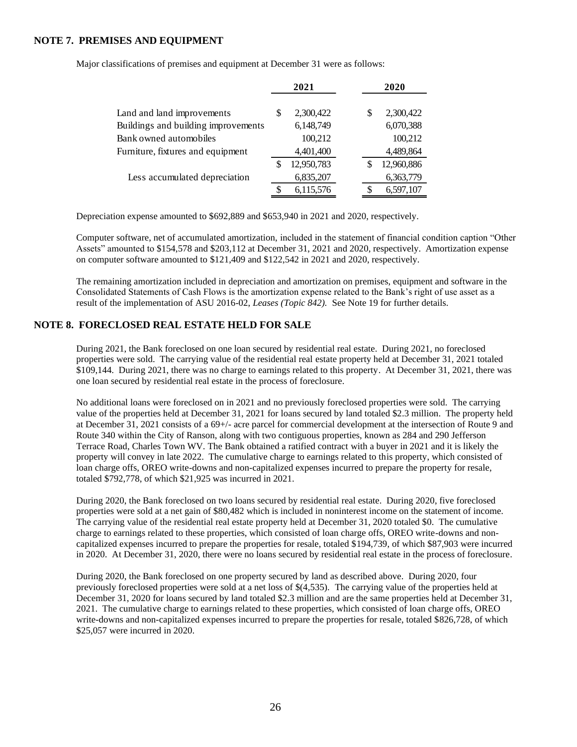## NOTE 7. PREMISES AND EQUIPMENT

Major classifications of premises and equipment at December 31 were as follows:

| | 2021 | 2020 |
|---|---|---|
| Land and land improvements | $ 2,300,422 | $ 2,300,422 |
| Buildings and building improvements | 6,148,749 | 6,070,388 |
| Bank owned automobiles | 100,212 | 100,212 |
| Furniture, fixtures and equipment | 4,401,400 | 4,489,864 |
| | $ 12,950,783 | $ 12,960,886 |
| Less accumulated depreciation | 6,835,207 | 6,363,779 |
| | $ 6,115,576 | $ 6,597,107 |

Depreciation expense amounted to $692,889 and $653,940 in 2021 and 2020, respectively.

Computer software, net of accumulated amortization, included in the statement of financial condition caption "Other Assets" amounted to $154,578 and $203,112 at December 31, 2021 and 2020, respectively. Amortization expense on computer software amounted to $121,409 and $122,542 in 2021 and 2020, respectively.

The remaining amortization included in depreciation and amortization on premises, equipment and software in the Consolidated Statements of Cash Flows is the amortization expense related to the Bank's right of use asset as a result of the implementation of ASU 2016-02, *Leases (Topic 842).* See Note 19 for further details.

## NOTE 8. FORECLOSED REAL ESTATE HELD FOR SALE

During 2021, the Bank foreclosed on one loan secured by residential real estate. During 2021, no foreclosed properties were sold. The carrying value of the residential real estate property held at December 31, 2021 totaled $109,144. During 2021, there was no charge to earnings related to this property. At December 31, 2021, there was one loan secured by residential real estate in the process of foreclosure.

No additional loans were foreclosed on in 2021 and no previously foreclosed properties were sold. The carrying value of the properties held at December 31, 2021 for loans secured by land totaled $2.3 million. The property held at December 31, 2021 consists of a 69+/- acre parcel for commercial development at the intersection of Route 9 and Route 340 within the City of Ranson, along with two contiguous properties, known as 284 and 290 Jefferson Terrace Road, Charles Town WV. The Bank obtained a ratified contract with a buyer in 2021 and it is likely the property will convey in late 2022. The cumulative charge to earnings related to this property, which consisted of loan charge offs, OREO write-downs and non-capitalized expenses incurred to prepare the property for resale, totaled $792,778, of which $21,925 was incurred in 2021.

During 2020, the Bank foreclosed on two loans secured by residential real estate. During 2020, five foreclosed properties were sold at a net gain of $80,482 which is included in noninterest income on the statement of income. The carrying value of the residential real estate property held at December 31, 2020 totaled $0. The cumulative charge to earnings related to these properties, which consisted of loan charge offs, OREO write-downs and non-capitalized expenses incurred to prepare the properties for resale, totaled $194,739, of which $87,903 were incurred in 2020. At December 31, 2020, there were no loans secured by residential real estate in the process of foreclosure.

During 2020, the Bank foreclosed on one property secured by land as described above. During 2020, four previously foreclosed properties were sold at a net loss of $(4,535). The carrying value of the properties held at December 31, 2020 for loans secured by land totaled $2.3 million and are the same properties held at December 31, 2021. The cumulative charge to earnings related to these properties, which consisted of loan charge offs, OREO write-downs and non-capitalized expenses incurred to prepare the properties for resale, totaled $826,728, of which $25,057 were incurred in 2020.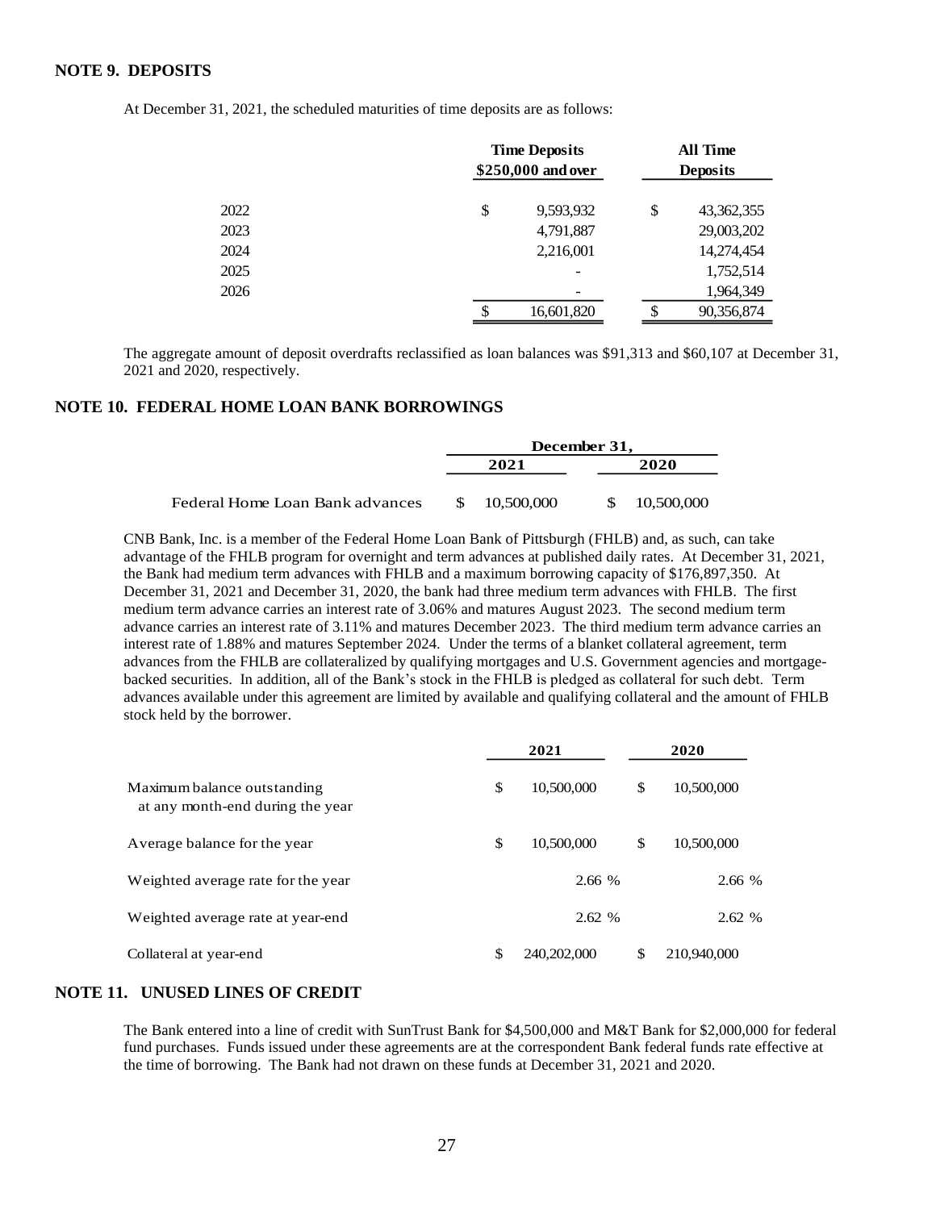## NOTE 9. DEPOSITS

At December 31, 2021, the scheduled maturities of time deposits are as follows:

| | Time Deposits $250,000 and over | All Time Deposits |
|---|---|---|
| 2022 | $ 9,593,932 | $ 43,362,355 |
| 2023 | 4,791,887 | 29,003,202 |
| 2024 | 2,216,001 | 14,274,454 |
| 2025 | - | 1,752,514 |
| 2026 | - | 1,964,349 |
| | $ 16,601,820 | $ 90,356,874 |

The aggregate amount of deposit overdrafts reclassified as loan balances was $91,313 and $60,107 at December 31, 2021 and 2020, respectively.

## NOTE 10. FEDERAL HOME LOAN BANK BORROWINGS

| | December 31, | |
|---|---|---|
| | 2021 | 2020 |
| Federal Home Loan Bank advances | $ 10,500,000 | $ 10,500,000 |

CNB Bank, Inc. is a member of the Federal Home Loan Bank of Pittsburgh (FHLB) and, as such, can take advantage of the FHLB program for overnight and term advances at published daily rates. At December 31, 2021, the Bank had medium term advances with FHLB and a maximum borrowing capacity of $176,897,350. At December 31, 2021 and December 31, 2020, the bank had three medium term advances with FHLB. The first medium term advance carries an interest rate of 3.06% and matures August 2023. The second medium term advance carries an interest rate of 3.11% and matures December 2023. The third medium term advance carries an interest rate of 1.88% and matures September 2024. Under the terms of a blanket collateral agreement, term advances from the FHLB are collateralized by qualifying mortgages and U.S. Government agencies and mortgage-backed securities. In addition, all of the Bank's stock in the FHLB is pledged as collateral for such debt. Term advances available under this agreement are limited by available and qualifying collateral and the amount of FHLB stock held by the borrower.

| | 2021 | 2020 |
|---|---|---|
| Maximum balance outstanding at any month-end during the year | $ 10,500,000 | $ 10,500,000 |
| Average balance for the year | $ 10,500,000 | $ 10,500,000 |
| Weighted average rate for the year | 2.66 % | 2.66 % |
| Weighted average rate at year-end | 2.62 % | 2.62 % |
| Collateral at year-end | $ 240,202,000 | $ 210,940,000 |

## NOTE 11. UNUSED LINES OF CREDIT

The Bank entered into a line of credit with SunTrust Bank for $4,500,000 and M&T Bank for $2,000,000 for federal fund purchases. Funds issued under these agreements are at the correspondent Bank federal funds rate effective at the time of borrowing. The Bank had not drawn on these funds at December 31, 2021 and 2020.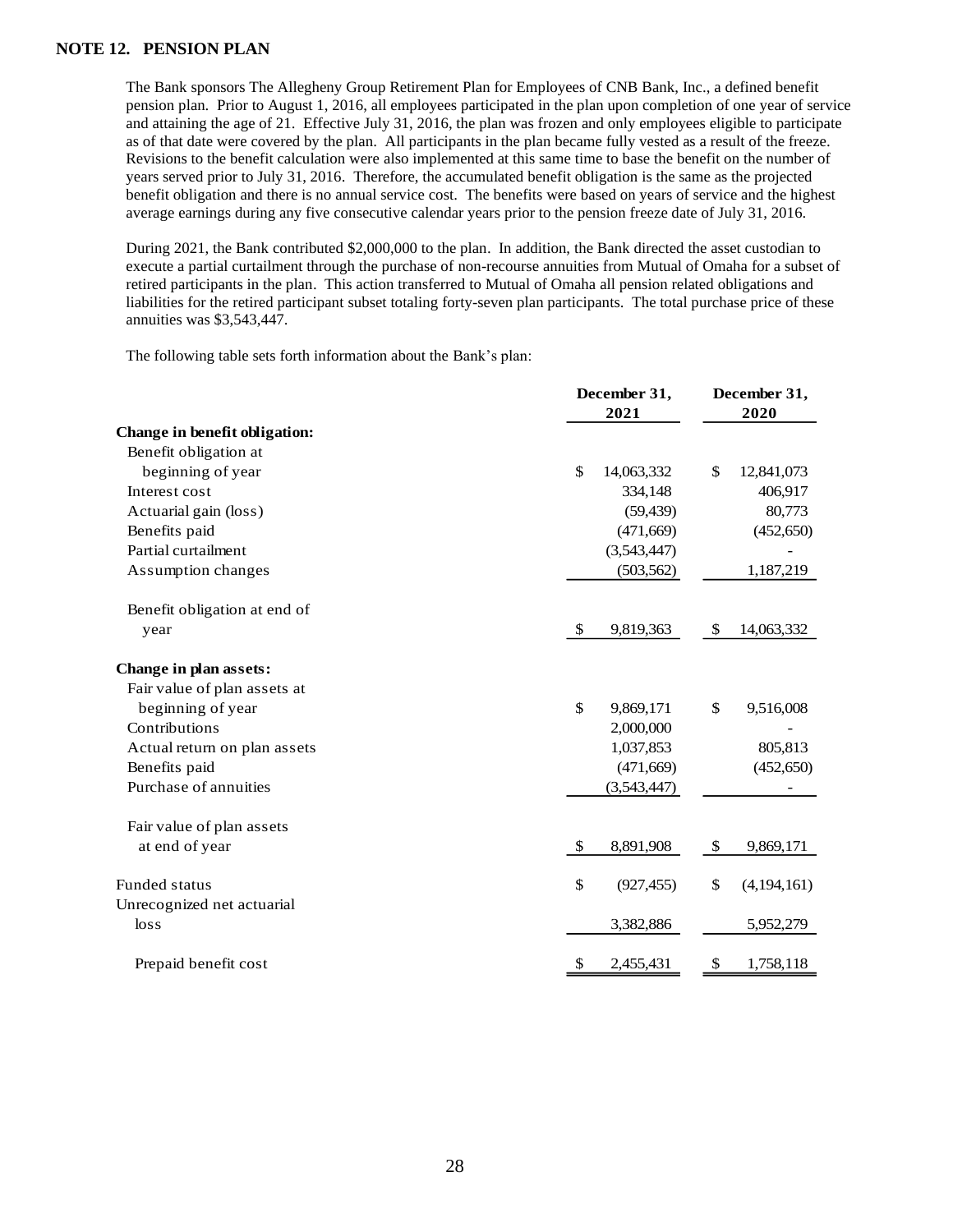## NOTE 12. PENSION PLAN

The Bank sponsors The Allegheny Group Retirement Plan for Employees of CNB Bank, Inc., a defined benefit pension plan. Prior to August 1, 2016, all employees participated in the plan upon completion of one year of service and attaining the age of 21. Effective July 31, 2016, the plan was frozen and only employees eligible to participate as of that date were covered by the plan. All participants in the plan became fully vested as a result of the freeze. Revisions to the benefit calculation were also implemented at this same time to base the benefit on the number of years served prior to July 31, 2016. Therefore, the accumulated benefit obligation is the same as the projected benefit obligation and there is no annual service cost. The benefits were based on years of service and the highest average earnings during any five consecutive calendar years prior to the pension freeze date of July 31, 2016.

During 2021, the Bank contributed $2,000,000 to the plan. In addition, the Bank directed the asset custodian to execute a partial curtailment through the purchase of non-recourse annuities from Mutual of Omaha for a subset of retired participants in the plan. This action transferred to Mutual of Omaha all pension related obligations and liabilities for the retired participant subset totaling forty-seven plan participants. The total purchase price of these annuities was $3,543,447.

The following table sets forth information about the Bank's plan:

| | December 31, 2021 | December 31, 2020 |
|---|---|---|
| **Change in benefit obligation:** | | |
| Benefit obligation at beginning of year | $ 14,063,332 | $ 12,841,073 |
| Interest cost | 334,148 | 406,917 |
| Actuarial gain (loss) | (59,439) | 80,773 |
| Benefits paid | (471,669) | (452,650) |
| Partial curtailment | (3,543,447) | - |
| Assumption changes | (503,562) | 1,187,219 |
| Benefit obligation at end of year | $ 9,819,363 | $ 14,063,332 |
| **Change in plan assets:** | | |
| Fair value of plan assets at beginning of year | $ 9,869,171 | $ 9,516,008 |
| Contributions | 2,000,000 | - |
| Actual return on plan assets | 1,037,853 | 805,813 |
| Benefits paid | (471,669) | (452,650) |
| Purchase of annuities | (3,543,447) | - |
| Fair value of plan assets at end of year | $ 8,891,908 | $ 9,869,171 |
| Funded status | $ (927,455) | $ (4,194,161) |
| Unrecognized net actuarial loss | 3,382,886 | 5,952,279 |
| Prepaid benefit cost | $ 2,455,431 | $ 1,758,118 |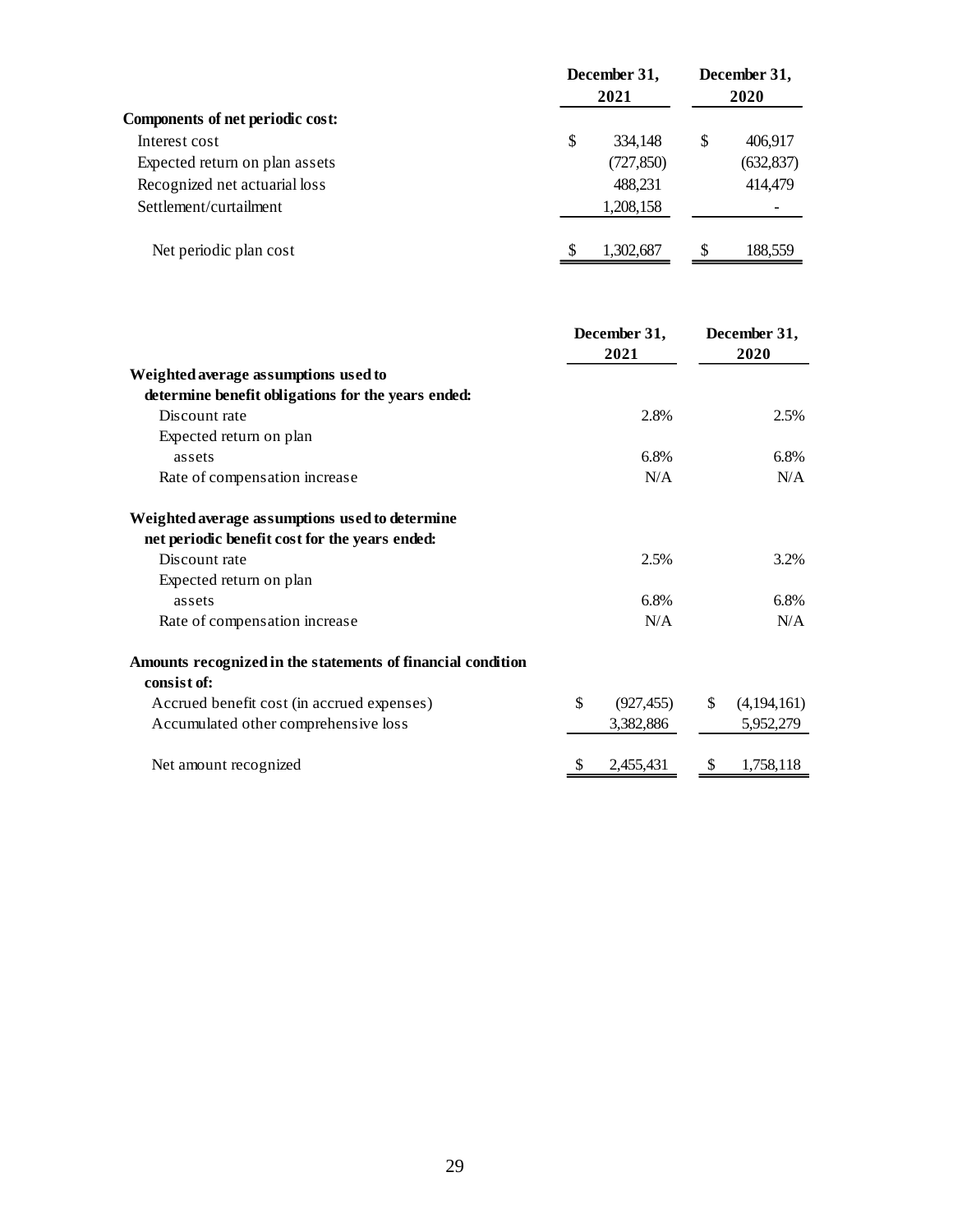| | December 31, 2021 | December 31, 2020 |
|---|---|---|
| **Components of net periodic cost:** | | |
| Interest cost | $ 334,148 | $ 406,917 |
| Expected return on plan assets | (727,850) | (632,837) |
| Recognized net actuarial loss | 488,231 | 414,479 |
| Settlement/curtailment | 1,208,158 | - |
| Net periodic plan cost | $ 1,302,687 | $ 188,559 |

| | December 31, 2021 | December 31, 2020 |
|---|---|---|
| **Weighted average assumptions used to determine benefit obligations for the years ended:** | | |
| Discount rate | 2.8% | 2.5% |
| Expected return on plan assets | 6.8% | 6.8% |
| Rate of compensation increase | N/A | N/A |
| **Weighted average assumptions used to determine net periodic benefit cost for the years ended:** | | |
| Discount rate | 2.5% | 3.2% |
| Expected return on plan assets | 6.8% | 6.8% |
| Rate of compensation increase | N/A | N/A |
| **Amounts recognized in the statements of financial condition consist of:** | | |
| Accrued benefit cost (in accrued expenses) | $ (927,455) | $ (4,194,161) |
| Accumulated other comprehensive loss | 3,382,886 | 5,952,279 |
| Net amount recognized | $ 2,455,431 | $ 1,758,118 |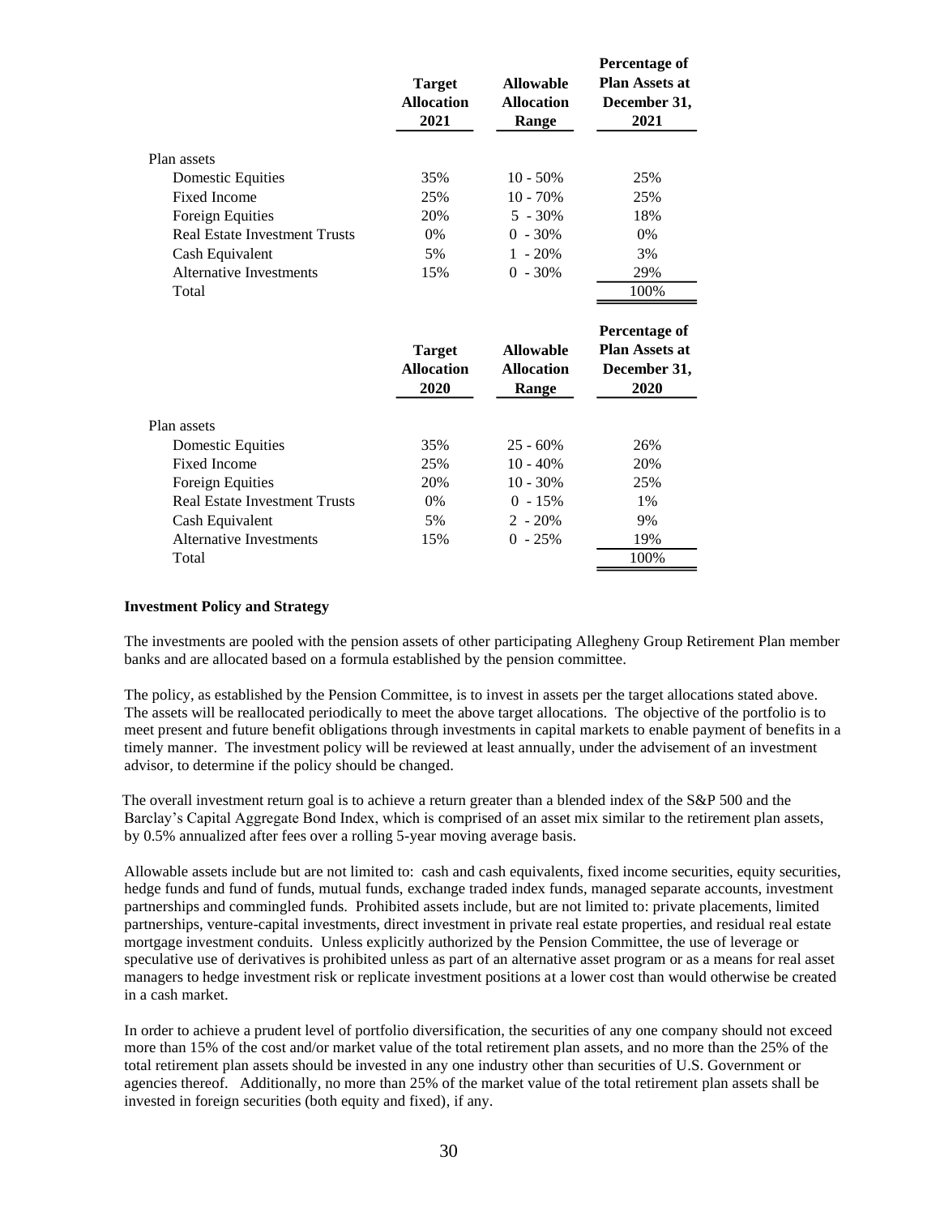| | Target Allocation 2021 | Allowable Allocation Range | Percentage of Plan Assets at December 31, 2021 |
|---|---|---|---|
| Plan assets | | | |
| Domestic Equities | 35% | 10 - 50% | 25% |
| Fixed Income | 25% | 10 - 70% | 25% |
| Foreign Equities | 20% | 5 - 30% | 18% |
| Real Estate Investment Trusts | 0% | 0 - 30% | 0% |
| Cash Equivalent | 5% | 1 - 20% | 3% |
| Alternative Investments | 15% | 0 - 30% | 29% |
| Total | | | 100% |

| | Target Allocation 2020 | Allowable Allocation Range | Percentage of Plan Assets at December 31, 2020 |
|---|---|---|---|
| Plan assets | | | |
| Domestic Equities | 35% | 25 - 60% | 26% |
| Fixed Income | 25% | 10 - 40% | 20% |
| Foreign Equities | 20% | 10 - 30% | 25% |
| Real Estate Investment Trusts | 0% | 0 - 15% | 1% |
| Cash Equivalent | 5% | 2 - 20% | 9% |
| Alternative Investments | 15% | 0 - 25% | 19% |
| Total | | | 100% |

**Investment Policy and Strategy**

The investments are pooled with the pension assets of other participating Allegheny Group Retirement Plan member banks and are allocated based on a formula established by the pension committee.

The policy, as established by the Pension Committee, is to invest in assets per the target allocations stated above. The assets will be reallocated periodically to meet the above target allocations. The objective of the portfolio is to meet present and future benefit obligations through investments in capital markets to enable payment of benefits in a timely manner. The investment policy will be reviewed at least annually, under the advisement of an investment advisor, to determine if the policy should be changed.

The overall investment return goal is to achieve a return greater than a blended index of the S&P 500 and the Barclay's Capital Aggregate Bond Index, which is comprised of an asset mix similar to the retirement plan assets, by 0.5% annualized after fees over a rolling 5-year moving average basis.

Allowable assets include but are not limited to: cash and cash equivalents, fixed income securities, equity securities, hedge funds and fund of funds, mutual funds, exchange traded index funds, managed separate accounts, investment partnerships and commingled funds. Prohibited assets include, but are not limited to: private placements, limited partnerships, venture-capital investments, direct investment in private real estate properties, and residual real estate mortgage investment conduits. Unless explicitly authorized by the Pension Committee, the use of leverage or speculative use of derivatives is prohibited unless as part of an alternative asset program or as a means for real asset managers to hedge investment risk or replicate investment positions at a lower cost than would otherwise be created in a cash market.

In order to achieve a prudent level of portfolio diversification, the securities of any one company should not exceed more than 15% of the cost and/or market value of the total retirement plan assets, and no more than the 25% of the total retirement plan assets should be invested in any one industry other than securities of U.S. Government or agencies thereof. Additionally, no more than 25% of the market value of the total retirement plan assets shall be invested in foreign securities (both equity and fixed), if any.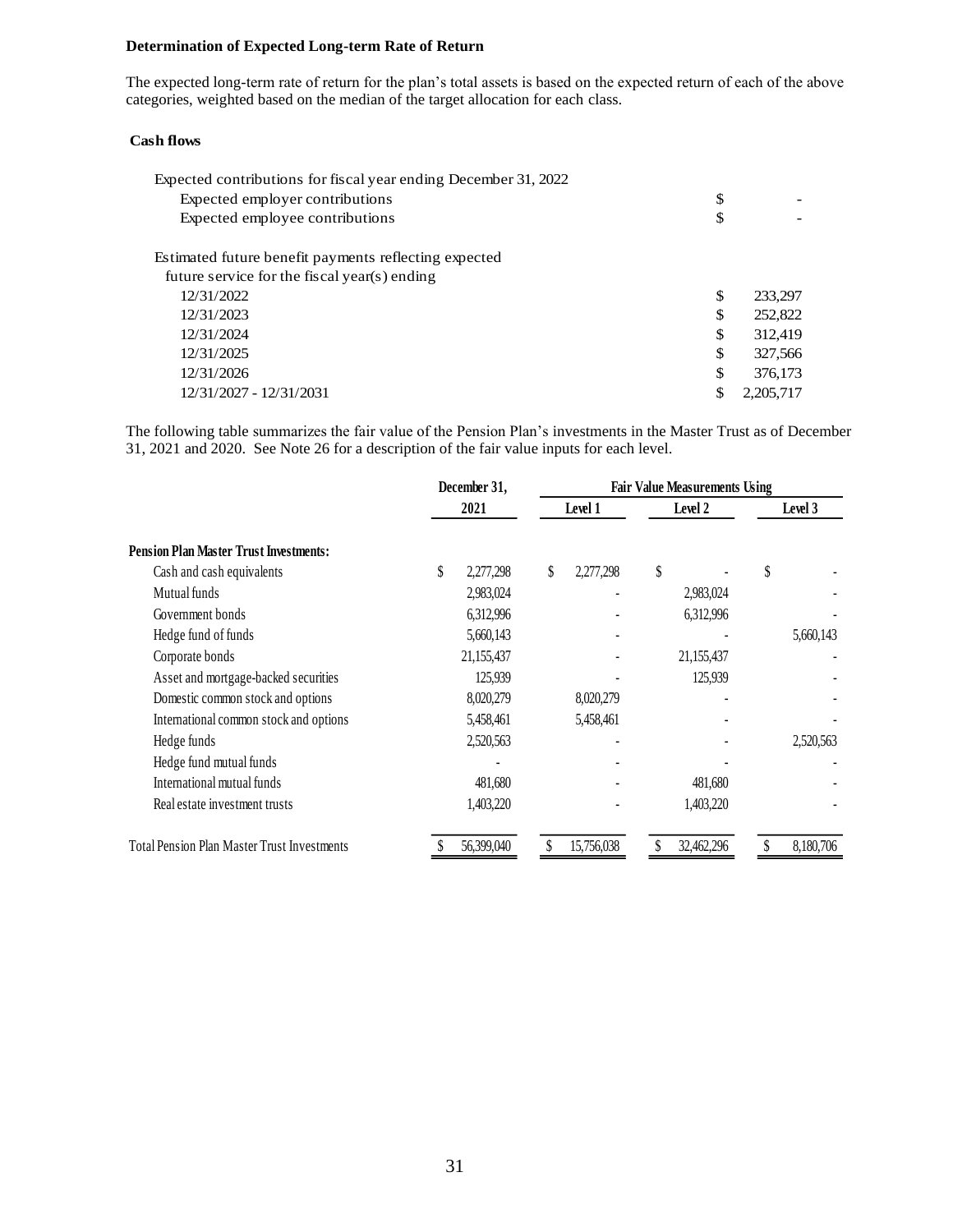**Determination of Expected Long-term Rate of Return**

The expected long-term rate of return for the plan's total assets is based on the expected return of each of the above categories, weighted based on the median of the target allocation for each class.

**Cash flows**

| | |
|---|---|
| Expected contributions for fiscal year ending December 31, 2022 | |
| Expected employer contributions | $ - |
| Expected employee contributions | $ - |
| | |
| Estimated future benefit payments reflecting expected future service for the fiscal year(s) ending | |
| 12/31/2022 | $ 233,297 |
| 12/31/2023 | $ 252,822 |
| 12/31/2024 | $ 312,419 |
| 12/31/2025 | $ 327,566 |
| 12/31/2026 | $ 376,173 |
| 12/31/2027 - 12/31/2031 | $ 2,205,717 |

The following table summarizes the fair value of the Pension Plan's investments in the Master Trust as of December 31, 2021 and 2020. See Note 26 for a description of the fair value inputs for each level.

| | December 31, | Fair Value Measurements Using | | |
|---|---|---|---|---|
| | 2021 | Level 1 | Level 2 | Level 3 |
| **Pension Plan Master Trust Investments:** | | | | |
| Cash and cash equivalents | $ 2,277,298 | $ 2,277,298 | $ - | $ - |
| Mutual funds | 2,983,024 | - | 2,983,024 | - |
| Government bonds | 6,312,996 | - | 6,312,996 | - |
| Hedge fund of funds | 5,660,143 | - | - | 5,660,143 |
| Corporate bonds | 21,155,437 | - | 21,155,437 | - |
| Asset and mortgage-backed securities | 125,939 | - | 125,939 | - |
| Domestic common stock and options | 8,020,279 | 8,020,279 | - | - |
| International common stock and options | 5,458,461 | 5,458,461 | - | - |
| Hedge funds | 2,520,563 | - | - | 2,520,563 |
| Hedge fund mutual funds | - | - | - | - |
| International mutual funds | 481,680 | - | 481,680 | - |
| Real estate investment trusts | 1,403,220 | - | 1,403,220 | - |
| Total Pension Plan Master Trust Investments | $ 56,399,040 | $ 15,756,038 | $ 32,462,296 | $ 8,180,706 |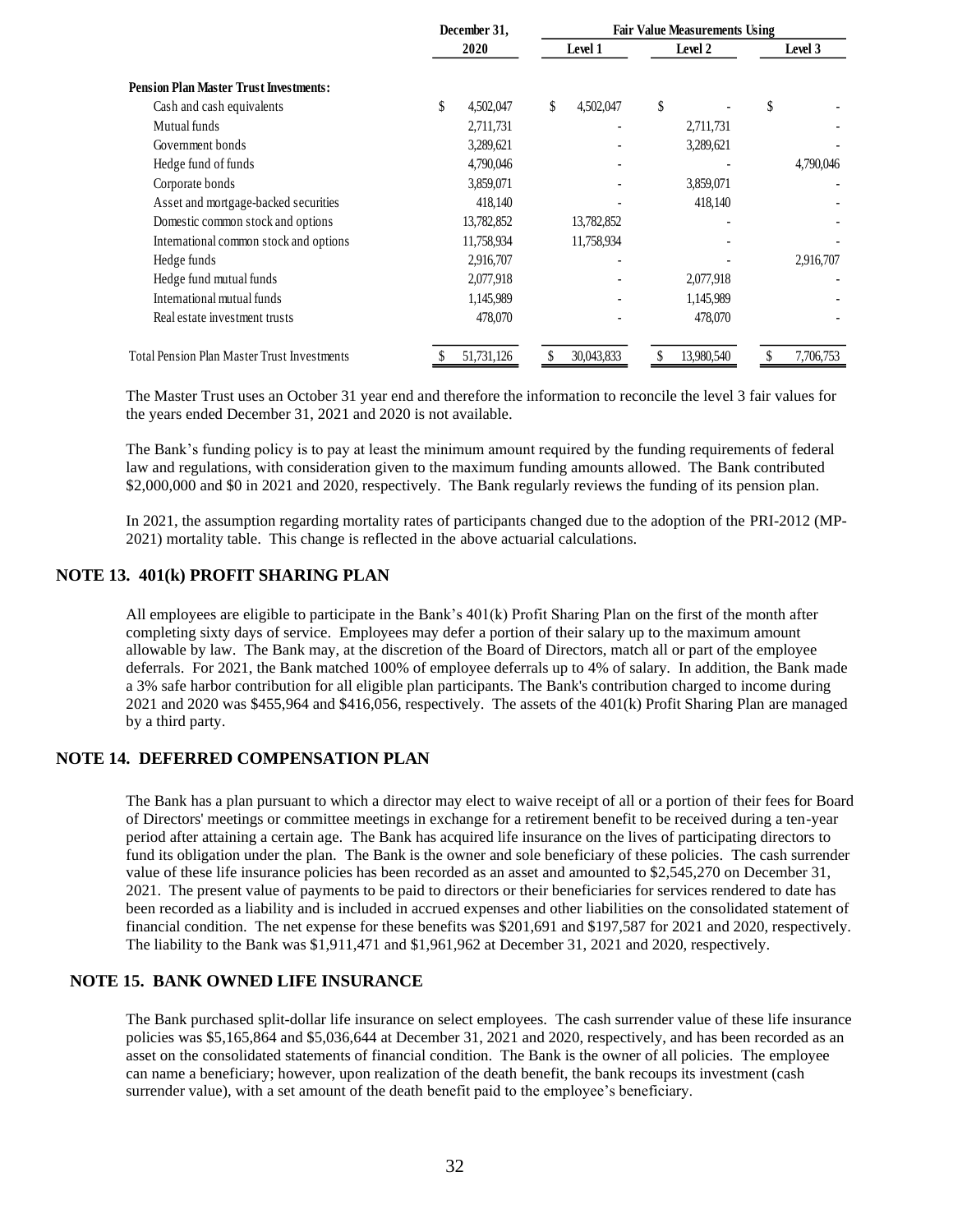| | December 31, 2020 | Fair Value Measurements Using | | |
|---|---|---|---|---|
| | | Level 1 | Level 2 | Level 3 |
| **Pension Plan Master Trust Investments:** | | | | |
| Cash and cash equivalents | $ 4,502,047 | $ 4,502,047 | $ - | $ - |
| Mutual funds | 2,711,731 | - | 2,711,731 | - |
| Government bonds | 3,289,621 | - | 3,289,621 | - |
| Hedge fund of funds | 4,790,046 | - | - | 4,790,046 |
| Corporate bonds | 3,859,071 | - | 3,859,071 | - |
| Asset and mortgage-backed securities | 418,140 | - | 418,140 | - |
| Domestic common stock and options | 13,782,852 | 13,782,852 | - | - |
| International common stock and options | 11,758,934 | 11,758,934 | - | - |
| Hedge funds | 2,916,707 | - | - | 2,916,707 |
| Hedge fund mutual funds | 2,077,918 | - | 2,077,918 | - |
| International mutual funds | 1,145,989 | - | 1,145,989 | - |
| Real estate investment trusts | 478,070 | - | 478,070 | - |
| Total Pension Plan Master Trust Investments | $ 51,731,126 | $ 30,043,833 | $ 13,980,540 | $ 7,706,753 |

The Master Trust uses an October 31 year end and therefore the information to reconcile the level 3 fair values for the years ended December 31, 2021 and 2020 is not available.

The Bank's funding policy is to pay at least the minimum amount required by the funding requirements of federal law and regulations, with consideration given to the maximum funding amounts allowed. The Bank contributed $2,000,000 and $0 in 2021 and 2020, respectively. The Bank regularly reviews the funding of its pension plan.

In 2021, the assumption regarding mortality rates of participants changed due to the adoption of the PRI-2012 (MP-2021) mortality table. This change is reflected in the above actuarial calculations.

## NOTE 13. 401(k) PROFIT SHARING PLAN

All employees are eligible to participate in the Bank's 401(k) Profit Sharing Plan on the first of the month after completing sixty days of service. Employees may defer a portion of their salary up to the maximum amount allowable by law. The Bank may, at the discretion of the Board of Directors, match all or part of the employee deferrals. For 2021, the Bank matched 100% of employee deferrals up to 4% of salary. In addition, the Bank made a 3% safe harbor contribution for all eligible plan participants. The Bank's contribution charged to income during 2021 and 2020 was $455,964 and $416,056, respectively. The assets of the 401(k) Profit Sharing Plan are managed by a third party.

## NOTE 14. DEFERRED COMPENSATION PLAN

The Bank has a plan pursuant to which a director may elect to waive receipt of all or a portion of their fees for Board of Directors' meetings or committee meetings in exchange for a retirement benefit to be received during a ten-year period after attaining a certain age. The Bank has acquired life insurance on the lives of participating directors to fund its obligation under the plan. The Bank is the owner and sole beneficiary of these policies. The cash surrender value of these life insurance policies has been recorded as an asset and amounted to $2,545,270 on December 31, 2021. The present value of payments to be paid to directors or their beneficiaries for services rendered to date has been recorded as a liability and is included in accrued expenses and other liabilities on the consolidated statement of financial condition. The net expense for these benefits was $201,691 and $197,587 for 2021 and 2020, respectively. The liability to the Bank was $1,911,471 and $1,961,962 at December 31, 2021 and 2020, respectively.

## NOTE 15. BANK OWNED LIFE INSURANCE

The Bank purchased split-dollar life insurance on select employees. The cash surrender value of these life insurance policies was $5,165,864 and $5,036,644 at December 31, 2021 and 2020, respectively, and has been recorded as an asset on the consolidated statements of financial condition. The Bank is the owner of all policies. The employee can name a beneficiary; however, upon realization of the death benefit, the bank recoups its investment (cash surrender value), with a set amount of the death benefit paid to the employee's beneficiary.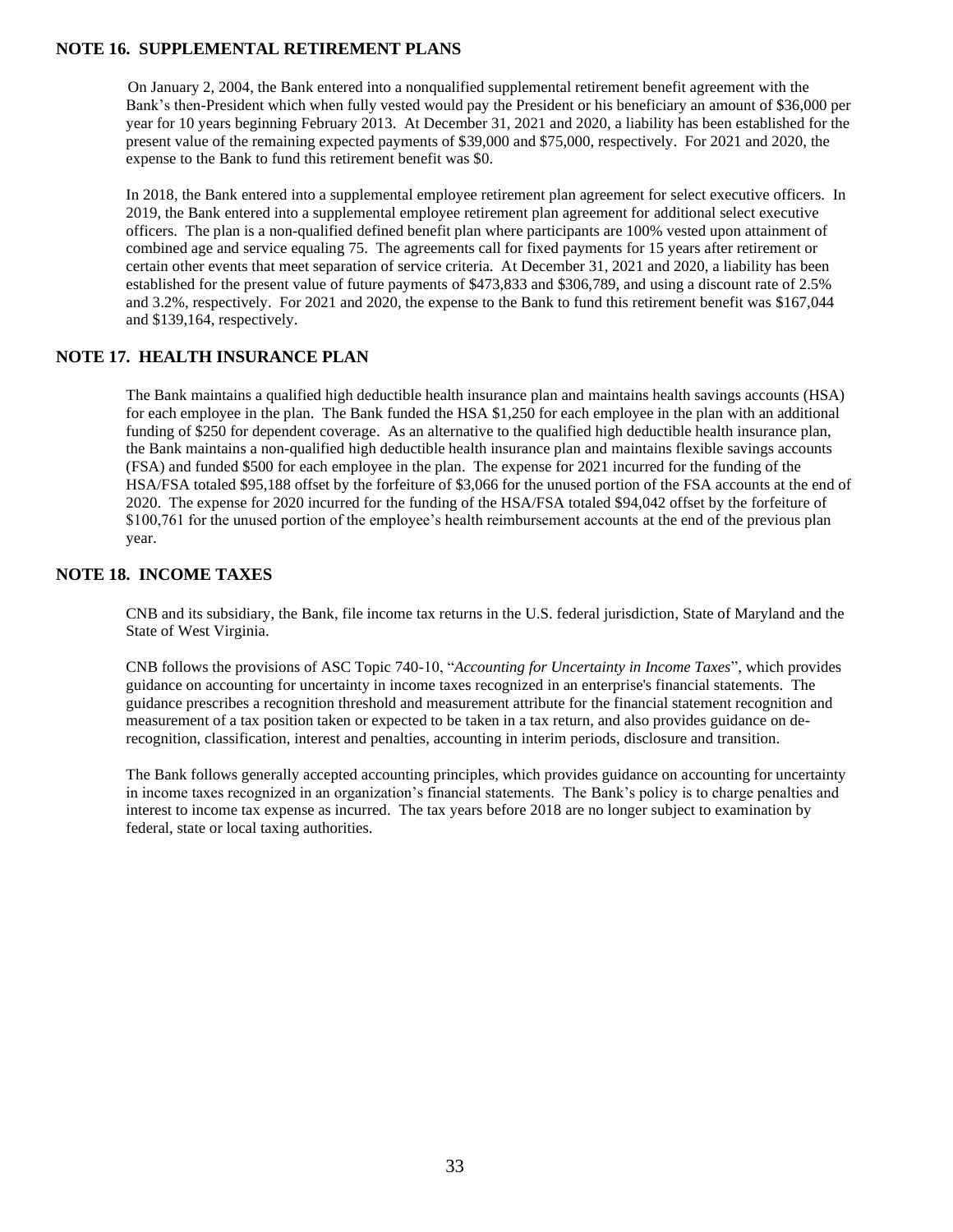## NOTE 16. SUPPLEMENTAL RETIREMENT PLANS

On January 2, 2004, the Bank entered into a nonqualified supplemental retirement benefit agreement with the Bank's then-President which when fully vested would pay the President or his beneficiary an amount of $36,000 per year for 10 years beginning February 2013. At December 31, 2021 and 2020, a liability has been established for the present value of the remaining expected payments of $39,000 and $75,000, respectively. For 2021 and 2020, the expense to the Bank to fund this retirement benefit was $0.

In 2018, the Bank entered into a supplemental employee retirement plan agreement for select executive officers. In 2019, the Bank entered into a supplemental employee retirement plan agreement for additional select executive officers. The plan is a non-qualified defined benefit plan where participants are 100% vested upon attainment of combined age and service equaling 75. The agreements call for fixed payments for 15 years after retirement or certain other events that meet separation of service criteria. At December 31, 2021 and 2020, a liability has been established for the present value of future payments of $473,833 and $306,789, and using a discount rate of 2.5% and 3.2%, respectively. For 2021 and 2020, the expense to the Bank to fund this retirement benefit was $167,044 and $139,164, respectively.

## NOTE 17. HEALTH INSURANCE PLAN

The Bank maintains a qualified high deductible health insurance plan and maintains health savings accounts (HSA) for each employee in the plan. The Bank funded the HSA $1,250 for each employee in the plan with an additional funding of $250 for dependent coverage. As an alternative to the qualified high deductible health insurance plan, the Bank maintains a non-qualified high deductible health insurance plan and maintains flexible savings accounts (FSA) and funded $500 for each employee in the plan. The expense for 2021 incurred for the funding of the HSA/FSA totaled $95,188 offset by the forfeiture of $3,066 for the unused portion of the FSA accounts at the end of 2020. The expense for 2020 incurred for the funding of the HSA/FSA totaled $94,042 offset by the forfeiture of $100,761 for the unused portion of the employee's health reimbursement accounts at the end of the previous plan year.

## NOTE 18. INCOME TAXES

CNB and its subsidiary, the Bank, file income tax returns in the U.S. federal jurisdiction, State of Maryland and the State of West Virginia.

CNB follows the provisions of ASC Topic 740-10, "*Accounting for Uncertainty in Income Taxes*", which provides guidance on accounting for uncertainty in income taxes recognized in an enterprise's financial statements. The guidance prescribes a recognition threshold and measurement attribute for the financial statement recognition and measurement of a tax position taken or expected to be taken in a tax return, and also provides guidance on de-recognition, classification, interest and penalties, accounting in interim periods, disclosure and transition.

The Bank follows generally accepted accounting principles, which provides guidance on accounting for uncertainty in income taxes recognized in an organization's financial statements. The Bank's policy is to charge penalties and interest to income tax expense as incurred. The tax years before 2018 are no longer subject to examination by federal, state or local taxing authorities.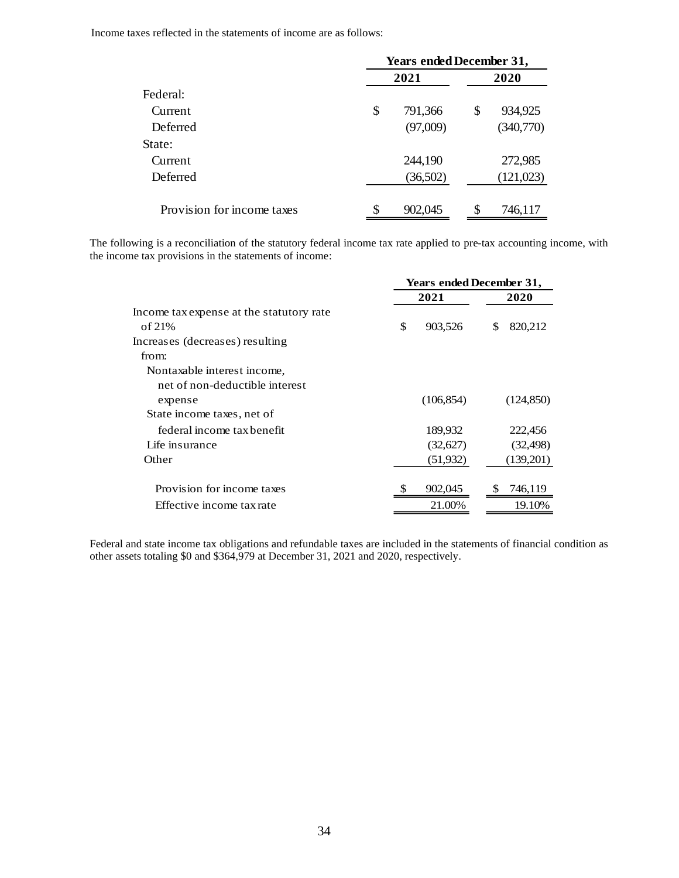Income taxes reflected in the statements of income are as follows:

| | Years ended December 31, | |
|---|---|---|
| | 2021 | 2020 |
| Federal: | | |
| Current | $ 791,366 | $ 934,925 |
| Deferred | (97,009) | (340,770) |
| State: | | |
| Current | 244,190 | 272,985 |
| Deferred | (36,502) | (121,023) |
| Provision for income taxes | $ 902,045 | $ 746,117 |

The following is a reconciliation of the statutory federal income tax rate applied to pre-tax accounting income, with the income tax provisions in the statements of income:

| | Years ended December 31, | |
|---|---|---|
| | 2021 | 2020 |
| Income tax expense at the statutory rate of 21% | $ 903,526 | $ 820,212 |
| Increases (decreases) resulting from: | | |
| Nontaxable interest income, net of non-deductible interest expense | (106,854) | (124,850) |
| State income taxes, net of federal income tax benefit | 189,932 | 222,456 |
| Life insurance | (32,627) | (32,498) |
| Other | (51,932) | (139,201) |
| Provision for income taxes | $ 902,045 | $ 746,119 |
| Effective income tax rate | 21.00% | 19.10% |

Federal and state income tax obligations and refundable taxes are included in the statements of financial condition as other assets totaling $0 and $364,979 at December 31, 2021 and 2020, respectively.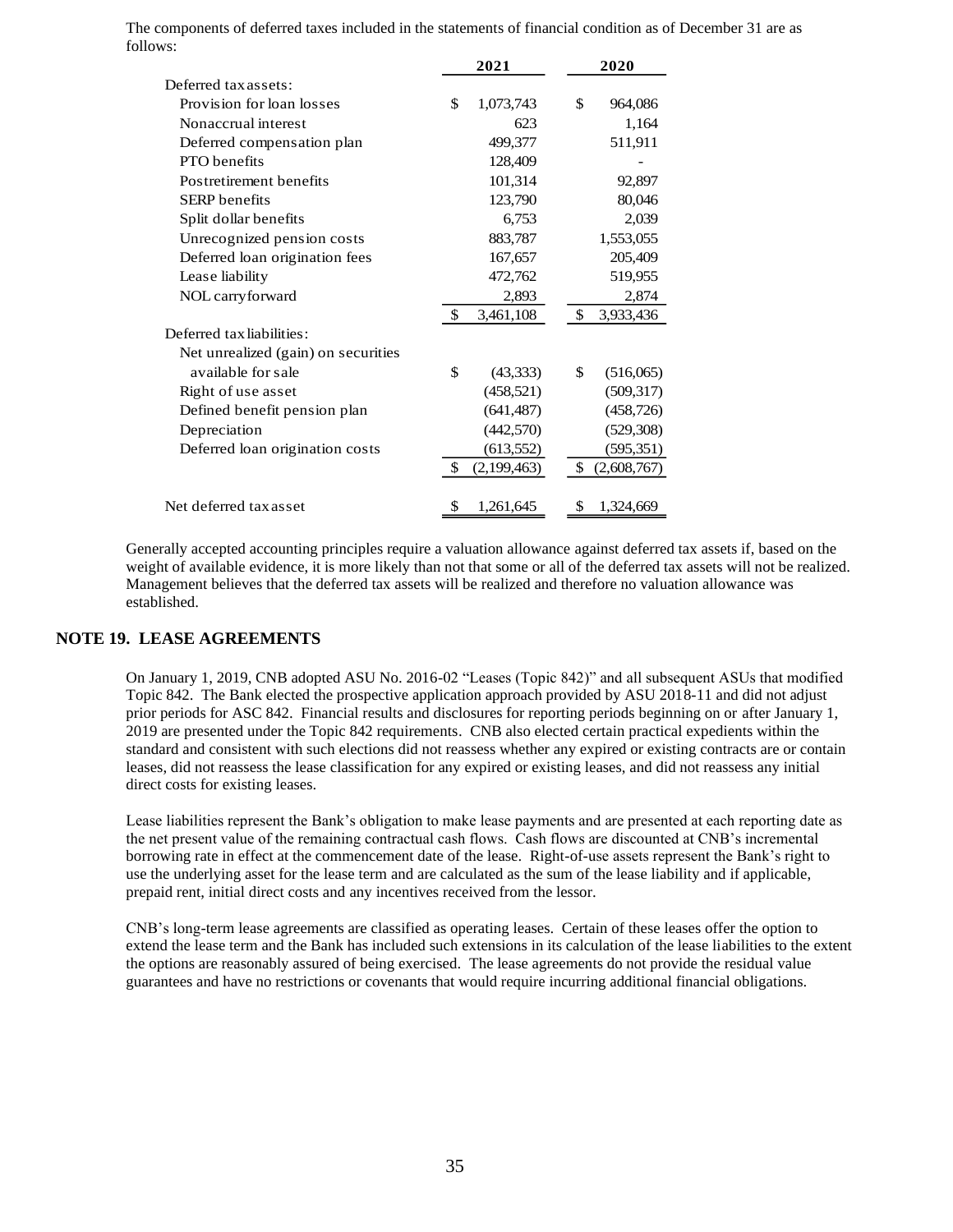The components of deferred taxes included in the statements of financial condition as of December 31 are as follows:

| | 2021 | 2020 |
|---|---|---|
| Deferred tax assets: | | |
| Provision for loan losses | $ 1,073,743 | $ 964,086 |
| Nonaccrual interest | 623 | 1,164 |
| Deferred compensation plan | 499,377 | 511,911 |
| PTO benefits | 128,409 | - |
| Postretirement benefits | 101,314 | 92,897 |
| SERP benefits | 123,790 | 80,046 |
| Split dollar benefits | 6,753 | 2,039 |
| Unrecognized pension costs | 883,787 | 1,553,055 |
| Deferred loan origination fees | 167,657 | 205,409 |
| Lease liability | 472,762 | 519,955 |
| NOL carryforward | 2,893 | 2,874 |
| | $ 3,461,108 | $ 3,933,436 |
| Deferred tax liabilities: | | |
| Net unrealized (gain) on securities available for sale | $ (43,333) | $ (516,065) |
| Right of use asset | (458,521) | (509,317) |
| Defined benefit pension plan | (641,487) | (458,726) |
| Depreciation | (442,570) | (529,308) |
| Deferred loan origination costs | (613,552) | (595,351) |
| | $ (2,199,463) | $ (2,608,767) |
| Net deferred tax asset | $ 1,261,645 | $ 1,324,669 |

Generally accepted accounting principles require a valuation allowance against deferred tax assets if, based on the weight of available evidence, it is more likely than not that some or all of the deferred tax assets will not be realized. Management believes that the deferred tax assets will be realized and therefore no valuation allowance was established.

## NOTE 19. LEASE AGREEMENTS

On January 1, 2019, CNB adopted ASU No. 2016-02 "Leases (Topic 842)" and all subsequent ASUs that modified Topic 842. The Bank elected the prospective application approach provided by ASU 2018-11 and did not adjust prior periods for ASC 842. Financial results and disclosures for reporting periods beginning on or after January 1, 2019 are presented under the Topic 842 requirements. CNB also elected certain practical expedients within the standard and consistent with such elections did not reassess whether any expired or existing contracts are or contain leases, did not reassess the lease classification for any expired or existing leases, and did not reassess any initial direct costs for existing leases.

Lease liabilities represent the Bank's obligation to make lease payments and are presented at each reporting date as the net present value of the remaining contractual cash flows. Cash flows are discounted at CNB's incremental borrowing rate in effect at the commencement date of the lease. Right-of-use assets represent the Bank's right to use the underlying asset for the lease term and are calculated as the sum of the lease liability and if applicable, prepaid rent, initial direct costs and any incentives received from the lessor.

CNB's long-term lease agreements are classified as operating leases. Certain of these leases offer the option to extend the lease term and the Bank has included such extensions in its calculation of the lease liabilities to the extent the options are reasonably assured of being exercised. The lease agreements do not provide the residual value guarantees and have no restrictions or covenants that would require incurring additional financial obligations.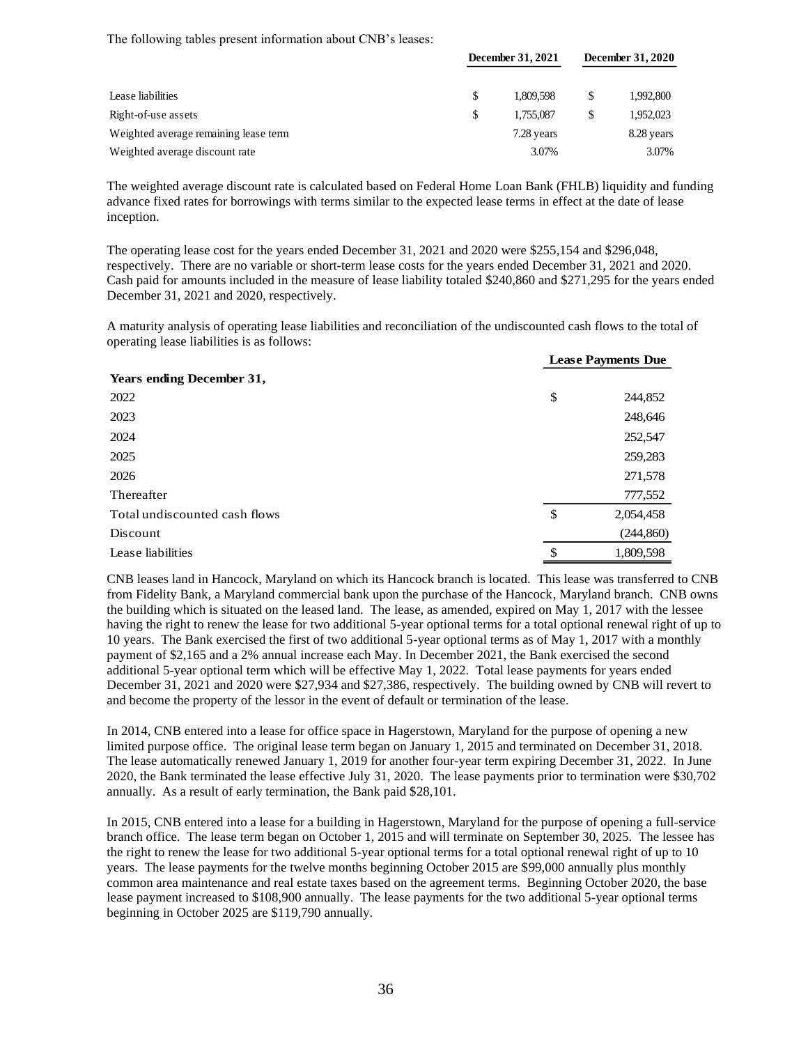The following tables present information about CNB's leases:

| | December 31, 2021 | December 31, 2020 |
|---|---|---|
| Lease liabilities | $ 1,809,598 | $ 1,992,800 |
| Right-of-use assets | $ 1,755,087 | $ 1,952,023 |
| Weighted average remaining lease term | 7.28 years | 8.28 years |
| Weighted average discount rate | 3.07% | 3.07% |

The weighted average discount rate is calculated based on Federal Home Loan Bank (FHLB) liquidity and funding advance fixed rates for borrowings with terms similar to the expected lease terms in effect at the date of lease inception.

The operating lease cost for the years ended December 31, 2021 and 2020 were $255,154 and $296,048, respectively. There are no variable or short-term lease costs for the years ended December 31, 2021 and 2020. Cash paid for amounts included in the measure of lease liability totaled $240,860 and $271,295 for the years ended December 31, 2021 and 2020, respectively.

A maturity analysis of operating lease liabilities and reconciliation of the undiscounted cash flows to the total of operating lease liabilities is as follows:

| | Lease Payments Due |
|---|---|
| **Years ending December 31,** | |
| 2022 | $ 244,852 |
| 2023 | 248,646 |
| 2024 | 252,547 |
| 2025 | 259,283 |
| 2026 | 271,578 |
| Thereafter | 777,552 |
| Total undiscounted cash flows | $ 2,054,458 |
| Discount | (244,860) |
| Lease liabilities | $ 1,809,598 |

CNB leases land in Hancock, Maryland on which its Hancock branch is located. This lease was transferred to CNB from Fidelity Bank, a Maryland commercial bank upon the purchase of the Hancock, Maryland branch. CNB owns the building which is situated on the leased land. The lease, as amended, expired on May 1, 2017 with the lessee having the right to renew the lease for two additional 5-year optional terms for a total optional renewal right of up to 10 years. The Bank exercised the first of two additional 5-year optional terms as of May 1, 2017 with a monthly payment of $2,165 and a 2% annual increase each May. In December 2021, the Bank exercised the second additional 5-year optional term which will be effective May 1, 2022. Total lease payments for years ended December 31, 2021 and 2020 were $27,934 and $27,386, respectively. The building owned by CNB will revert to and become the property of the lessor in the event of default or termination of the lease.

In 2014, CNB entered into a lease for office space in Hagerstown, Maryland for the purpose of opening a new limited purpose office. The original lease term began on January 1, 2015 and terminated on December 31, 2018. The lease automatically renewed January 1, 2019 for another four-year term expiring December 31, 2022. In June 2020, the Bank terminated the lease effective July 31, 2020. The lease payments prior to termination were $30,702 annually. As a result of early termination, the Bank paid $28,101.

In 2015, CNB entered into a lease for a building in Hagerstown, Maryland for the purpose of opening a full-service branch office. The lease term began on October 1, 2015 and will terminate on September 30, 2025. The lessee has the right to renew the lease for two additional 5-year optional terms for a total optional renewal right of up to 10 years. The lease payments for the twelve months beginning October 2015 are $99,000 annually plus monthly common area maintenance and real estate taxes based on the agreement terms. Beginning October 2020, the base lease payment increased to $108,900 annually. The lease payments for the two additional 5-year optional terms beginning in October 2025 are $119,790 annually.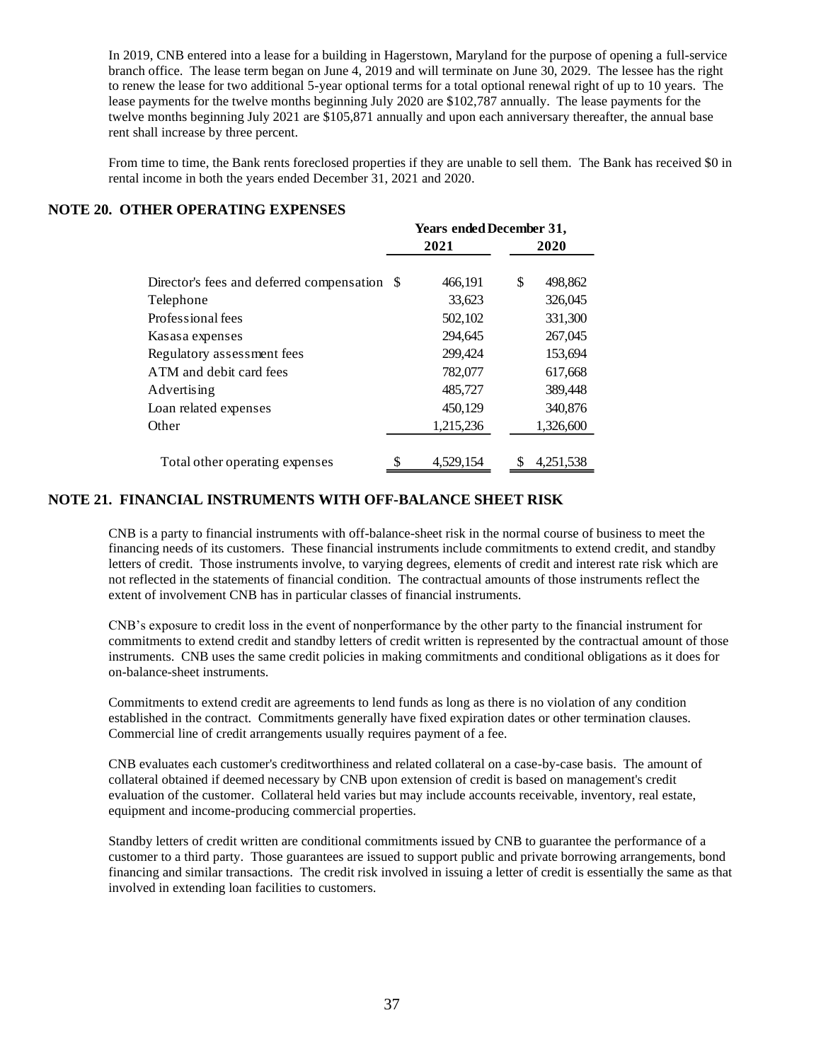In 2019, CNB entered into a lease for a building in Hagerstown, Maryland for the purpose of opening a full-service branch office. The lease term began on June 4, 2019 and will terminate on June 30, 2029. The lessee has the right to renew the lease for two additional 5-year optional terms for a total optional renewal right of up to 10 years. The lease payments for the twelve months beginning July 2020 are $102,787 annually. The lease payments for the twelve months beginning July 2021 are $105,871 annually and upon each anniversary thereafter, the annual base rent shall increase by three percent.

From time to time, the Bank rents foreclosed properties if they are unable to sell them. The Bank has received $0 in rental income in both the years ended December 31, 2021 and 2020.

## NOTE 20. OTHER OPERATING EXPENSES

| | Years ended December 31, | |
|---|---|---|
| | 2021 | 2020 |
| Director's fees and deferred compensation | $ 466,191 | $ 498,862 |
| Telephone | 33,623 | 326,045 |
| Professional fees | 502,102 | 331,300 |
| Kasasa expenses | 294,645 | 267,045 |
| Regulatory assessment fees | 299,424 | 153,694 |
| ATM and debit card fees | 782,077 | 617,668 |
| Advertising | 485,727 | 389,448 |
| Loan related expenses | 450,129 | 340,876 |
| Other | 1,215,236 | 1,326,600 |
| Total other operating expenses | $ 4,529,154 | $ 4,251,538 |

## NOTE 21. FINANCIAL INSTRUMENTS WITH OFF-BALANCE SHEET RISK

CNB is a party to financial instruments with off-balance-sheet risk in the normal course of business to meet the financing needs of its customers. These financial instruments include commitments to extend credit, and standby letters of credit. Those instruments involve, to varying degrees, elements of credit and interest rate risk which are not reflected in the statements of financial condition. The contractual amounts of those instruments reflect the extent of involvement CNB has in particular classes of financial instruments.

CNB's exposure to credit loss in the event of nonperformance by the other party to the financial instrument for commitments to extend credit and standby letters of credit written is represented by the contractual amount of those instruments. CNB uses the same credit policies in making commitments and conditional obligations as it does for on-balance-sheet instruments.

Commitments to extend credit are agreements to lend funds as long as there is no violation of any condition established in the contract. Commitments generally have fixed expiration dates or other termination clauses. Commercial line of credit arrangements usually requires payment of a fee.

CNB evaluates each customer's creditworthiness and related collateral on a case-by-case basis. The amount of collateral obtained if deemed necessary by CNB upon extension of credit is based on management's credit evaluation of the customer. Collateral held varies but may include accounts receivable, inventory, real estate, equipment and income-producing commercial properties.

Standby letters of credit written are conditional commitments issued by CNB to guarantee the performance of a customer to a third party. Those guarantees are issued to support public and private borrowing arrangements, bond financing and similar transactions. The credit risk involved in issuing a letter of credit is essentially the same as that involved in extending loan facilities to customers.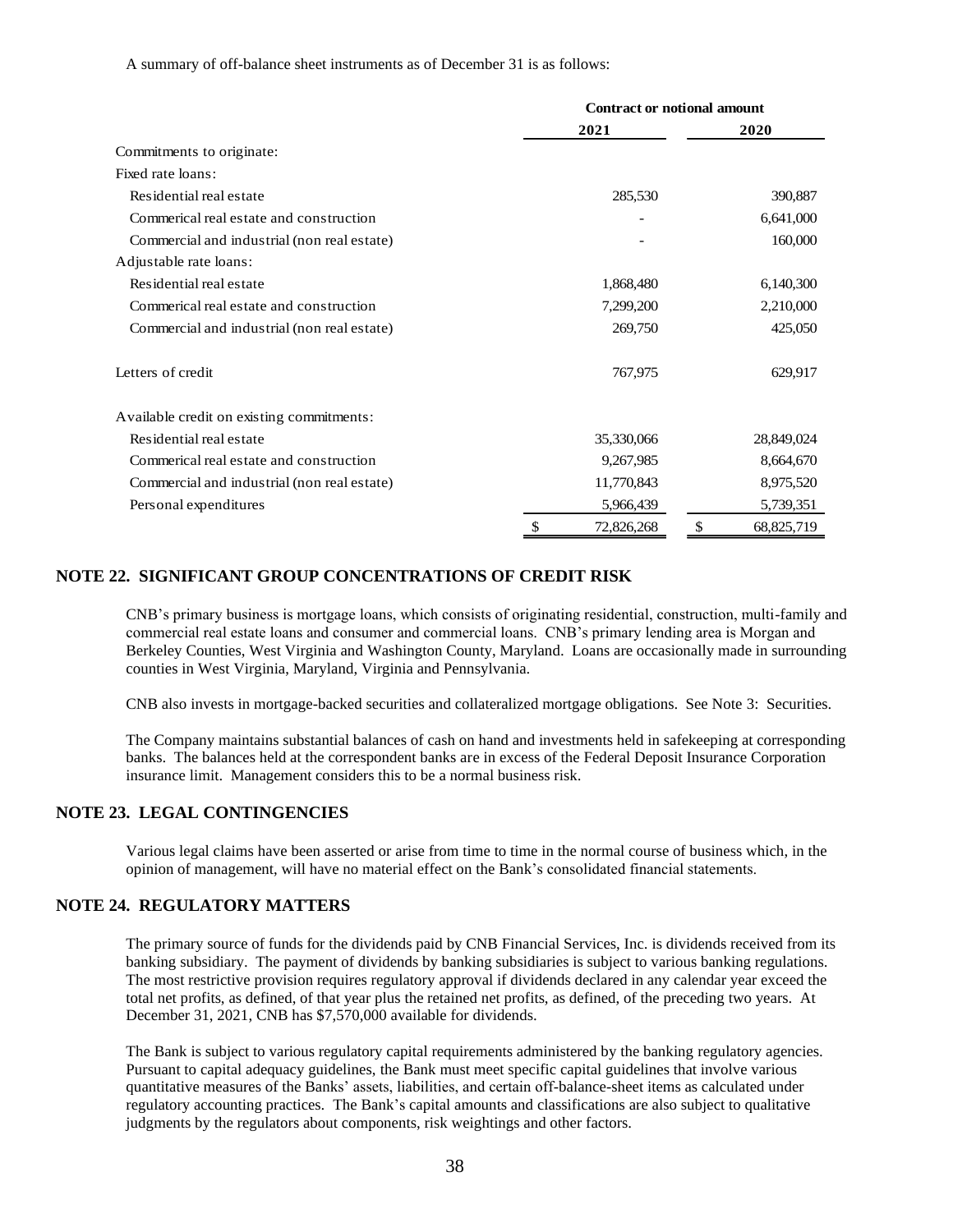A summary of off-balance sheet instruments as of December 31 is as follows:

| | Contract or notional amount | |
|---|---|---|
| | **2021** | **2020** |
| Commitments to originate: | | |
| Fixed rate loans: | | |
| Residential real estate | 285,530 | 390,887 |
| Commerical real estate and construction | - | 6,641,000 |
| Commercial and industrial (non real estate) | - | 160,000 |
| Adjustable rate loans: | | |
| Residential real estate | 1,868,480 | 6,140,300 |
| Commerical real estate and construction | 7,299,200 | 2,210,000 |
| Commercial and industrial (non real estate) | 269,750 | 425,050 |
| Letters of credit | 767,975 | 629,917 |
| Available credit on existing commitments: | | |
| Residential real estate | 35,330,066 | 28,849,024 |
| Commerical real estate and construction | 9,267,985 | 8,664,670 |
| Commercial and industrial (non real estate) | 11,770,843 | 8,975,520 |
| Personal expenditures | 5,966,439 | 5,739,351 |
| | $ 72,826,268 | $ 68,825,719 |

## NOTE 22. SIGNIFICANT GROUP CONCENTRATIONS OF CREDIT RISK

CNB's primary business is mortgage loans, which consists of originating residential, construction, multi-family and commercial real estate loans and consumer and commercial loans. CNB's primary lending area is Morgan and Berkeley Counties, West Virginia and Washington County, Maryland. Loans are occasionally made in surrounding counties in West Virginia, Maryland, Virginia and Pennsylvania.

CNB also invests in mortgage-backed securities and collateralized mortgage obligations. See Note 3: Securities.

The Company maintains substantial balances of cash on hand and investments held in safekeeping at corresponding banks. The balances held at the correspondent banks are in excess of the Federal Deposit Insurance Corporation insurance limit. Management considers this to be a normal business risk.

## NOTE 23. LEGAL CONTINGENCIES

Various legal claims have been asserted or arise from time to time in the normal course of business which, in the opinion of management, will have no material effect on the Bank's consolidated financial statements.

## NOTE 24. REGULATORY MATTERS

The primary source of funds for the dividends paid by CNB Financial Services, Inc. is dividends received from its banking subsidiary. The payment of dividends by banking subsidiaries is subject to various banking regulations. The most restrictive provision requires regulatory approval if dividends declared in any calendar year exceed the total net profits, as defined, of that year plus the retained net profits, as defined, of the preceding two years. At December 31, 2021, CNB has $7,570,000 available for dividends.

The Bank is subject to various regulatory capital requirements administered by the banking regulatory agencies. Pursuant to capital adequacy guidelines, the Bank must meet specific capital guidelines that involve various quantitative measures of the Banks' assets, liabilities, and certain off-balance-sheet items as calculated under regulatory accounting practices. The Bank's capital amounts and classifications are also subject to qualitative judgments by the regulators about components, risk weightings and other factors.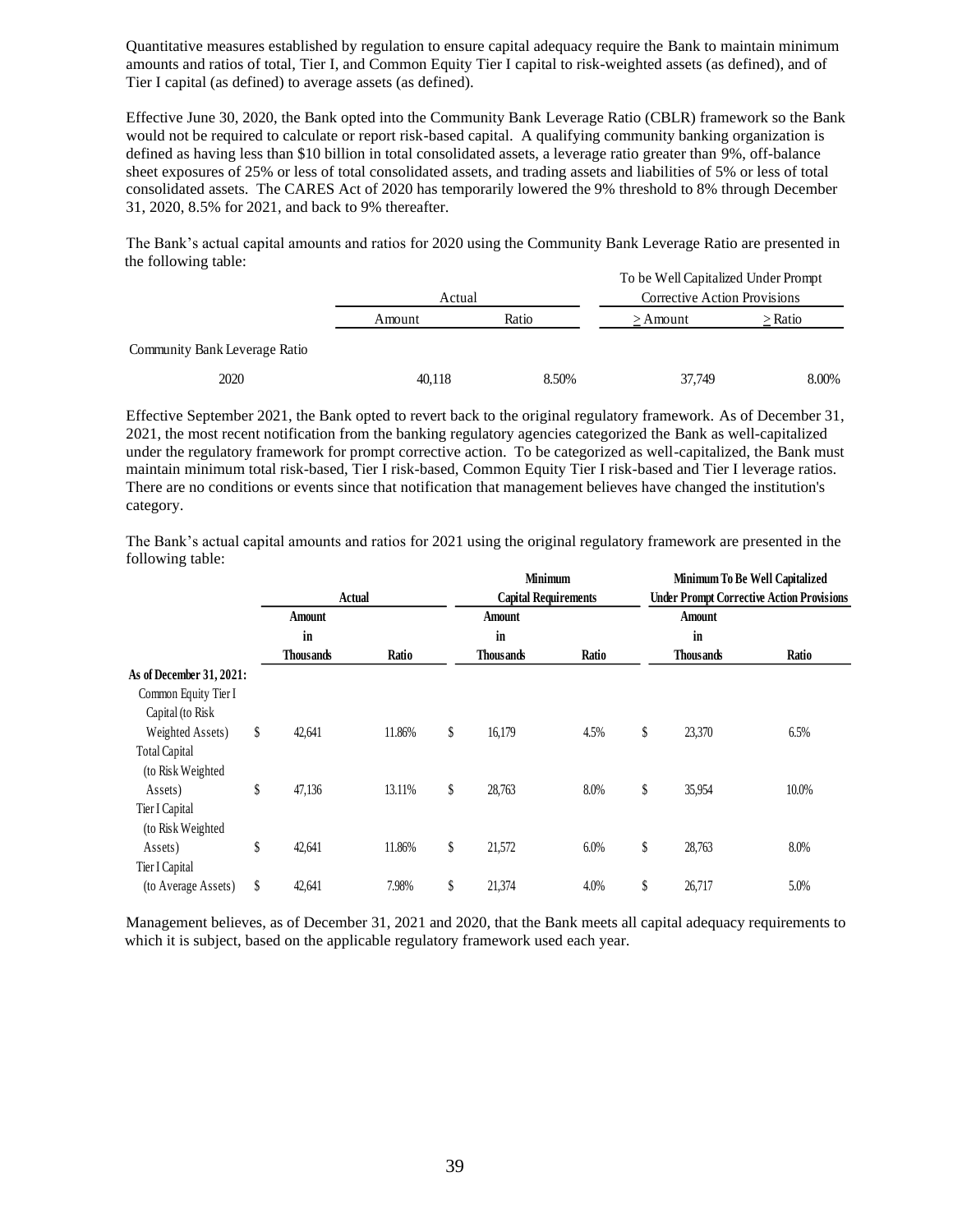Quantitative measures established by regulation to ensure capital adequacy require the Bank to maintain minimum amounts and ratios of total, Tier I, and Common Equity Tier I capital to risk-weighted assets (as defined), and of Tier I capital (as defined) to average assets (as defined).

Effective June 30, 2020, the Bank opted into the Community Bank Leverage Ratio (CBLR) framework so the Bank would not be required to calculate or report risk-based capital. A qualifying community banking organization is defined as having less than $10 billion in total consolidated assets, a leverage ratio greater than 9%, off-balance sheet exposures of 25% or less of total consolidated assets, and trading assets and liabilities of 5% or less of total consolidated assets. The CARES Act of 2020 has temporarily lowered the 9% threshold to 8% through December 31, 2020, 8.5% for 2021, and back to 9% thereafter.

The Bank's actual capital amounts and ratios for 2020 using the Community Bank Leverage Ratio are presented in the following table:

| | Actual | | To be Well Capitalized Under Prompt Corrective Action Provisions | |
|---|---|---|---|---|
| | Amount | Ratio | ≥ Amount | ≥ Ratio |
| Community Bank Leverage Ratio | | | | |
| 2020 | 40,118 | 8.50% | 37,749 | 8.00% |

Effective September 2021, the Bank opted to revert back to the original regulatory framework. As of December 31, 2021, the most recent notification from the banking regulatory agencies categorized the Bank as well-capitalized under the regulatory framework for prompt corrective action. To be categorized as well-capitalized, the Bank must maintain minimum total risk-based, Tier I risk-based, Common Equity Tier I risk-based and Tier I leverage ratios. There are no conditions or events since that notification that management believes have changed the institution's category.

The Bank's actual capital amounts and ratios for 2021 using the original regulatory framework are presented in the following table:

| | Actual | | Minimum Capital Requirements | | Minimum To Be Well Capitalized Under Prompt Corrective Action Provisions | |
|---|---|---|---|---|---|---|
| | Amount in Thousands | Ratio | Amount in Thousands | Ratio | Amount in Thousands | Ratio |
| **As of December 31, 2021:** | | | | | | |
| Common Equity Tier I Capital (to Risk Weighted Assets) | $ 42,641 | 11.86% | $ 16,179 | 4.5% | $ 23,370 | 6.5% |
| Total Capital (to Risk Weighted Assets) | $ 47,136 | 13.11% | $ 28,763 | 8.0% | $ 35,954 | 10.0% |
| Tier I Capital (to Risk Weighted Assets) | $ 42,641 | 11.86% | $ 21,572 | 6.0% | $ 28,763 | 8.0% |
| Tier I Capital (to Average Assets) | $ 42,641 | 7.98% | $ 21,374 | 4.0% | $ 26,717 | 5.0% |

Management believes, as of December 31, 2021 and 2020, that the Bank meets all capital adequacy requirements to which it is subject, based on the applicable regulatory framework used each year.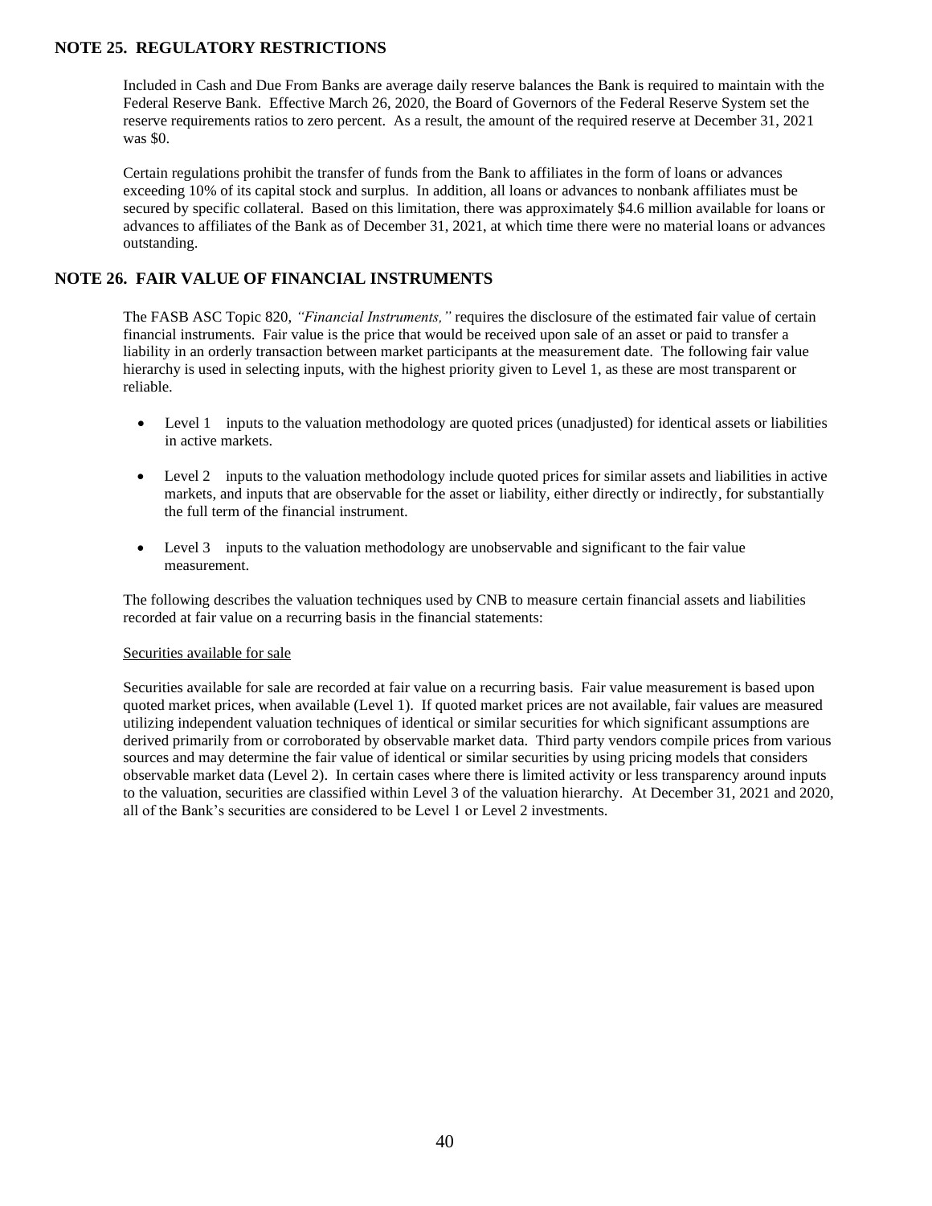## NOTE 25. REGULATORY RESTRICTIONS

Included in Cash and Due From Banks are average daily reserve balances the Bank is required to maintain with the Federal Reserve Bank. Effective March 26, 2020, the Board of Governors of the Federal Reserve System set the reserve requirements ratios to zero percent. As a result, the amount of the required reserve at December 31, 2021 was $0.

Certain regulations prohibit the transfer of funds from the Bank to affiliates in the form of loans or advances exceeding 10% of its capital stock and surplus. In addition, all loans or advances to nonbank affiliates must be secured by specific collateral. Based on this limitation, there was approximately $4.6 million available for loans or advances to affiliates of the Bank as of December 31, 2021, at which time there were no material loans or advances outstanding.

## NOTE 26. FAIR VALUE OF FINANCIAL INSTRUMENTS

The FASB ASC Topic 820, *"Financial Instruments,"* requires the disclosure of the estimated fair value of certain financial instruments. Fair value is the price that would be received upon sale of an asset or paid to transfer a liability in an orderly transaction between market participants at the measurement date. The following fair value hierarchy is used in selecting inputs, with the highest priority given to Level 1, as these are most transparent or reliable.

- Level 1 inputs to the valuation methodology are quoted prices (unadjusted) for identical assets or liabilities in active markets.
- Level 2 inputs to the valuation methodology include quoted prices for similar assets and liabilities in active markets, and inputs that are observable for the asset or liability, either directly or indirectly, for substantially the full term of the financial instrument.
- Level 3 inputs to the valuation methodology are unobservable and significant to the fair value measurement.

The following describes the valuation techniques used by CNB to measure certain financial assets and liabilities recorded at fair value on a recurring basis in the financial statements:

Securities available for sale

Securities available for sale are recorded at fair value on a recurring basis. Fair value measurement is based upon quoted market prices, when available (Level 1). If quoted market prices are not available, fair values are measured utilizing independent valuation techniques of identical or similar securities for which significant assumptions are derived primarily from or corroborated by observable market data. Third party vendors compile prices from various sources and may determine the fair value of identical or similar securities by using pricing models that considers observable market data (Level 2). In certain cases where there is limited activity or less transparency around inputs to the valuation, securities are classified within Level 3 of the valuation hierarchy. At December 31, 2021 and 2020, all of the Bank's securities are considered to be Level 1 or Level 2 investments.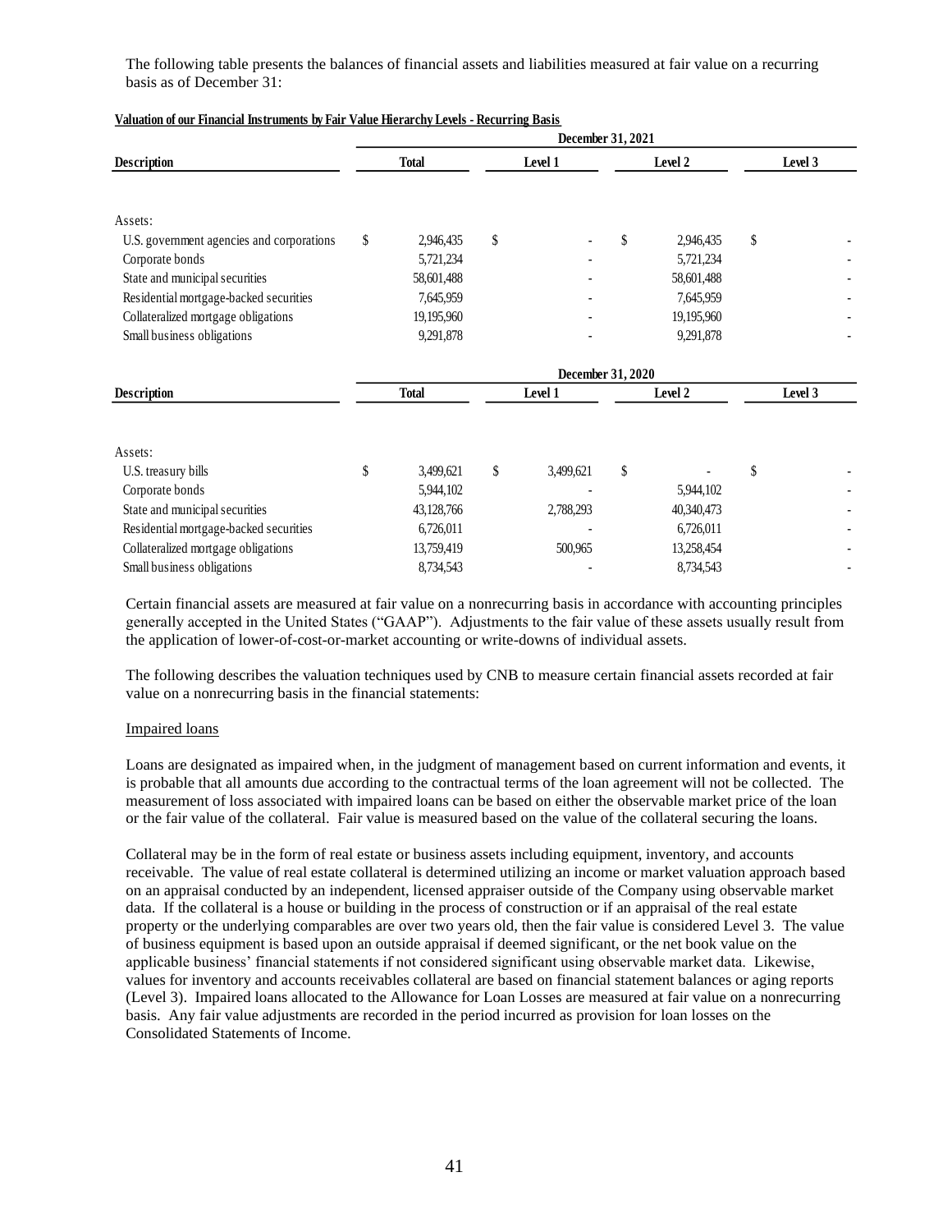The following table presents the balances of financial assets and liabilities measured at fair value on a recurring basis as of December 31:

**Valuation of our Financial Instruments by Fair Value Hierarchy Levels - Recurring Basis**

| Description | December 31, 2021 | | | |
|---|---|---|---|---|
| | Total | Level 1 | Level 2 | Level 3 |
| Assets: | | | | |
| U.S. government agencies and corporations | $ 2,946,435 | $ - | $ 2,946,435 | $ - |
| Corporate bonds | 5,721,234 | - | 5,721,234 | - |
| State and municipal securities | 58,601,488 | - | 58,601,488 | - |
| Residential mortgage-backed securities | 7,645,959 | - | 7,645,959 | - |
| Collateralized mortgage obligations | 19,195,960 | - | 19,195,960 | - |
| Small business obligations | 9,291,878 | - | 9,291,878 | - |

| Description | December 31, 2020 | | | |
|---|---|---|---|---|
| | Total | Level 1 | Level 2 | Level 3 |
| Assets: | | | | |
| U.S. treasury bills | $ 3,499,621 | $ 3,499,621 | $ - | $ - |
| Corporate bonds | 5,944,102 | - | 5,944,102 | - |
| State and municipal securities | 43,128,766 | 2,788,293 | 40,340,473 | - |
| Residential mortgage-backed securities | 6,726,011 | - | 6,726,011 | - |
| Collateralized mortgage obligations | 13,759,419 | 500,965 | 13,258,454 | - |
| Small business obligations | 8,734,543 | - | 8,734,543 | - |

Certain financial assets are measured at fair value on a nonrecurring basis in accordance with accounting principles generally accepted in the United States ("GAAP"). Adjustments to the fair value of these assets usually result from the application of lower-of-cost-or-market accounting or write-downs of individual assets.

The following describes the valuation techniques used by CNB to measure certain financial assets recorded at fair value on a nonrecurring basis in the financial statements:

Impaired loans

Loans are designated as impaired when, in the judgment of management based on current information and events, it is probable that all amounts due according to the contractual terms of the loan agreement will not be collected. The measurement of loss associated with impaired loans can be based on either the observable market price of the loan or the fair value of the collateral. Fair value is measured based on the value of the collateral securing the loans.

Collateral may be in the form of real estate or business assets including equipment, inventory, and accounts receivable. The value of real estate collateral is determined utilizing an income or market valuation approach based on an appraisal conducted by an independent, licensed appraiser outside of the Company using observable market data. If the collateral is a house or building in the process of construction or if an appraisal of the real estate property or the underlying comparables are over two years old, then the fair value is considered Level 3. The value of business equipment is based upon an outside appraisal if deemed significant, or the net book value on the applicable business' financial statements if not considered significant using observable market data. Likewise, values for inventory and accounts receivables collateral are based on financial statement balances or aging reports (Level 3). Impaired loans allocated to the Allowance for Loan Losses are measured at fair value on a nonrecurring basis. Any fair value adjustments are recorded in the period incurred as provision for loan losses on the Consolidated Statements of Income.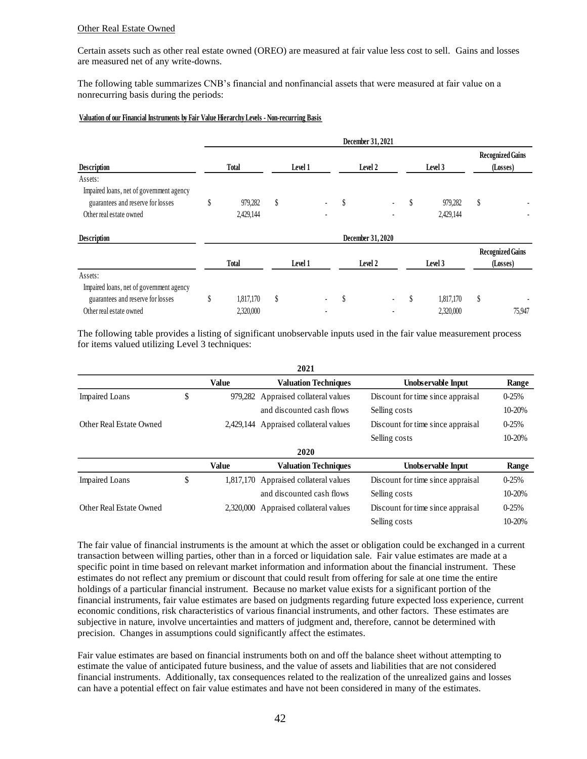Other Real Estate Owned

Certain assets such as other real estate owned (OREO) are measured at fair value less cost to sell. Gains and losses are measured net of any write-downs.

The following table summarizes CNB's financial and nonfinancial assets that were measured at fair value on a nonrecurring basis during the periods:

**Valuation of our Financial Instruments by Fair Value Hierarchy Levels - Non-recurring Basis**

| Description | December 31, 2021 | | | | |
|---|---|---|---|---|---|
| | Total | Level 1 | Level 2 | Level 3 | Recognized Gains (Losses) |
| Assets: | | | | | |
| Impaired loans, net of government agency guarantees and reserve for losses | $ 979,282 | $ - | $ - | $ 979,282 | $ - |
| Other real estate owned | 2,429,144 | - | - | 2,429,144 | - |

| Description | December 31, 2020 | | | | |
|---|---|---|---|---|---|
| | Total | Level 1 | Level 2 | Level 3 | Recognized Gains (Losses) |
| Assets: | | | | | |
| Impaired loans, net of government agency guarantees and reserve for losses | $ 1,817,170 | $ - | $ - | $ 1,817,170 | $ - |
| Other real estate owned | 2,320,000 | - | - | 2,320,000 | 75,947 |

The following table provides a listing of significant unobservable inputs used in the fair value measurement process for items valued utilizing Level 3 techniques:

| 2021 | Value | Valuation Techniques | Unobservable Input | Range |
|---|---|---|---|---|
| Impaired Loans | $ 979,282 | Appraised collateral values and discounted cash flows | Discount for time since appraisal | 0-25% |
| | | | Selling costs | 10-20% |
| Other Real Estate Owned | 2,429,144 | Appraised collateral values | Discount for time since appraisal | 0-25% |
| | | | Selling costs | 10-20% |

| 2020 | Value | Valuation Techniques | Unobservable Input | Range |
|---|---|---|---|---|
| Impaired Loans | $ 1,817,170 | Appraised collateral values and discounted cash flows | Discount for time since appraisal | 0-25% |
| | | | Selling costs | 10-20% |
| Other Real Estate Owned | 2,320,000 | Appraised collateral values | Discount for time since appraisal | 0-25% |
| | | | Selling costs | 10-20% |

The fair value of financial instruments is the amount at which the asset or obligation could be exchanged in a current transaction between willing parties, other than in a forced or liquidation sale. Fair value estimates are made at a specific point in time based on relevant market information and information about the financial instrument. These estimates do not reflect any premium or discount that could result from offering for sale at one time the entire holdings of a particular financial instrument. Because no market value exists for a significant portion of the financial instruments, fair value estimates are based on judgments regarding future expected loss experience, current economic conditions, risk characteristics of various financial instruments, and other factors. These estimates are subjective in nature, involve uncertainties and matters of judgment and, therefore, cannot be determined with precision. Changes in assumptions could significantly affect the estimates.

Fair value estimates are based on financial instruments both on and off the balance sheet without attempting to estimate the value of anticipated future business, and the value of assets and liabilities that are not considered financial instruments. Additionally, tax consequences related to the realization of the unrealized gains and losses can have a potential effect on fair value estimates and have not been considered in many of the estimates.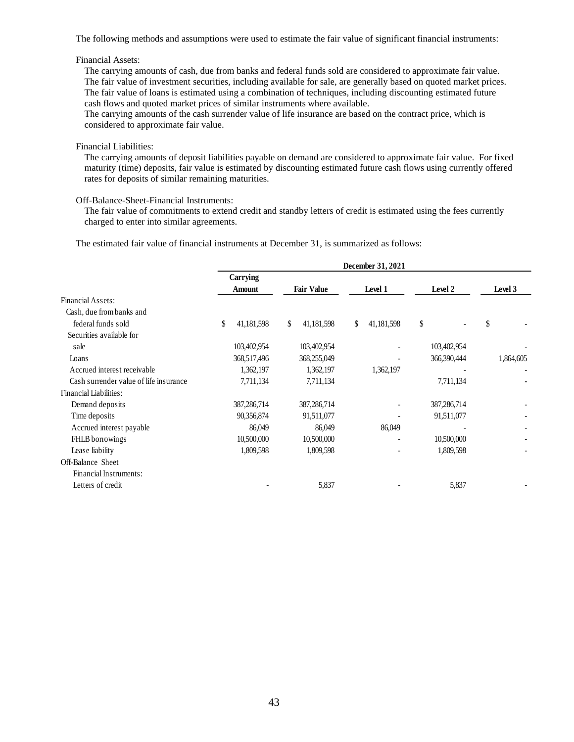The following methods and assumptions were used to estimate the fair value of significant financial instruments:

Financial Assets:

The carrying amounts of cash, due from banks and federal funds sold are considered to approximate fair value.
The fair value of investment securities, including available for sale, are generally based on quoted market prices.
The fair value of loans is estimated using a combination of techniques, including discounting estimated future cash flows and quoted market prices of similar instruments where available.
The carrying amounts of the cash surrender value of life insurance are based on the contract price, which is considered to approximate fair value.

Financial Liabilities:

The carrying amounts of deposit liabilities payable on demand are considered to approximate fair value. For fixed maturity (time) deposits, fair value is estimated by discounting estimated future cash flows using currently offered rates for deposits of similar remaining maturities.

Off-Balance-Sheet-Financial Instruments:

The fair value of commitments to extend credit and standby letters of credit is estimated using the fees currently charged to enter into similar agreements.

The estimated fair value of financial instruments at December 31, is summarized as follows:

| | December 31, 2021 | | | | |
|---|---|---|---|---|---|
| | Carrying Amount | Fair Value | Level 1 | Level 2 | Level 3 |
| Financial Assets: | | | | | |
| Cash, due from banks and federal funds sold | $ 41,181,598 | $ 41,181,598 | $ 41,181,598 | $ - | $ - |
| Securities available for sale | 103,402,954 | 103,402,954 | - | 103,402,954 | - |
| Loans | 368,517,496 | 368,255,049 | - | 366,390,444 | 1,864,605 |
| Accrued interest receivable | 1,362,197 | 1,362,197 | 1,362,197 | - | - |
| Cash surrender value of life insurance | 7,711,134 | 7,711,134 | | 7,711,134 | - |
| Financial Liabilities: | | | | | |
| Demand deposits | 387,286,714 | 387,286,714 | - | 387,286,714 | - |
| Time deposits | 90,356,874 | 91,511,077 | - | 91,511,077 | - |
| Accrued interest payable | 86,049 | 86,049 | 86,049 | - | - |
| FHLB borrowings | 10,500,000 | 10,500,000 | - | 10,500,000 | - |
| Lease liability | 1,809,598 | 1,809,598 | - | 1,809,598 | - |
| Off-Balance Sheet Financial Instruments: | | | | | |
| Letters of credit | - | 5,837 | - | 5,837 | - |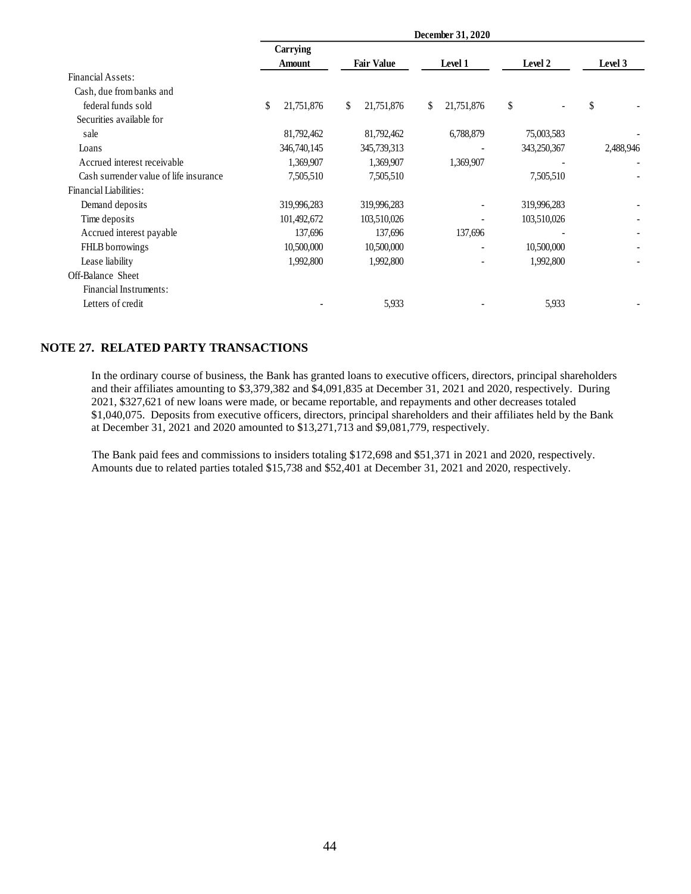| | December 31, 2020 | | | | |
|---|---|---|---|---|---|
| | Carrying Amount | Fair Value | Level 1 | Level 2 | Level 3 |
| Financial Assets: | | | | | |
| Cash, due from banks and federal funds sold | $ 21,751,876 | $ 21,751,876 | $ 21,751,876 | $ - | $ - |
| Securities available for sale | 81,792,462 | 81,792,462 | 6,788,879 | 75,003,583 | - |
| Loans | 346,740,145 | 345,739,313 | - | 343,250,367 | 2,488,946 |
| Accrued interest receivable | 1,369,907 | 1,369,907 | 1,369,907 | - | - |
| Cash surrender value of life insurance | 7,505,510 | 7,505,510 | | 7,505,510 | - |
| Financial Liabilities: | | | | | |
| Demand deposits | 319,996,283 | 319,996,283 | - | 319,996,283 | - |
| Time deposits | 101,492,672 | 103,510,026 | - | 103,510,026 | - |
| Accrued interest payable | 137,696 | 137,696 | 137,696 | - | - |
| FHLB borrowings | 10,500,000 | 10,500,000 | - | 10,500,000 | - |
| Lease liability | 1,992,800 | 1,992,800 | - | 1,992,800 | - |
| Off-Balance Sheet Financial Instruments: | | | | | |
| Letters of credit | - | 5,933 | - | 5,933 | - |

## NOTE 27. RELATED PARTY TRANSACTIONS

In the ordinary course of business, the Bank has granted loans to executive officers, directors, principal shareholders and their affiliates amounting to $3,379,382 and $4,091,835 at December 31, 2021 and 2020, respectively. During 2021, $327,621 of new loans were made, or became reportable, and repayments and other decreases totaled $1,040,075. Deposits from executive officers, directors, principal shareholders and their affiliates held by the Bank at December 31, 2021 and 2020 amounted to $13,271,713 and $9,081,779, respectively.

The Bank paid fees and commissions to insiders totaling $172,698 and $51,371 in 2021 and 2020, respectively. Amounts due to related parties totaled $15,738 and $52,401 at December 31, 2021 and 2020, respectively.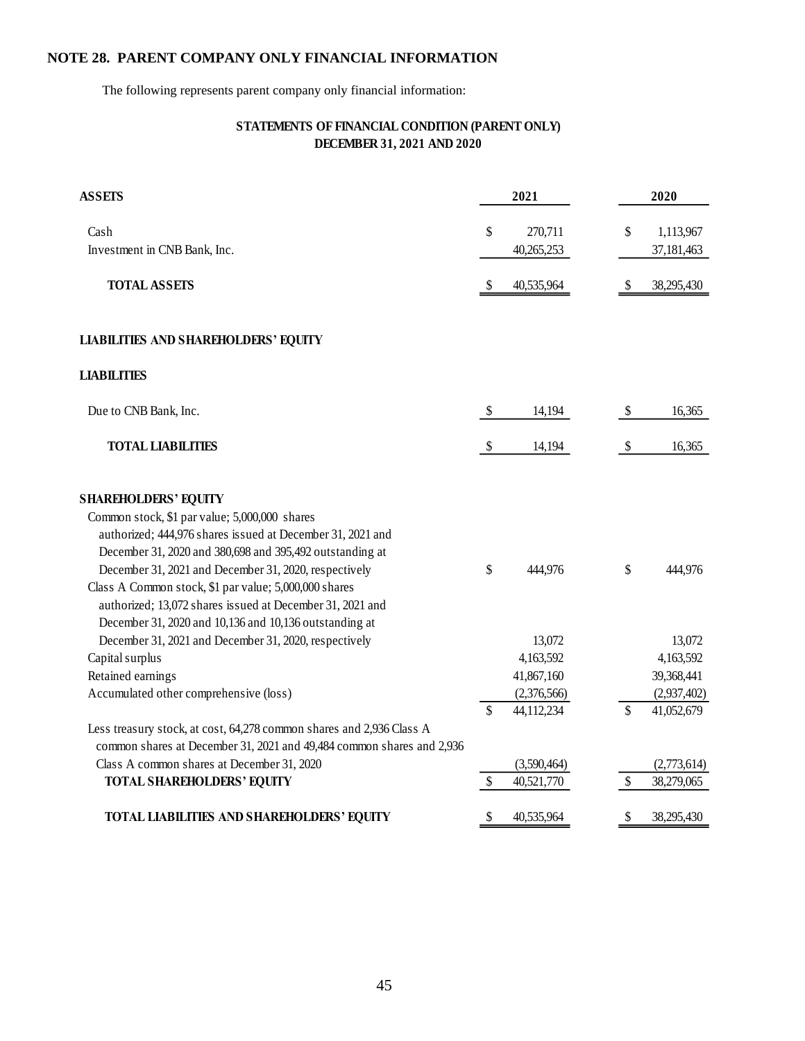## NOTE 28. PARENT COMPANY ONLY FINANCIAL INFORMATION

The following represents parent company only financial information:

**STATEMENTS OF FINANCIAL CONDITION (PARENT ONLY)**
**DECEMBER 31, 2021 AND 2020**

| ASSETS | 2021 | 2020 |
|---|---|---|
| Cash | $ 270,711 | $ 1,113,967 |
| Investment in CNB Bank, Inc. | 40,265,253 | 37,181,463 |
| **TOTAL ASSETS** | $ 40,535,964 | $ 38,295,430 |
| | | |
| **LIABILITIES AND SHAREHOLDERS' EQUITY** | | |
| | | |
| **LIABILITIES** | | |
| Due to CNB Bank, Inc. | $ 14,194 | $ 16,365 |
| **TOTAL LIABILITIES** | $ 14,194 | $ 16,365 |
| | | |
| **SHAREHOLDERS' EQUITY** | | |
| Common stock, $1 par value; 5,000,000 shares authorized; 444,976 shares issued at December 31, 2021 and December 31, 2020 and 380,698 and 395,492 outstanding at December 31, 2021 and December 31, 2020, respectively | $ 444,976 | $ 444,976 |
| Class A Common stock, $1 par value; 5,000,000 shares authorized; 13,072 shares issued at December 31, 2021 and December 31, 2020 and 10,136 and 10,136 outstanding at December 31, 2021 and December 31, 2020, respectively | 13,072 | 13,072 |
| Capital surplus | 4,163,592 | 4,163,592 |
| Retained earnings | 41,867,160 | 39,368,441 |
| Accumulated other comprehensive (loss) | (2,376,566) | (2,937,402) |
| | $ 44,112,234 | $ 41,052,679 |
| Less treasury stock, at cost, 64,278 common shares and 2,936 Class A common shares at December 31, 2021 and 49,484 common shares and 2,936 Class A common shares at December 31, 2020 | (3,590,464) | (2,773,614) |
| **TOTAL SHAREHOLDERS' EQUITY** | $ 40,521,770 | $ 38,279,065 |
| | | |
| **TOTAL LIABILITIES AND SHAREHOLDERS' EQUITY** | $ 40,535,964 | $ 38,295,430 |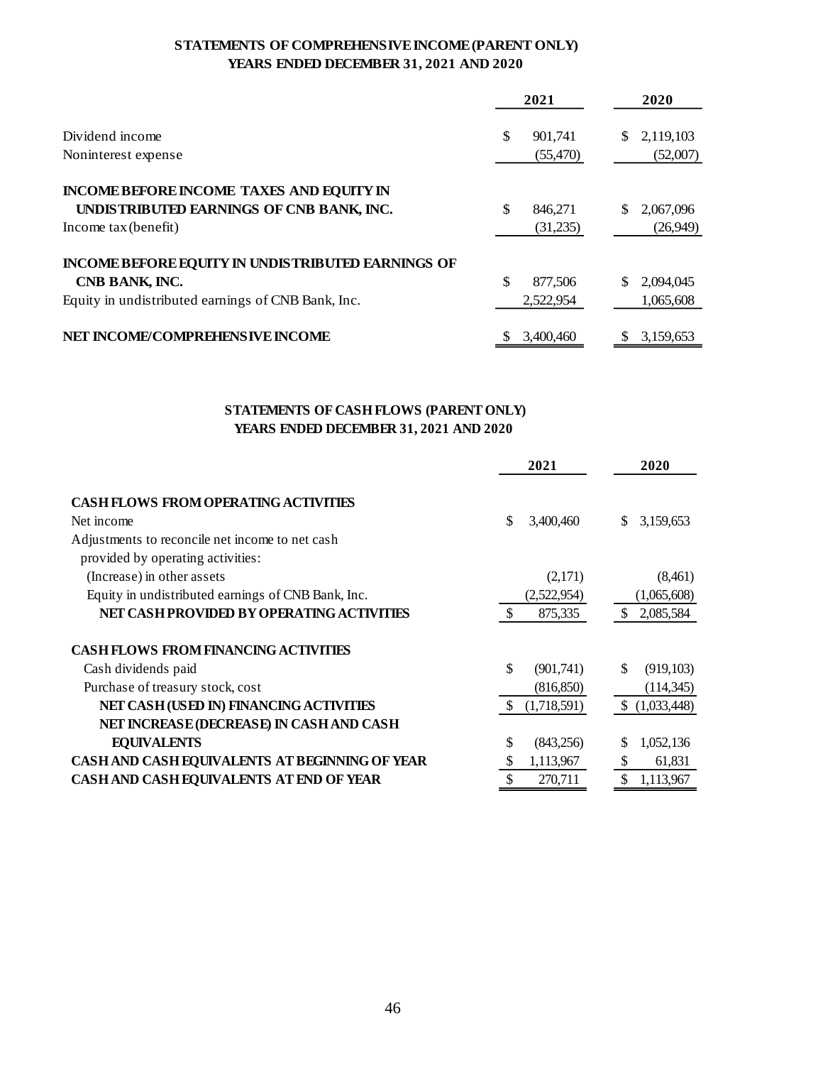## STATEMENTS OF COMPREHENSIVE INCOME (PARENT ONLY)
## YEARS ENDED DECEMBER 31, 2021 AND 2020

| | 2021 | 2020 |
|---|---|---|
| Dividend income | $ 901,741 | $ 2,119,103 |
| Noninterest expense | (55,470) | (52,007) |
| **INCOME BEFORE INCOME TAXES AND EQUITY IN UNDISTRIBUTED EARNINGS OF CNB BANK, INC.** | $ 846,271 | $ 2,067,096 |
| Income tax (benefit) | (31,235) | (26,949) |
| **INCOME BEFORE EQUITY IN UNDISTRIBUTED EARNINGS OF CNB BANK, INC.** | $ 877,506 | $ 2,094,045 |
| Equity in undistributed earnings of CNB Bank, Inc. | 2,522,954 | 1,065,608 |
| **NET INCOME/COMPREHENSIVE INCOME** | $ 3,400,460 | $ 3,159,653 |

## STATEMENTS OF CASH FLOWS (PARENT ONLY)
## YEARS ENDED DECEMBER 31, 2021 AND 2020

| | 2021 | 2020 |
|---|---|---|
| **CASH FLOWS FROM OPERATING ACTIVITIES** | | |
| Net income | $ 3,400,460 | $ 3,159,653 |
| Adjustments to reconcile net income to net cash provided by operating activities: | | |
| (Increase) in other assets | (2,171) | (8,461) |
| Equity in undistributed earnings of CNB Bank, Inc. | (2,522,954) | (1,065,608) |
| **NET CASH PROVIDED BY OPERATING ACTIVITIES** | $ 875,335 | $ 2,085,584 |
| **CASH FLOWS FROM FINANCING ACTIVITIES** | | |
| Cash dividends paid | $ (901,741) | $ (919,103) |
| Purchase of treasury stock, cost | (816,850) | (114,345) |
| **NET CASH (USED IN) FINANCING ACTIVITIES** | $ (1,718,591) | $ (1,033,448) |
| **NET INCREASE (DECREASE) IN CASH AND CASH EQUIVALENTS** | $ (843,256) | $ 1,052,136 |
| **CASH AND CASH EQUIVALENTS AT BEGINNING OF YEAR** | $ 1,113,967 | $ 61,831 |
| **CASH AND CASH EQUIVALENTS AT END OF YEAR** | $ 270,711 | $ 1,113,967 |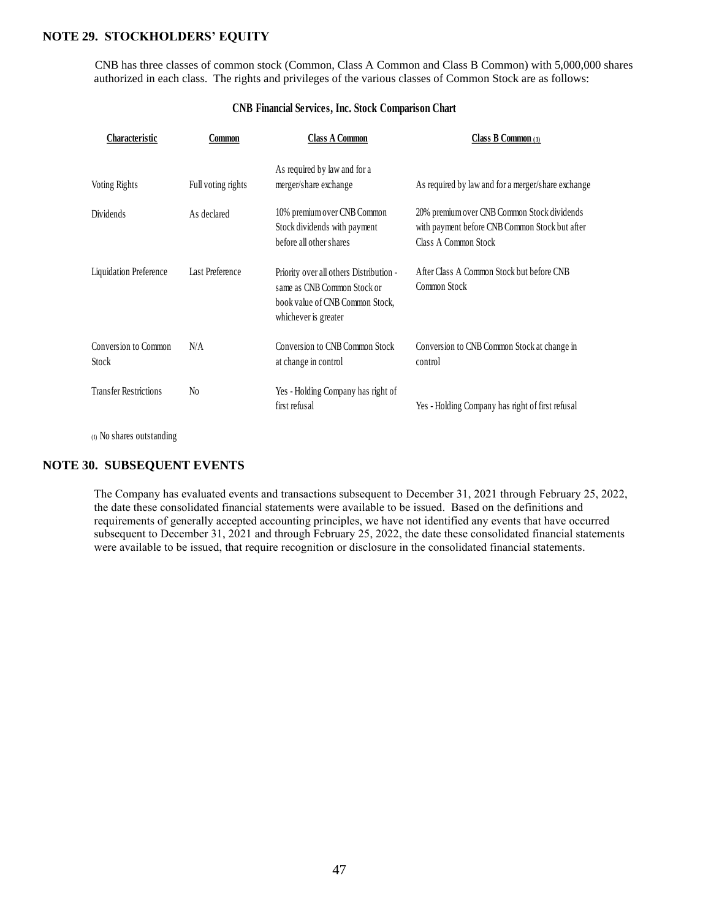## NOTE 29. STOCKHOLDERS' EQUITY

CNB has three classes of common stock (Common, Class A Common and Class B Common) with 5,000,000 shares authorized in each class. The rights and privileges of the various classes of Common Stock are as follows:

**CNB Financial Services, Inc. Stock Comparison Chart**

| Characteristic | Common | Class A Common | Class B Common (1) |
|---|---|---|---|
| Voting Rights | Full voting rights | As required by law and for a merger/share exchange | As required by law and for a merger/share exchange |
| Dividends | As declared | 10% premium over CNB Common Stock dividends with payment before all other shares | 20% premium over CNB Common Stock dividends with payment before CNB Common Stock but after Class A Common Stock |
| Liquidation Preference | Last Preference | Priority over all others Distribution - same as CNB Common Stock or book value of CNB Common Stock, whichever is greater | After Class A Common Stock but before CNB Common Stock |
| Conversion to Common Stock | N/A | Conversion to CNB Common Stock at change in control | Conversion to CNB Common Stock at change in control |
| Transfer Restrictions | No | Yes - Holding Company has right of first refusal | Yes - Holding Company has right of first refusal |

(1) No shares outstanding

## NOTE 30. SUBSEQUENT EVENTS

The Company has evaluated events and transactions subsequent to December 31, 2021 through February 25, 2022, the date these consolidated financial statements were available to be issued. Based on the definitions and requirements of generally accepted accounting principles, we have not identified any events that have occurred subsequent to December 31, 2021 and through February 25, 2022, the date these consolidated financial statements were available to be issued, that require recognition or disclosure in the consolidated financial statements.